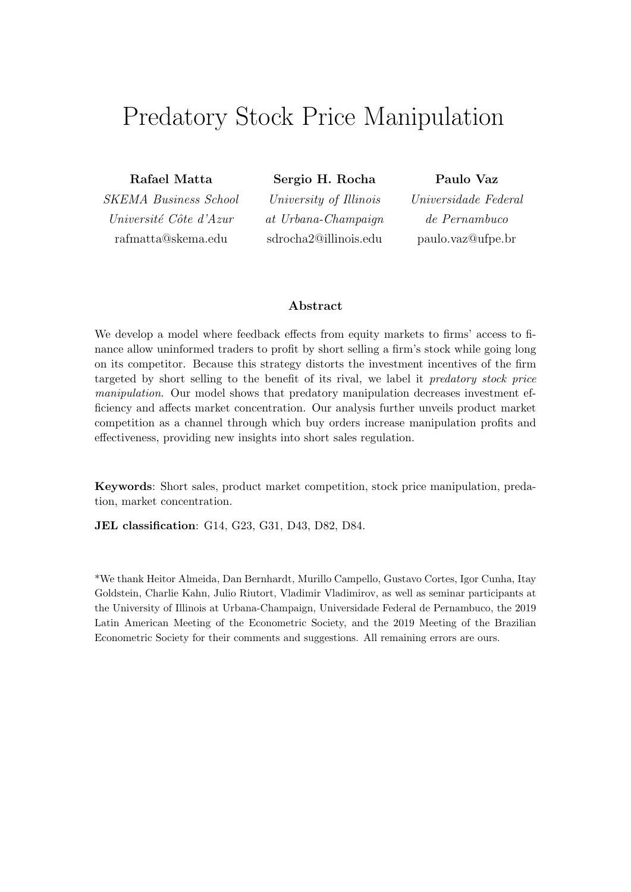# Predatory Stock Price Manipulation

**Rafael Matta**
*SKEMA Business School*
*Université Côte d'Azur*
rafmatta@skema.edu

**Sergio H. Rocha**
*University of Illinois*
*at Urbana-Champaign*
sdrocha2@illinois.edu

**Paulo Vaz**
*Universidade Federal*
*de Pernambuco*
paulo.vaz@ufpe.br

### Abstract

We develop a model where feedback effects from equity markets to firms' access to finance allow uninformed traders to profit by short selling a firm's stock while going long on its competitor. Because this strategy distorts the investment incentives of the firm targeted by short selling to the benefit of its rival, we label it *predatory stock price manipulation*. Our model shows that predatory manipulation decreases investment efficiency and affects market concentration. Our analysis further unveils product market competition as a channel through which buy orders increase manipulation profits and effectiveness, providing new insights into short sales regulation.

**Keywords**: Short sales, product market competition, stock price manipulation, predation, market concentration.

**JEL classification**: G14, G23, G31, D43, D82, D84.

*We thank Heitor Almeida, Dan Bernhardt, Murillo Campello, Gustavo Cortes, Igor Cunha, Itay Goldstein, Charlie Kahn, Julio Riutort, Vladimir Vladimirov, as well as seminar participants at the University of Illinois at Urbana-Champaign, Universidade Federal de Pernambuco, the 2019 Latin American Meeting of the Econometric Society, and the 2019 Meeting of the Brazilian Econometric Society for their comments and suggestions. All remaining errors are ours.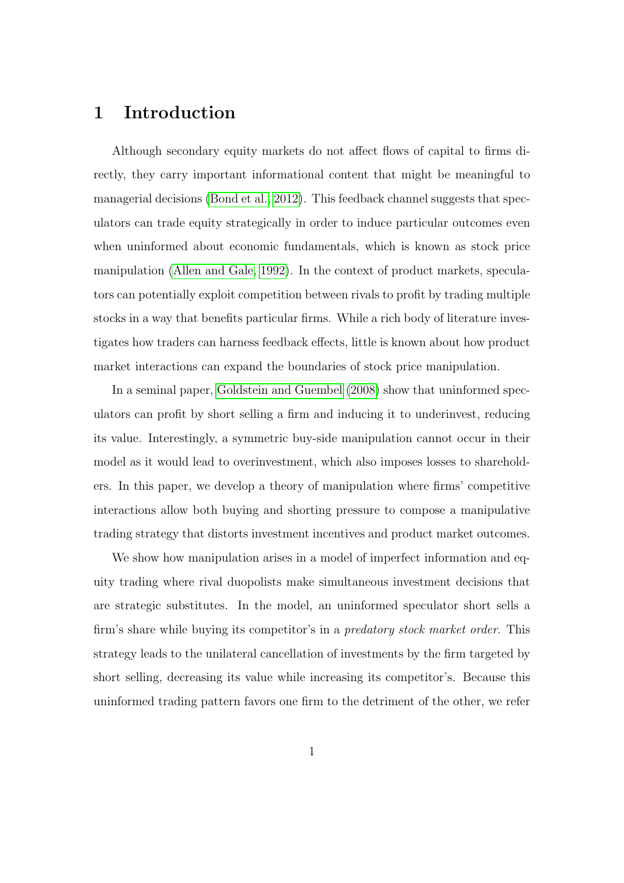# 1 Introduction

Although secondary equity markets do not affect flows of capital to firms directly, they carry important informational content that might be meaningful to managerial decisions (Bond et al., 2012). This feedback channel suggests that speculators can trade equity strategically in order to induce particular outcomes even when uninformed about economic fundamentals, which is known as stock price manipulation (Allen and Gale, 1992). In the context of product markets, speculators can potentially exploit competition between rivals to profit by trading multiple stocks in a way that benefits particular firms. While a rich body of literature investigates how traders can harness feedback effects, little is known about how product market interactions can expand the boundaries of stock price manipulation.

In a seminal paper, Goldstein and Guembel (2008) show that uninformed speculators can profit by short selling a firm and inducing it to underinvest, reducing its value. Interestingly, a symmetric buy-side manipulation cannot occur in their model as it would lead to overinvestment, which also imposes losses to shareholders. In this paper, we develop a theory of manipulation where firms' competitive interactions allow both buying and shorting pressure to compose a manipulative trading strategy that distorts investment incentives and product market outcomes.

We show how manipulation arises in a model of imperfect information and equity trading where rival duopolists make simultaneous investment decisions that are strategic substitutes. In the model, an uninformed speculator short sells a firm's share while buying its competitor's in a *predatory stock market order*. This strategy leads to the unilateral cancellation of investments by the firm targeted by short selling, decreasing its value while increasing its competitor's. Because this uninformed trading pattern favors one firm to the detriment of the other, we refer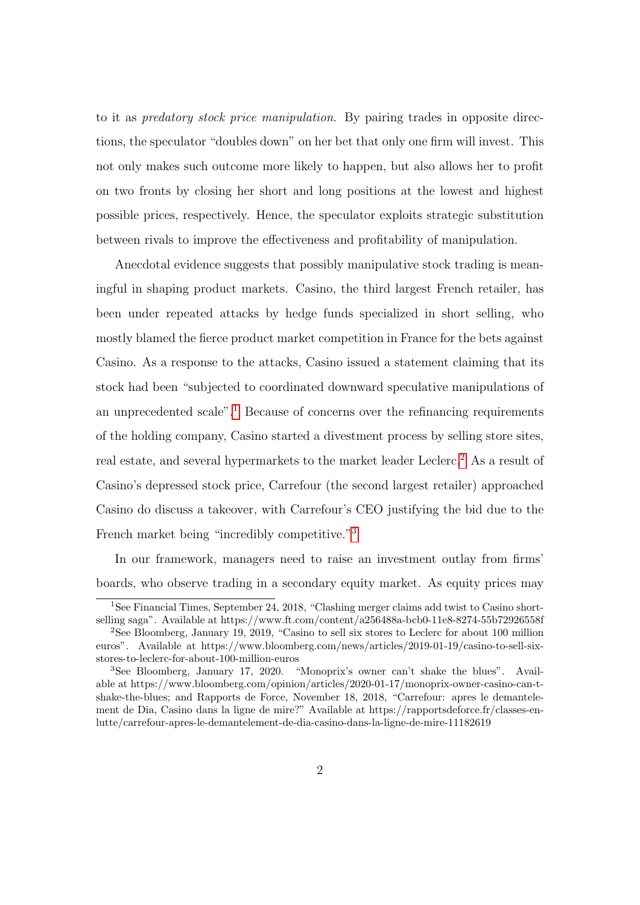to it as *predatory stock price manipulation*. By pairing trades in opposite directions, the speculator "doubles down" on her bet that only one firm will invest. This not only makes such outcome more likely to happen, but also allows her to profit on two fronts by closing her short and long positions at the lowest and highest possible prices, respectively. Hence, the speculator exploits strategic substitution between rivals to improve the effectiveness and profitability of manipulation.

Anecdotal evidence suggests that possibly manipulative stock trading is meaningful in shaping product markets. Casino, the third largest French retailer, has been under repeated attacks by hedge funds specialized in short selling, who mostly blamed the fierce product market competition in France for the bets against Casino. As a response to the attacks, Casino issued a statement claiming that its stock had been "subjected to coordinated downward speculative manipulations of an unprecedented scale".[1] Because of concerns over the refinancing requirements of the holding company, Casino started a divestment process by selling store sites, real estate, and several hypermarkets to the market leader Leclerc.[2] As a result of Casino's depressed stock price, Carrefour (the second largest retailer) approached Casino do discuss a takeover, with Carrefour's CEO justifying the bid due to the French market being "incredibly competitive."[3]

In our framework, managers need to raise an investment outlay from firms' boards, who observe trading in a secondary equity market. As equity prices may

[1] See Financial Times, September 24, 2018, "Clashing merger claims add twist to Casino short-selling saga". Available at https://www.ft.com/content/a256488a-bcb0-11e8-8274-55b72926558f

[2] See Bloomberg, January 19, 2019, "Casino to sell six stores to Leclerc for about 100 million euros". Available at https://www.bloomberg.com/news/articles/2019-01-19/casino-to-sell-six-stores-to-leclerc-for-about-100-million-euros

[3] See Bloomberg, January 17, 2020. "Monoprix's owner can't shake the blues". Available at https://www.bloomberg.com/opinion/articles/2020-01-17/monoprix-owner-casino-can-t-shake-the-blues; and Rapports de Force, November 18, 2018, "Carrefour: apres le demantelement de Dia, Casino dans la ligne de mire?" Available at https://rapportsdeforce.fr/classes-en-lutte/carrefour-apres-le-demantelement-de-dia-casino-dans-la-ligne-de-mire-11182619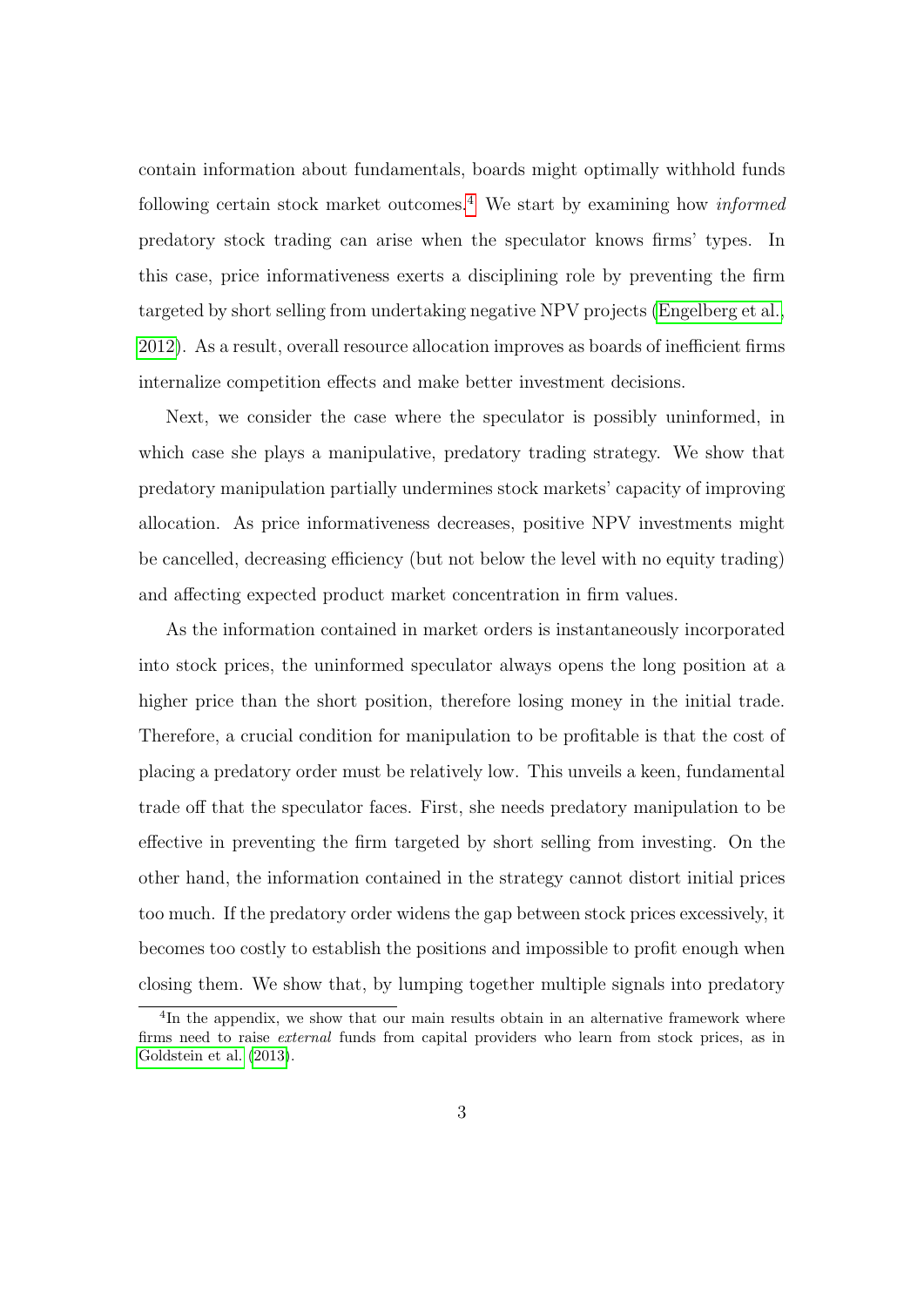contain information about fundamentals, boards might optimally withhold funds following certain stock market outcomes.[4] We start by examining how *informed* predatory stock trading can arise when the speculator knows firms' types. In this case, price informativeness exerts a disciplining role by preventing the firm targeted by short selling from undertaking negative NPV projects (Engelberg et al., 2012). As a result, overall resource allocation improves as boards of inefficient firms internalize competition effects and make better investment decisions.

Next, we consider the case where the speculator is possibly uninformed, in which case she plays a manipulative, predatory trading strategy. We show that predatory manipulation partially undermines stock markets' capacity of improving allocation. As price informativeness decreases, positive NPV investments might be cancelled, decreasing efficiency (but not below the level with no equity trading) and affecting expected product market concentration in firm values.

As the information contained in market orders is instantaneously incorporated into stock prices, the uninformed speculator always opens the long position at a higher price than the short position, therefore losing money in the initial trade. Therefore, a crucial condition for manipulation to be profitable is that the cost of placing a predatory order must be relatively low. This unveils a keen, fundamental trade off that the speculator faces. First, she needs predatory manipulation to be effective in preventing the firm targeted by short selling from investing. On the other hand, the information contained in the strategy cannot distort initial prices too much. If the predatory order widens the gap between stock prices excessively, it becomes too costly to establish the positions and impossible to profit enough when closing them. We show that, by lumping together multiple signals into predatory

[4] In the appendix, we show that our main results obtain in an alternative framework where firms need to raise *external* funds from capital providers who learn from stock prices, as in Goldstein et al. (2013).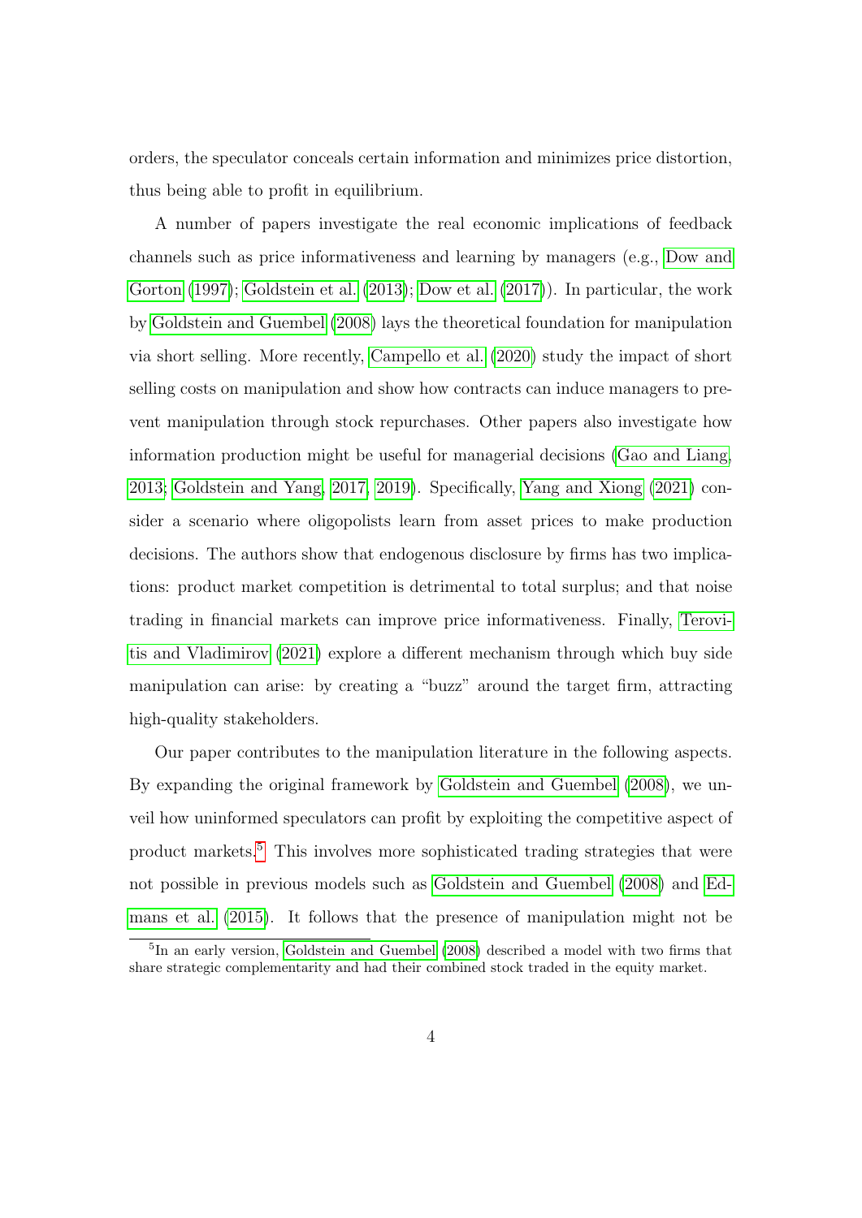orders, the speculator conceals certain information and minimizes price distortion, thus being able to profit in equilibrium.

A number of papers investigate the real economic implications of feedback channels such as price informativeness and learning by managers (e.g., Dow and Gorton (1997); Goldstein et al. (2013); Dow et al. (2017)). In particular, the work by Goldstein and Guembel (2008) lays the theoretical foundation for manipulation via short selling. More recently, Campello et al. (2020) study the impact of short selling costs on manipulation and show how contracts can induce managers to prevent manipulation through stock repurchases. Other papers also investigate how information production might be useful for managerial decisions (Gao and Liang, 2013; Goldstein and Yang, 2017, 2019). Specifically, Yang and Xiong (2021) consider a scenario where oligopolists learn from asset prices to make production decisions. The authors show that endogenous disclosure by firms has two implications: product market competition is detrimental to total surplus; and that noise trading in financial markets can improve price informativeness. Finally, Terovitis and Vladimirov (2021) explore a different mechanism through which buy side manipulation can arise: by creating a "buzz" around the target firm, attracting high-quality stakeholders.

Our paper contributes to the manipulation literature in the following aspects. By expanding the original framework by Goldstein and Guembel (2008), we unveil how uninformed speculators can profit by exploiting the competitive aspect of product markets.[5] This involves more sophisticated trading strategies that were not possible in previous models such as Goldstein and Guembel (2008) and Edmans et al. (2015). It follows that the presence of manipulation might not be

[5] In an early version, Goldstein and Guembel (2008) described a model with two firms that share strategic complementarity and had their combined stock traded in the equity market.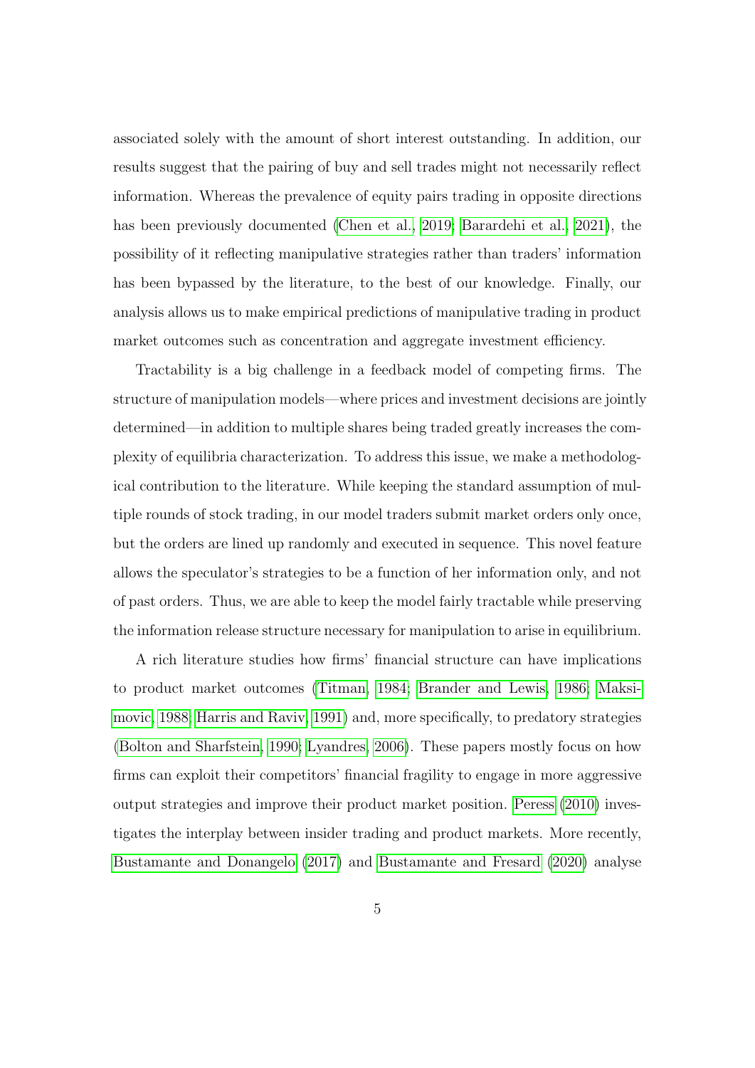associated solely with the amount of short interest outstanding. In addition, our results suggest that the pairing of buy and sell trades might not necessarily reflect information. Whereas the prevalence of equity pairs trading in opposite directions has been previously documented (Chen et al., 2019; Barardehi et al., 2021), the possibility of it reflecting manipulative strategies rather than traders' information has been bypassed by the literature, to the best of our knowledge. Finally, our analysis allows us to make empirical predictions of manipulative trading in product market outcomes such as concentration and aggregate investment efficiency.

Tractability is a big challenge in a feedback model of competing firms. The structure of manipulation models—where prices and investment decisions are jointly determined—in addition to multiple shares being traded greatly increases the complexity of equilibria characterization. To address this issue, we make a methodological contribution to the literature. While keeping the standard assumption of multiple rounds of stock trading, in our model traders submit market orders only once, but the orders are lined up randomly and executed in sequence. This novel feature allows the speculator's strategies to be a function of her information only, and not of past orders. Thus, we are able to keep the model fairly tractable while preserving the information release structure necessary for manipulation to arise in equilibrium.

A rich literature studies how firms' financial structure can have implications to product market outcomes (Titman, 1984; Brander and Lewis, 1986; Maksimovic, 1988; Harris and Raviv, 1991) and, more specifically, to predatory strategies (Bolton and Sharfstein, 1990; Lyandres, 2006). These papers mostly focus on how firms can exploit their competitors' financial fragility to engage in more aggressive output strategies and improve their product market position. Peress (2010) investigates the interplay between insider trading and product markets. More recently, Bustamante and Donangelo (2017) and Bustamante and Fresard (2020) analyse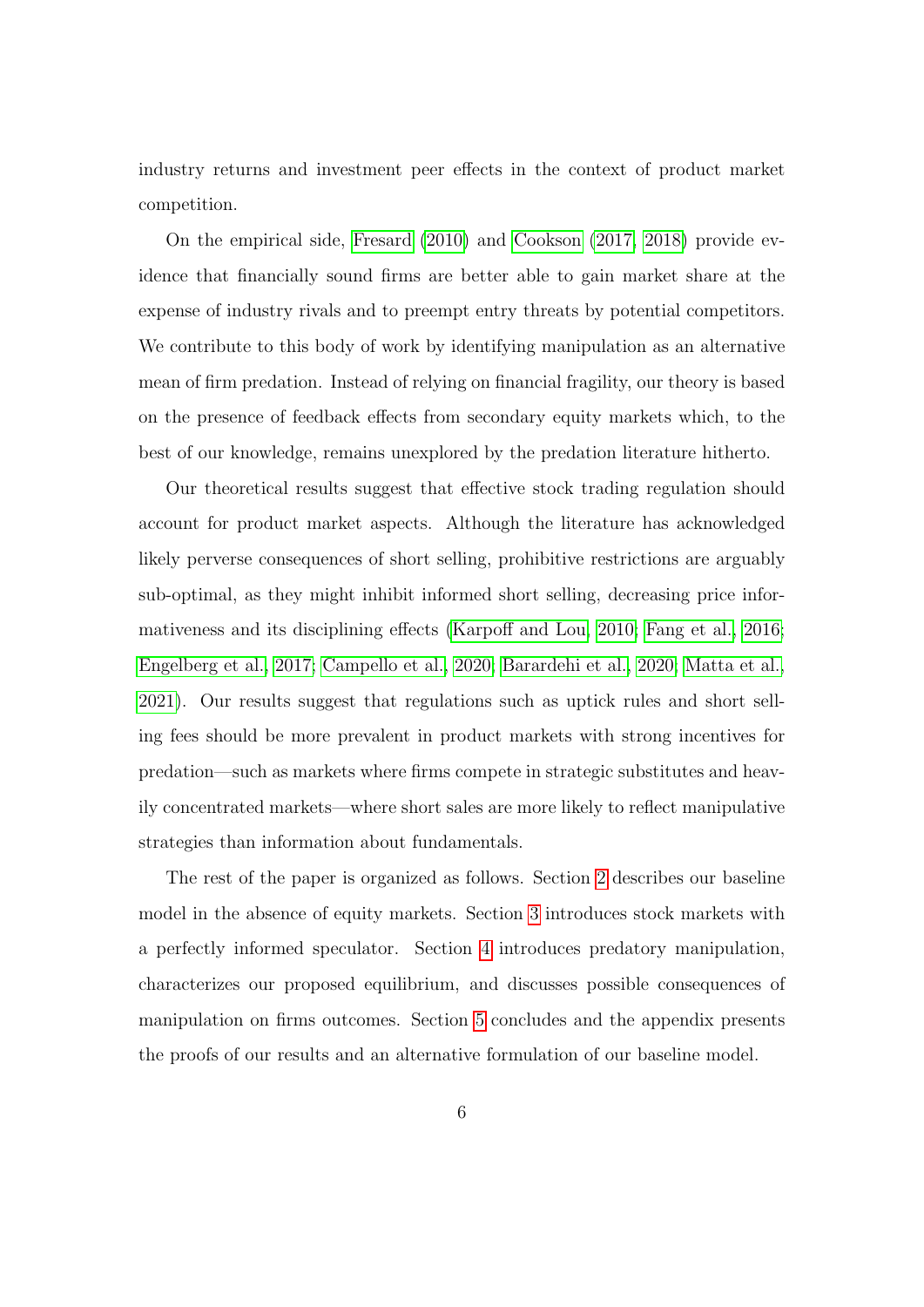industry returns and investment peer effects in the context of product market competition.

On the empirical side, Fresard (2010) and Cookson (2017, 2018) provide evidence that financially sound firms are better able to gain market share at the expense of industry rivals and to preempt entry threats by potential competitors. We contribute to this body of work by identifying manipulation as an alternative mean of firm predation. Instead of relying on financial fragility, our theory is based on the presence of feedback effects from secondary equity markets which, to the best of our knowledge, remains unexplored by the predation literature hitherto.

Our theoretical results suggest that effective stock trading regulation should account for product market aspects. Although the literature has acknowledged likely perverse consequences of short selling, prohibitive restrictions are arguably sub-optimal, as they might inhibit informed short selling, decreasing price informativeness and its disciplining effects (Karpoff and Lou, 2010; Fang et al., 2016; Engelberg et al., 2017; Campello et al., 2020; Barardehi et al., 2020; Matta et al., 2021). Our results suggest that regulations such as uptick rules and short selling fees should be more prevalent in product markets with strong incentives for predation—such as markets where firms compete in strategic substitutes and heavily concentrated markets—where short sales are more likely to reflect manipulative strategies than information about fundamentals.

The rest of the paper is organized as follows. Section 2 describes our baseline model in the absence of equity markets. Section 3 introduces stock markets with a perfectly informed speculator. Section 4 introduces predatory manipulation, characterizes our proposed equilibrium, and discusses possible consequences of manipulation on firms outcomes. Section 5 concludes and the appendix presents the proofs of our results and an alternative formulation of our baseline model.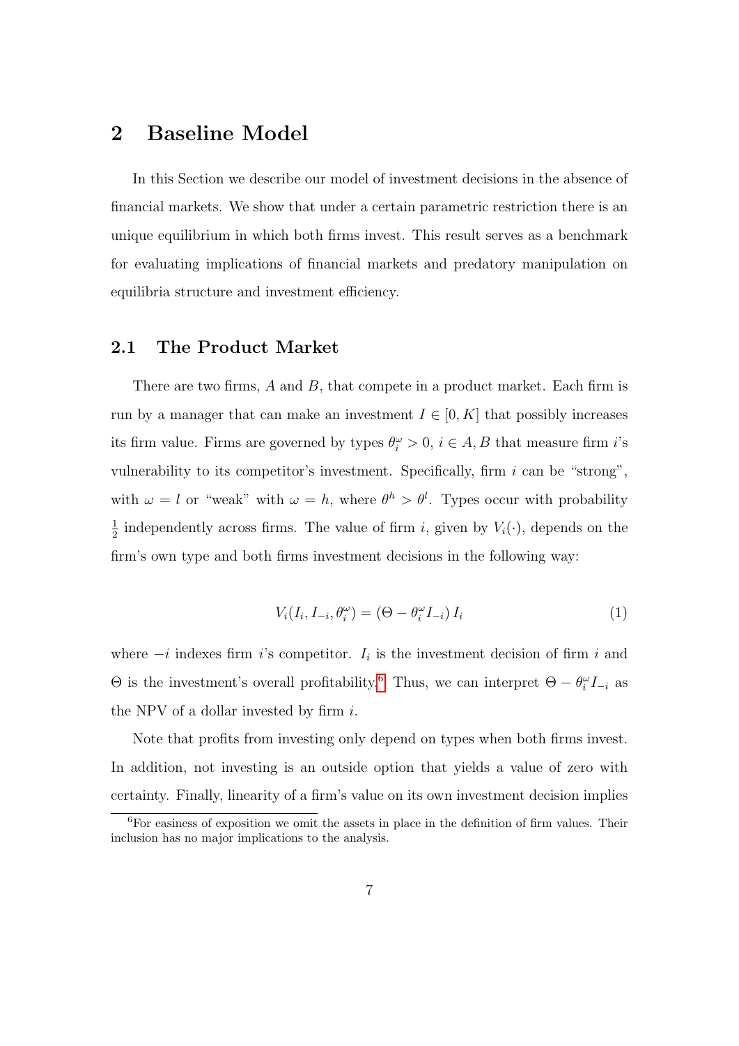## 2 Baseline Model

In this Section we describe our model of investment decisions in the absence of financial markets. We show that under a certain parametric restriction there is an unique equilibrium in which both firms invest. This result serves as a benchmark for evaluating implications of financial markets and predatory manipulation on equilibria structure and investment efficiency.

### 2.1 The Product Market

There are two firms, $A$ and $B$, that compete in a product market. Each firm is run by a manager that can make an investment $I \in [0, K]$ that possibly increases its firm value. Firms are governed by types $\theta_i^\omega > 0$, $i \in A, B$ that measure firm $i$'s vulnerability to its competitor's investment. Specifically, firm $i$ can be "strong", with $\omega = l$ or "weak" with $\omega = h$, where $\theta^h > \theta^l$. Types occur with probability $\frac{1}{2}$ independently across firms. The value of firm $i$, given by $V_i(\cdot)$, depends on the firm's own type and both firms investment decisions in the following way:

$$V_i(I_i, I_{-i}, \theta_i^\omega) = (\Theta - \theta_i^\omega I_{-i})\, I_i \tag{1}$$

where $-i$ indexes firm $i$'s competitor. $I_i$ is the investment decision of firm $i$ and $\Theta$ is the investment's overall profitability.[6] Thus, we can interpret $\Theta - \theta_i^\omega I_{-i}$ as the NPV of a dollar invested by firm $i$.

Note that profits from investing only depend on types when both firms invest. In addition, not investing is an outside option that yields a value of zero with certainty. Finally, linearity of a firm's value on its own investment decision implies

[6] For easiness of exposition we omit the assets in place in the definition of firm values. Their inclusion has no major implications to the analysis.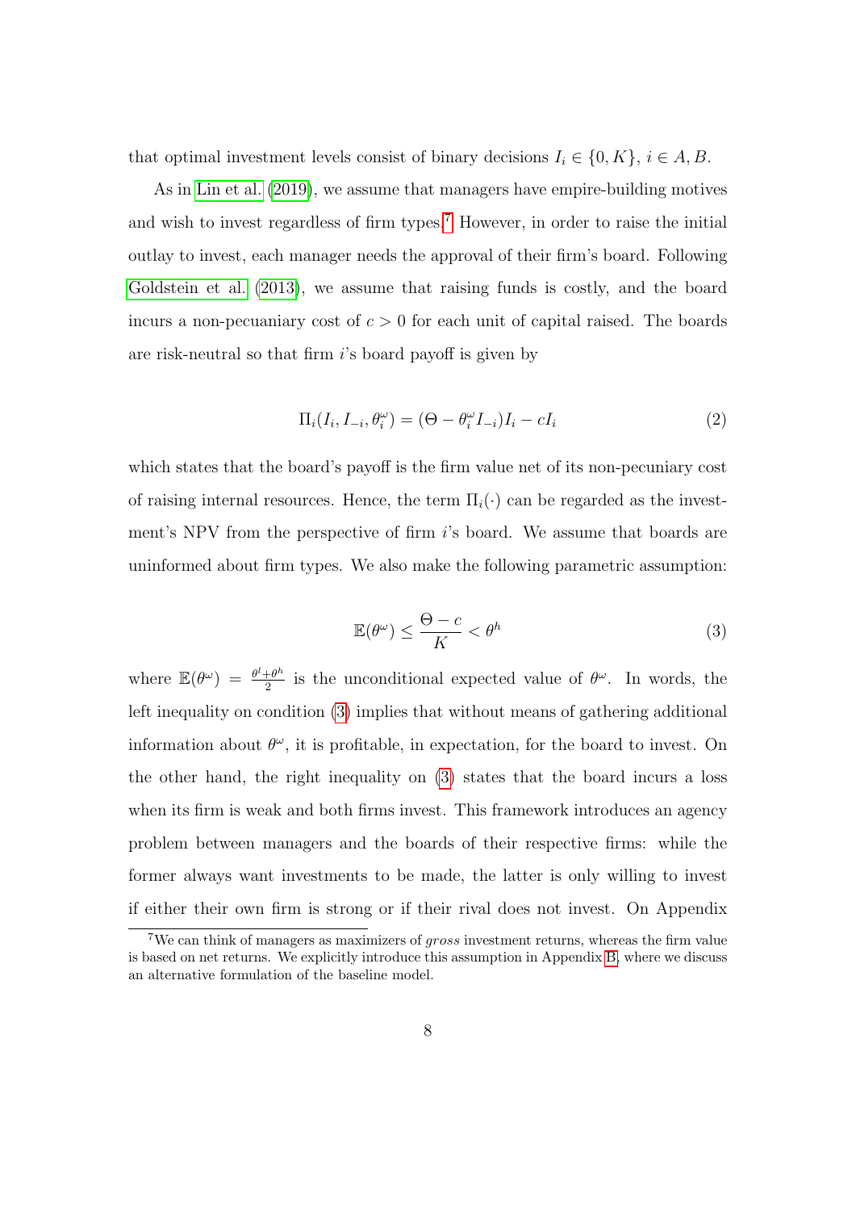that optimal investment levels consist of binary decisions $I_i \in \{0, K\}$, $i \in A, B$.

As in Lin et al. (2019), we assume that managers have empire-building motives and wish to invest regardless of firm types.[7] However, in order to raise the initial outlay to invest, each manager needs the approval of their firm's board. Following Goldstein et al. (2013), we assume that raising funds is costly, and the board incurs a non-pecuaniary cost of $c > 0$ for each unit of capital raised. The boards are risk-neutral so that firm $i$'s board payoff is given by

$$\Pi_i(I_i, I_{-i}, \theta_i^\omega) = (\Theta - \theta_i^\omega I_{-i})I_i - cI_i \tag{2}$$

which states that the board's payoff is the firm value net of its non-pecuniary cost of raising internal resources. Hence, the term $\Pi_i(\cdot)$ can be regarded as the investment's NPV from the perspective of firm $i$'s board. We assume that boards are uninformed about firm types. We also make the following parametric assumption:

$$\mathbb{E}(\theta^\omega) \leq \frac{\Theta - c}{K} < \theta^h \tag{3}$$

where $\mathbb{E}(\theta^\omega) = \frac{\theta^l + \theta^h}{2}$ is the unconditional expected value of $\theta^\omega$. In words, the left inequality on condition (3) implies that without means of gathering additional information about $\theta^\omega$, it is profitable, in expectation, for the board to invest. On the other hand, the right inequality on (3) states that the board incurs a loss when its firm is weak and both firms invest. This framework introduces an agency problem between managers and the boards of their respective firms: while the former always want investments to be made, the latter is only willing to invest if either their own firm is strong or if their rival does not invest. On Appendix

[7] We can think of managers as maximizers of *gross* investment returns, whereas the firm value is based on net returns. We explicitly introduce this assumption in Appendix B, where we discuss an alternative formulation of the baseline model.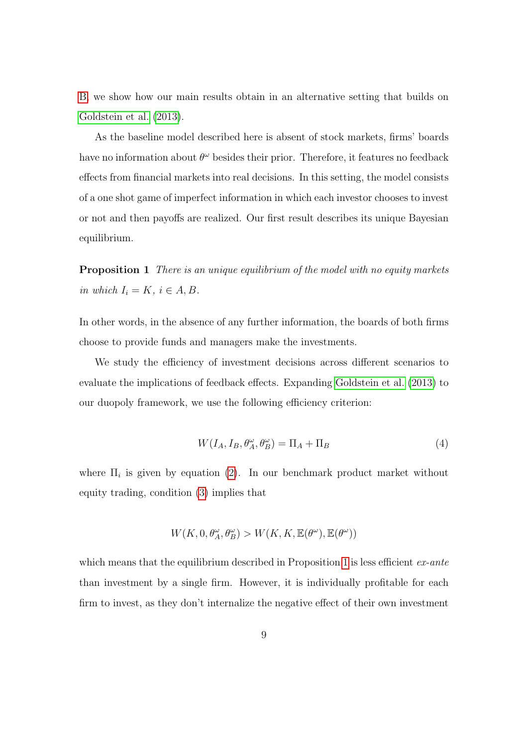B, we show how our main results obtain in an alternative setting that builds on Goldstein et al. (2013).

As the baseline model described here is absent of stock markets, firms' boards have no information about $\theta^{\omega}$ besides their prior. Therefore, it features no feedback effects from financial markets into real decisions. In this setting, the model consists of a one shot game of imperfect information in which each investor chooses to invest or not and then payoffs are realized. Our first result describes its unique Bayesian equilibrium.

**Proposition 1** *There is an unique equilibrium of the model with no equity markets in which $I_i = K$, $i \in A, B$.*

In other words, in the absence of any further information, the boards of both firms choose to provide funds and managers make the investments.

We study the efficiency of investment decisions across different scenarios to evaluate the implications of feedback effects. Expanding Goldstein et al. (2013) to our duopoly framework, we use the following efficiency criterion:

$$W(I_A, I_B, \theta^{\omega}_A, \theta^{\omega}_B) = \Pi_A + \Pi_B \tag{4}$$

where $\Pi_i$ is given by equation (2). In our benchmark product market without equity trading, condition (3) implies that

$$W(K, 0, \theta^{\omega}_A, \theta^{\omega}_B) > W(K, K, \mathbb{E}(\theta^{\omega}), \mathbb{E}(\theta^{\omega}))$$

which means that the equilibrium described in Proposition 1 is less efficient *ex-ante* than investment by a single firm. However, it is individually profitable for each firm to invest, as they don't internalize the negative effect of their own investment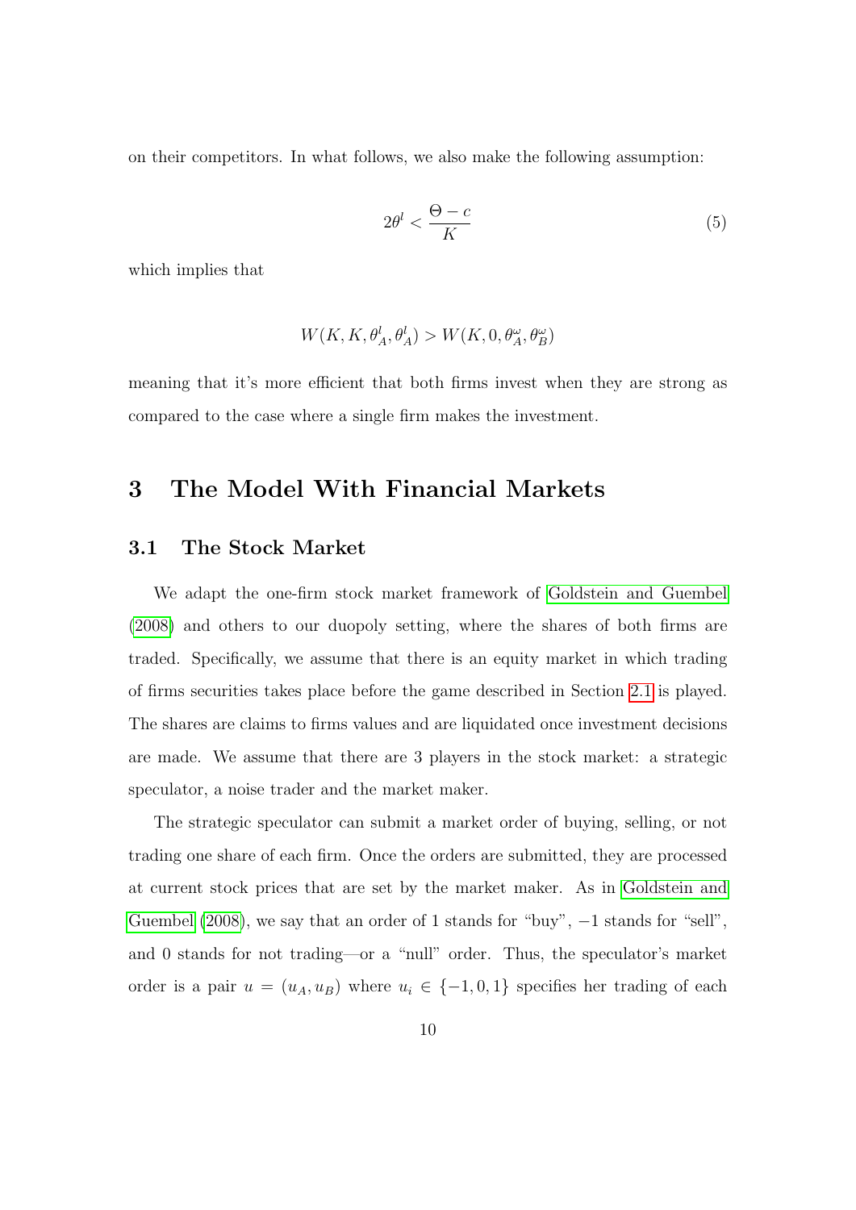on their competitors. In what follows, we also make the following assumption:

$$2\theta^l < \frac{\Theta - c}{K} \tag{5}$$

which implies that

$$W(K, K, \theta_A^l, \theta_A^l) > W(K, 0, \theta_A^\omega, \theta_B^\omega)$$

meaning that it's more efficient that both firms invest when they are strong as compared to the case where a single firm makes the investment.

# 3 The Model With Financial Markets

## 3.1 The Stock Market

We adapt the one-firm stock market framework of Goldstein and Guembel (2008) and others to our duopoly setting, where the shares of both firms are traded. Specifically, we assume that there is an equity market in which trading of firms securities takes place before the game described in Section 2.1 is played. The shares are claims to firms values and are liquidated once investment decisions are made. We assume that there are 3 players in the stock market: a strategic speculator, a noise trader and the market maker.

The strategic speculator can submit a market order of buying, selling, or not trading one share of each firm. Once the orders are submitted, they are processed at current stock prices that are set by the market maker. As in Goldstein and Guembel (2008), we say that an order of 1 stands for "buy", $-1$ stands for "sell", and 0 stands for not trading—or a "null" order. Thus, the speculator's market order is a pair $u = (u_A, u_B)$ where $u_i \in \{-1, 0, 1\}$ specifies her trading of each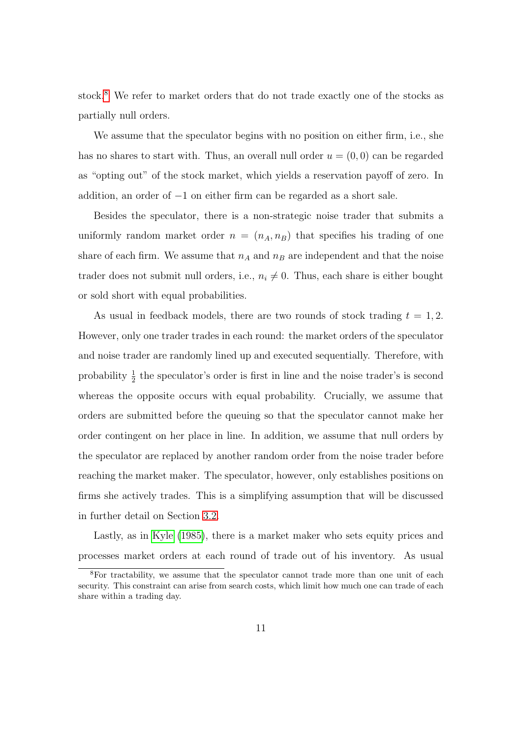stock.[8] We refer to market orders that do not trade exactly one of the stocks as partially null orders.

We assume that the speculator begins with no position on either firm, i.e., she has no shares to start with. Thus, an overall null order $u = (0, 0)$ can be regarded as "opting out" of the stock market, which yields a reservation payoff of zero. In addition, an order of $-1$ on either firm can be regarded as a short sale.

Besides the speculator, there is a non-strategic noise trader that submits a uniformly random market order $n = (n_A, n_B)$ that specifies his trading of one share of each firm. We assume that $n_A$ and $n_B$ are independent and that the noise trader does not submit null orders, i.e., $n_i \neq 0$. Thus, each share is either bought or sold short with equal probabilities.

As usual in feedback models, there are two rounds of stock trading $t = 1, 2$. However, only one trader trades in each round: the market orders of the speculator and noise trader are randomly lined up and executed sequentially. Therefore, with probability $\frac{1}{2}$ the speculator's order is first in line and the noise trader's is second whereas the opposite occurs with equal probability. Crucially, we assume that orders are submitted before the queuing so that the speculator cannot make her order contingent on her place in line. In addition, we assume that null orders by the speculator are replaced by another random order from the noise trader before reaching the market maker. The speculator, however, only establishes positions on firms she actively trades. This is a simplifying assumption that will be discussed in further detail on Section 3.2.

Lastly, as in Kyle (1985), there is a market maker who sets equity prices and processes market orders at each round of trade out of his inventory. As usual

[8] For tractability, we assume that the speculator cannot trade more than one unit of each security. This constraint can arise from search costs, which limit how much one can trade of each share within a trading day.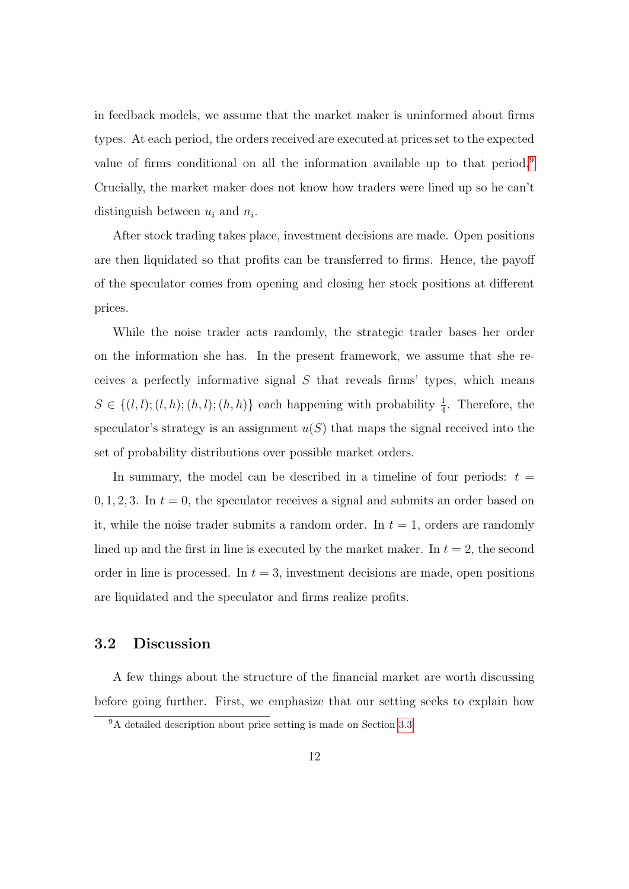in feedback models, we assume that the market maker is uninformed about firms types. At each period, the orders received are executed at prices set to the expected value of firms conditional on all the information available up to that period.[9] Crucially, the market maker does not know how traders were lined up so he can't distinguish between $u_i$ and $n_i$.

After stock trading takes place, investment decisions are made. Open positions are then liquidated so that profits can be transferred to firms. Hence, the payoff of the speculator comes from opening and closing her stock positions at different prices.

While the noise trader acts randomly, the strategic trader bases her order on the information she has. In the present framework, we assume that she receives a perfectly informative signal $S$ that reveals firms' types, which means $S \in \{(l,l);(l,h);(h,l);(h,h)\}$ each happening with probability $\frac{1}{4}$. Therefore, the speculator's strategy is an assignment $u(S)$ that maps the signal received into the set of probability distributions over possible market orders.

In summary, the model can be described in a timeline of four periods: $t = 0, 1, 2, 3$. In $t = 0$, the speculator receives a signal and submits an order based on it, while the noise trader submits a random order. In $t = 1$, orders are randomly lined up and the first in line is executed by the market maker. In $t = 2$, the second order in line is processed. In $t = 3$, investment decisions are made, open positions are liquidated and the speculator and firms realize profits.

## 3.2 Discussion

A few things about the structure of the financial market are worth discussing before going further. First, we emphasize that our setting seeks to explain how

[9] A detailed description about price setting is made on Section 3.3.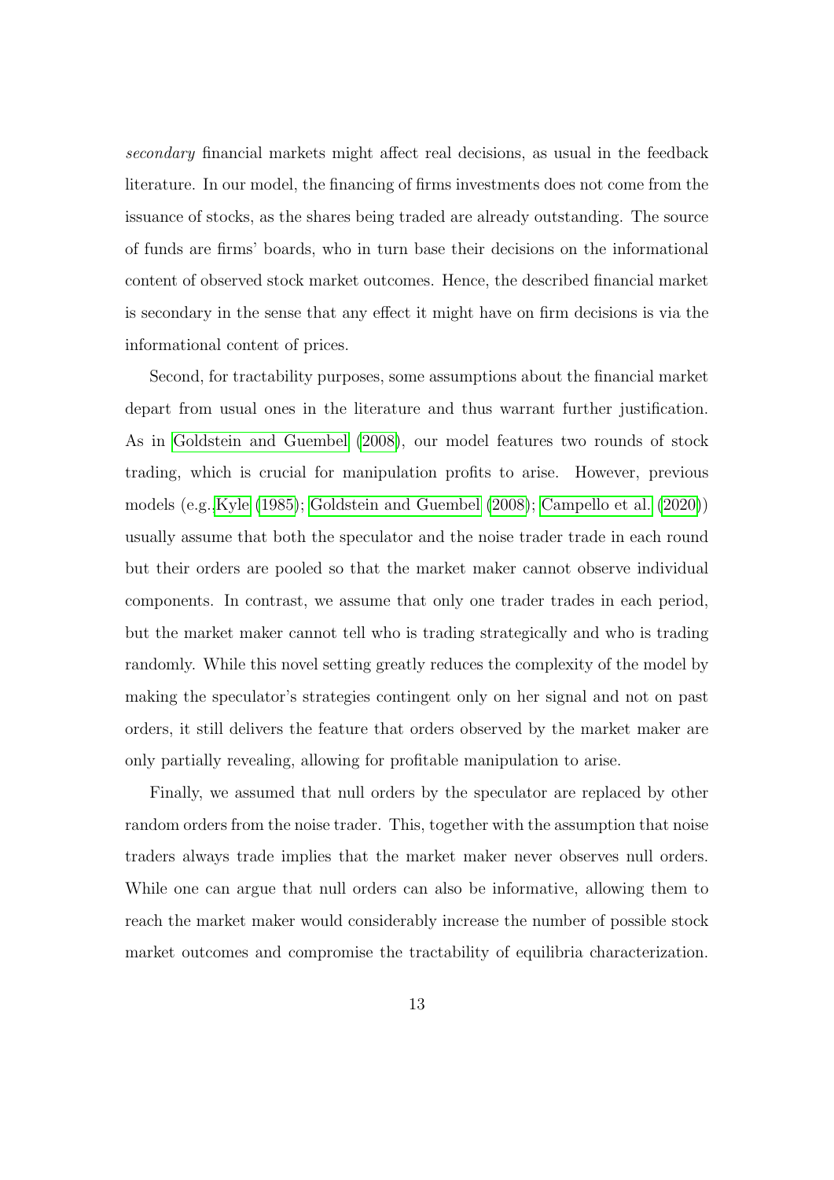*secondary* financial markets might affect real decisions, as usual in the feedback literature. In our model, the financing of firms investments does not come from the issuance of stocks, as the shares being traded are already outstanding. The source of funds are firms' boards, who in turn base their decisions on the informational content of observed stock market outcomes. Hence, the described financial market is secondary in the sense that any effect it might have on firm decisions is via the informational content of prices.

Second, for tractability purposes, some assumptions about the financial market depart from usual ones in the literature and thus warrant further justification. As in Goldstein and Guembel (2008), our model features two rounds of stock trading, which is crucial for manipulation profits to arise. However, previous models (e.g. Kyle (1985); Goldstein and Guembel (2008); Campello et al. (2020)) usually assume that both the speculator and the noise trader trade in each round but their orders are pooled so that the market maker cannot observe individual components. In contrast, we assume that only one trader trades in each period, but the market maker cannot tell who is trading strategically and who is trading randomly. While this novel setting greatly reduces the complexity of the model by making the speculator's strategies contingent only on her signal and not on past orders, it still delivers the feature that orders observed by the market maker are only partially revealing, allowing for profitable manipulation to arise.

Finally, we assumed that null orders by the speculator are replaced by other random orders from the noise trader. This, together with the assumption that noise traders always trade implies that the market maker never observes null orders. While one can argue that null orders can also be informative, allowing them to reach the market maker would considerably increase the number of possible stock market outcomes and compromise the tractability of equilibria characterization.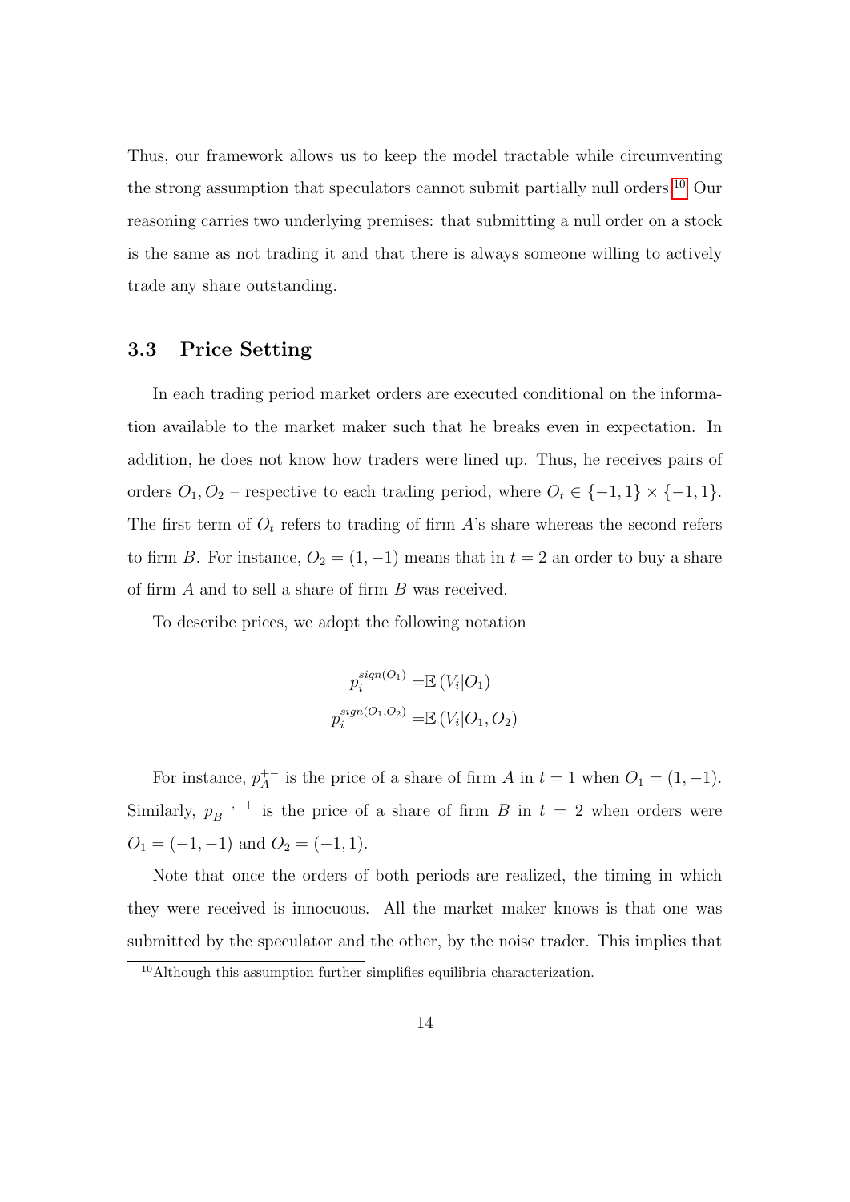Thus, our framework allows us to keep the model tractable while circumventing the strong assumption that speculators cannot submit partially null orders.[10] Our reasoning carries two underlying premises: that submitting a null order on a stock is the same as not trading it and that there is always someone willing to actively trade any share outstanding.

### 3.3 Price Setting

In each trading period market orders are executed conditional on the information available to the market maker such that he breaks even in expectation. In addition, he does not know how traders were lined up. Thus, he receives pairs of orders $O_1, O_2$ – respective to each trading period, where $O_t \in \{-1, 1\} \times \{-1, 1\}$. The first term of $O_t$ refers to trading of firm $A$'s share whereas the second refers to firm $B$. For instance, $O_2 = (1, -1)$ means that in $t = 2$ an order to buy a share of firm $A$ and to sell a share of firm $B$ was received.

To describe prices, we adopt the following notation

$$
\begin{aligned}
p_i^{sign(O_1)} =& \mathbb{E}\left(V_i | O_1\right) \\
p_i^{sign(O_1, O_2)} =& \mathbb{E}\left(V_i | O_1, O_2\right)
\end{aligned}
$$

For instance, $p_A^{+-}$ is the price of a share of firm $A$ in $t = 1$ when $O_1 = (1, -1)$. Similarly, $p_B^{--,-+}$ is the price of a share of firm $B$ in $t = 2$ when orders were $O_1 = (-1, -1)$ and $O_2 = (-1, 1)$.

Note that once the orders of both periods are realized, the timing in which they were received is innocuous. All the market maker knows is that one was submitted by the speculator and the other, by the noise trader. This implies that

[10] Although this assumption further simplifies equilibria characterization.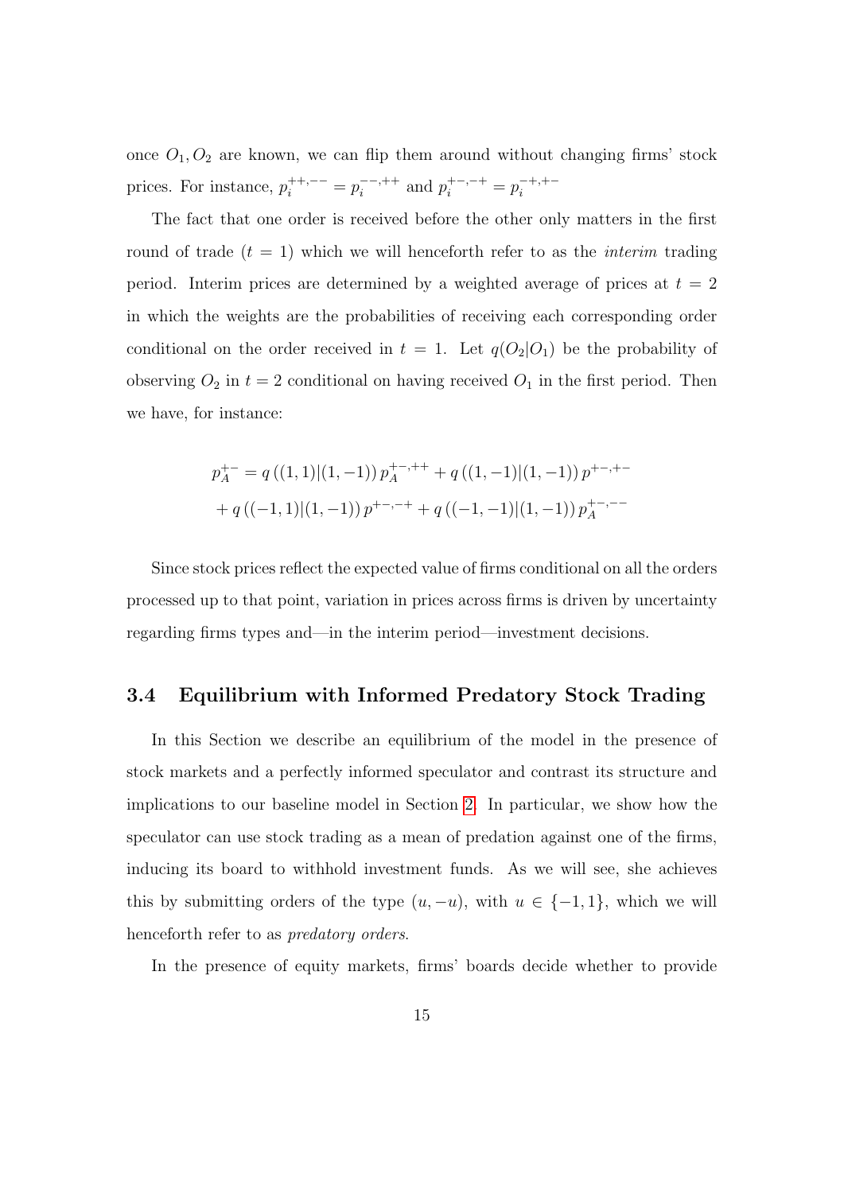once $O_1, O_2$ are known, we can flip them around without changing firms' stock prices. For instance, $p_i^{++,--} = p_i^{--,++}$ and $p_i^{+-,-+} = p_i^{-+,+-}$

The fact that one order is received before the other only matters in the first round of trade ($t = 1$) which we will henceforth refer to as the *interim* trading period. Interim prices are determined by a weighted average of prices at $t = 2$ in which the weights are the probabilities of receiving each corresponding order conditional on the order received in $t = 1$. Let $q(O_2|O_1)$ be the probability of observing $O_2$ in $t = 2$ conditional on having received $O_1$ in the first period. Then we have, for instance:

$$
\begin{aligned}
p_A^{+-} &= q\left((1,1)|(1,-1)\right) p_A^{+-,++} + q\left((1,-1)|(1,-1)\right) p^{+-,+-} \\
&+ q\left((-1,1)|(1,-1)\right) p^{+-,-+} + q\left((-1,-1)|(1,-1)\right) p_A^{+-,--}
\end{aligned}
$$

Since stock prices reflect the expected value of firms conditional on all the orders processed up to that point, variation in prices across firms is driven by uncertainty regarding firms types and—in the interim period—investment decisions.

### 3.4 Equilibrium with Informed Predatory Stock Trading

In this Section we describe an equilibrium of the model in the presence of stock markets and a perfectly informed speculator and contrast its structure and implications to our baseline model in Section 2. In particular, we show how the speculator can use stock trading as a mean of predation against one of the firms, inducing its board to withhold investment funds. As we will see, she achieves this by submitting orders of the type $(u, -u)$, with $u \in \{-1, 1\}$, which we will henceforth refer to as *predatory orders*.

In the presence of equity markets, firms' boards decide whether to provide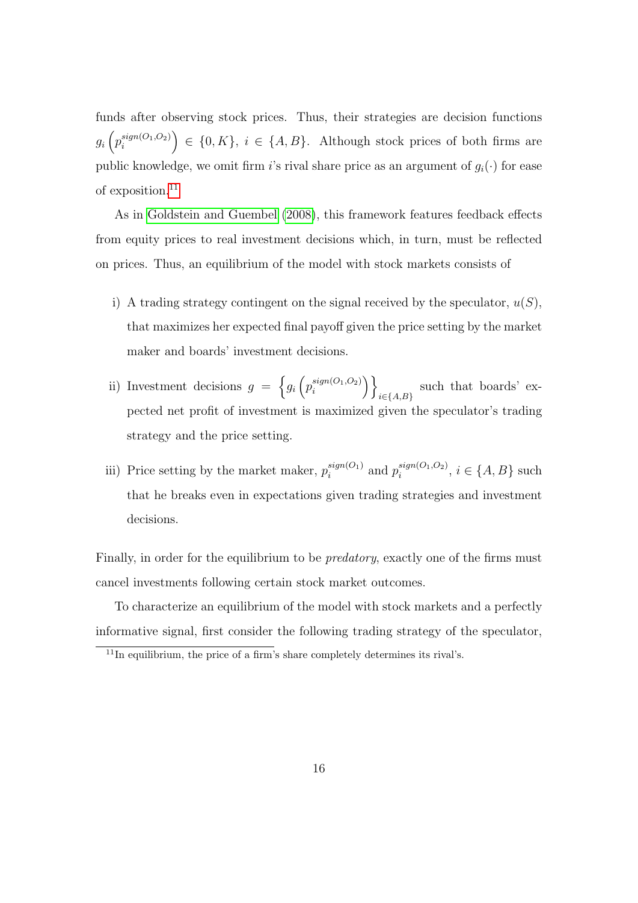funds after observing stock prices. Thus, their strategies are decision functions $g_i\left(p_i^{sign(O_1,O_2)}\right) \in \{0, K\}$, $i \in \{A, B\}$. Although stock prices of both firms are public knowledge, we omit firm $i$'s rival share price as an argument of $g_i(\cdot)$ for ease of exposition.[11]

As in Goldstein and Guembel (2008), this framework features feedback effects from equity prices to real investment decisions which, in turn, must be reflected on prices. Thus, an equilibrium of the model with stock markets consists of

i) A trading strategy contingent on the signal received by the speculator, $u(S)$, that maximizes her expected final payoff given the price setting by the market maker and boards' investment decisions.

ii) Investment decisions $g = \left\{g_i\left(p_i^{sign(O_1,O_2)}\right)\right\}_{i\in\{A,B\}}$ such that boards' expected net profit of investment is maximized given the speculator's trading strategy and the price setting.

iii) Price setting by the market maker, $p_i^{sign(O_1)}$ and $p_i^{sign(O_1,O_2)}$, $i \in \{A, B\}$ such that he breaks even in expectations given trading strategies and investment decisions.

Finally, in order for the equilibrium to be *predatory*, exactly one of the firms must cancel investments following certain stock market outcomes.

To characterize an equilibrium of the model with stock markets and a perfectly informative signal, first consider the following trading strategy of the speculator,

[11] In equilibrium, the price of a firm's share completely determines its rival's.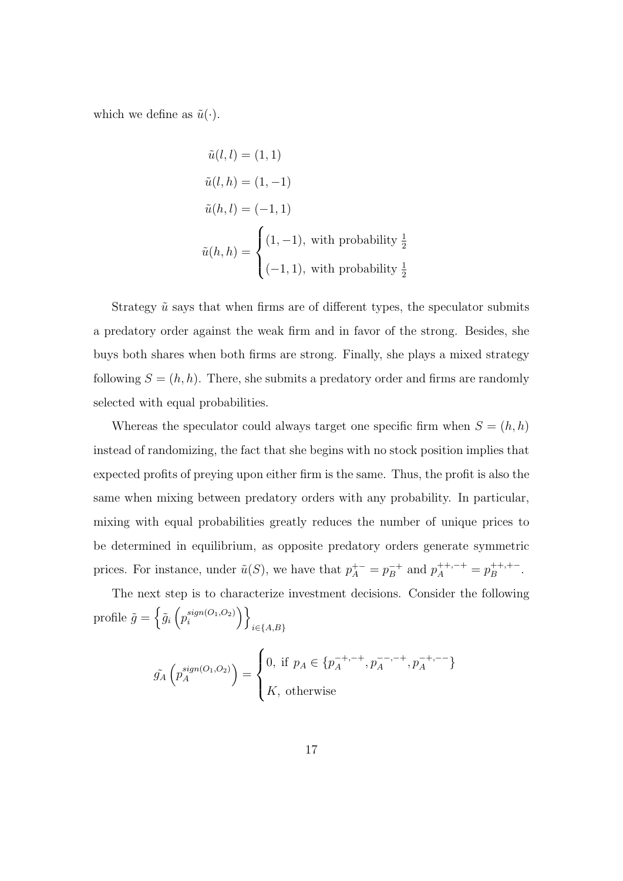which we define as $\tilde{u}(\cdot)$.

$$
\begin{aligned}
\tilde{u}(l,l) &= (1,1) \\
\tilde{u}(l,h) &= (1,-1) \\
\tilde{u}(h,l) &= (-1,1) \\
\tilde{u}(h,h) &= \begin{cases} (1,-1), \text{ with probability } \frac{1}{2} \\ (-1,1), \text{ with probability } \frac{1}{2} \end{cases}
\end{aligned}
$$

Strategy $\tilde{u}$ says that when firms are of different types, the speculator submits a predatory order against the weak firm and in favor of the strong. Besides, she buys both shares when both firms are strong. Finally, she plays a mixed strategy following $S=(h,h)$. There, she submits a predatory order and firms are randomly selected with equal probabilities.

Whereas the speculator could always target one specific firm when $S=(h,h)$ instead of randomizing, the fact that she begins with no stock position implies that expected profits of preying upon either firm is the same. Thus, the profit is also the same when mixing between predatory orders with any probability. In particular, mixing with equal probabilities greatly reduces the number of unique prices to be determined in equilibrium, as opposite predatory orders generate symmetric prices. For instance, under $\tilde{u}(S)$, we have that $p_A^{+-} = p_B^{-+}$ and $p_A^{++,-+} = p_B^{++,+-}$.

The next step is to characterize investment decisions. Consider the following profile $\tilde{g} = \left\{\tilde{g}_i\left(p_i^{sign(O_1,O_2)}\right)\right\}_{i\in\{A,B\}}$

$$
\tilde{g_A}\left(p_A^{sign(O_1,O_2)}\right) = \begin{cases} 0, \text{ if } p_A \in \{p_A^{-+,-+}, p_A^{--,-+}, p_A^{-+,--}\} \\ K, \text{ otherwise} \end{cases}
$$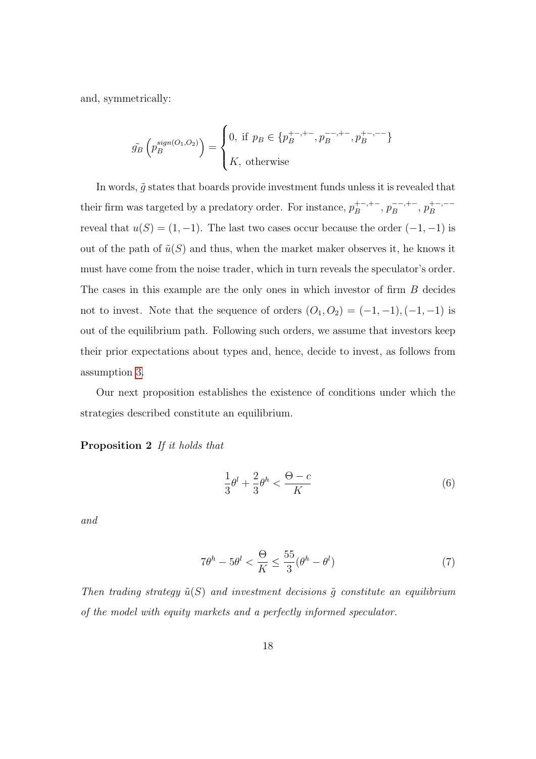and, symmetrically:

$$\tilde{g_B}\left(p_B^{sign(O_1,O_2)}\right) = \begin{cases} 0, \text{ if } p_B \in \{p_B^{+-,+-}, p_B^{--,+-}, p_B^{+-,--}\} \\ K, \text{ otherwise} \end{cases}$$

In words, $\tilde{g}$ states that boards provide investment funds unless it is revealed that their firm was targeted by a predatory order. For instance, $p_B^{+-,+-}$, $p_B^{--,+-}$, $p_B^{+-,--}$ reveal that $u(S) = (1, -1)$. The last two cases occur because the order $(-1, -1)$ is out of the path of $\tilde{u}(S)$ and thus, when the market maker observes it, he knows it must have come from the noise trader, which in turn reveals the speculator's order. The cases in this example are the only ones in which investor of firm $B$ decides not to invest. Note that the sequence of orders $(O_1, O_2) = (-1, -1), (-1, -1)$ is out of the equilibrium path. Following such orders, we assume that investors keep their prior expectations about types and, hence, decide to invest, as follows from assumption 3.

Our next proposition establishes the existence of conditions under which the strategies described constitute an equilibrium.

**Proposition 2** *If it holds that*

$$\frac{1}{3}\theta^l + \frac{2}{3}\theta^h < \frac{\Theta - c}{K} \tag{6}$$

*and*

$$7\theta^h - 5\theta^l < \frac{\Theta}{K} \leq \frac{55}{3}(\theta^h - \theta^l) \tag{7}$$

*Then trading strategy $\tilde{u}(S)$ and investment decisions $\tilde{g}$ constitute an equilibrium of the model with equity markets and a perfectly informed speculator.*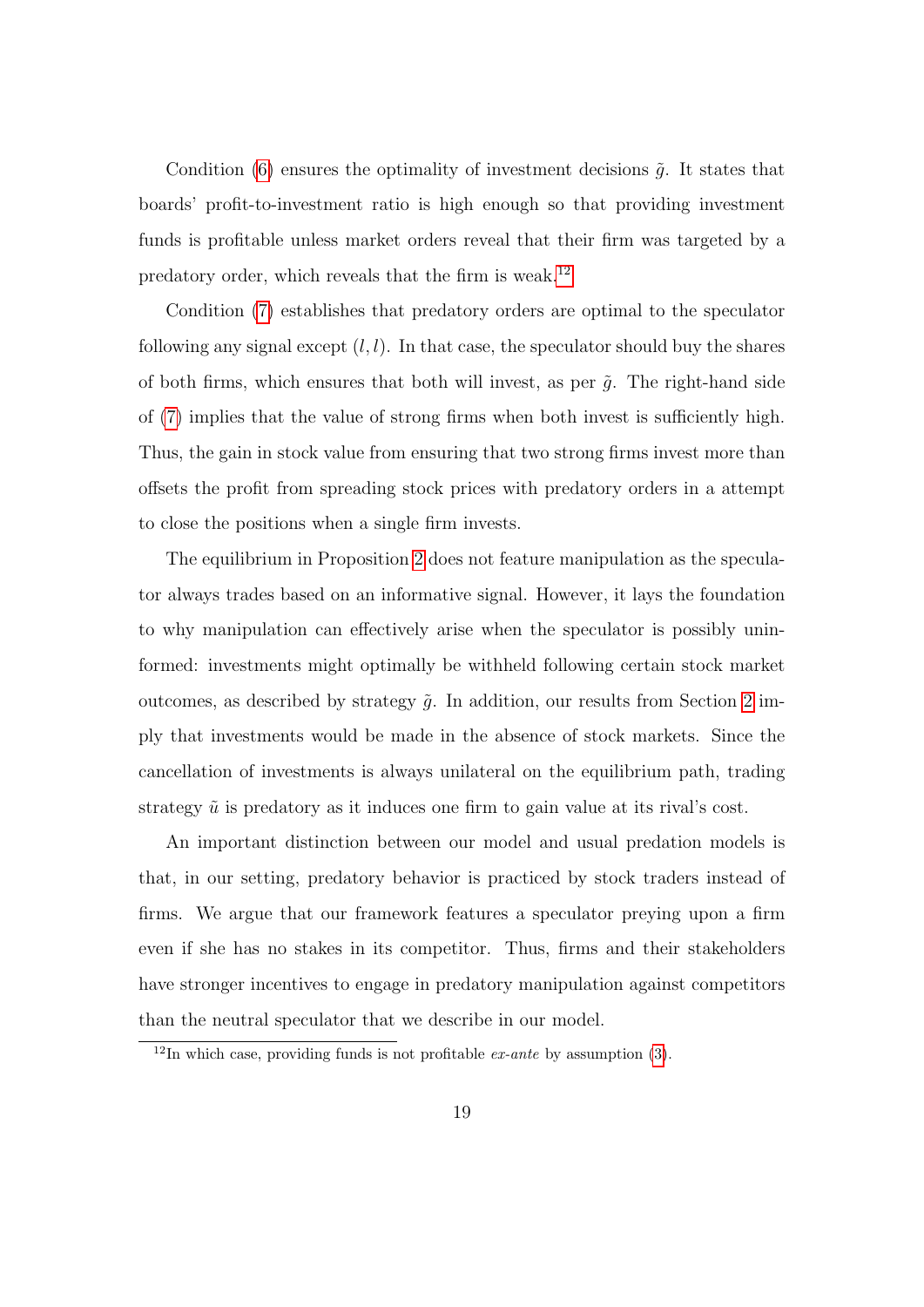Condition (6) ensures the optimality of investment decisions $\tilde{g}$. It states that boards' profit-to-investment ratio is high enough so that providing investment funds is profitable unless market orders reveal that their firm was targeted by a predatory order, which reveals that the firm is weak.[12]

Condition (7) establishes that predatory orders are optimal to the speculator following any signal except $(l, l)$. In that case, the speculator should buy the shares of both firms, which ensures that both will invest, as per $\tilde{g}$. The right-hand side of (7) implies that the value of strong firms when both invest is sufficiently high. Thus, the gain in stock value from ensuring that two strong firms invest more than offsets the profit from spreading stock prices with predatory orders in a attempt to close the positions when a single firm invests.

The equilibrium in Proposition 2 does not feature manipulation as the speculator always trades based on an informative signal. However, it lays the foundation to why manipulation can effectively arise when the speculator is possibly uninformed: investments might optimally be withheld following certain stock market outcomes, as described by strategy $\tilde{g}$. In addition, our results from Section 2 imply that investments would be made in the absence of stock markets. Since the cancellation of investments is always unilateral on the equilibrium path, trading strategy $\tilde{u}$ is predatory as it induces one firm to gain value at its rival's cost.

An important distinction between our model and usual predation models is that, in our setting, predatory behavior is practiced by stock traders instead of firms. We argue that our framework features a speculator preying upon a firm even if she has no stakes in its competitor. Thus, firms and their stakeholders have stronger incentives to engage in predatory manipulation against competitors than the neutral speculator that we describe in our model.

[12] In which case, providing funds is not profitable *ex-ante* by assumption (3).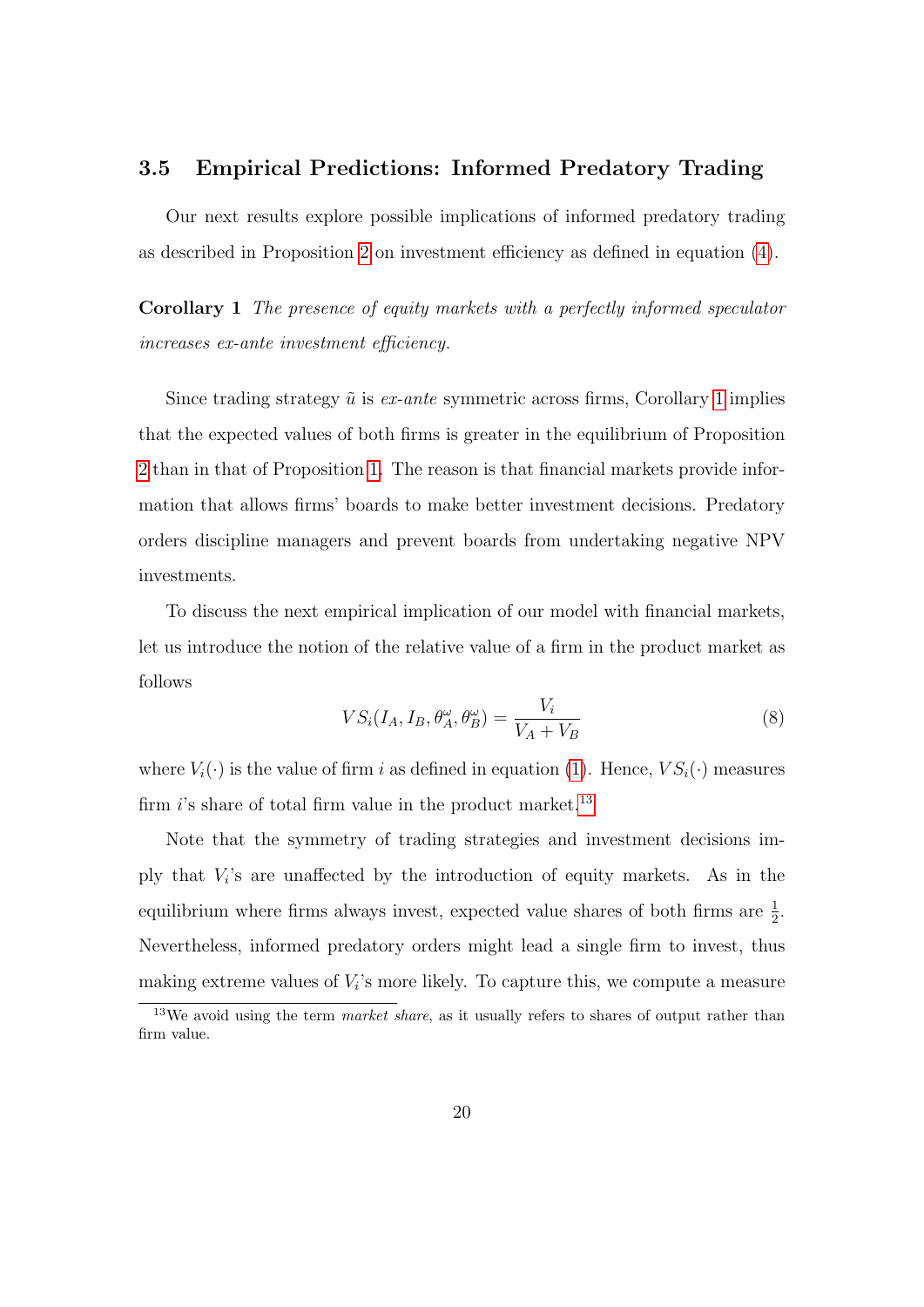### 3.5 Empirical Predictions: Informed Predatory Trading

Our next results explore possible implications of informed predatory trading as described in Proposition 2 on investment efficiency as defined in equation (4).

**Corollary 1** *The presence of equity markets with a perfectly informed speculator increases ex-ante investment efficiency.*

Since trading strategy $\tilde{u}$ is *ex-ante* symmetric across firms, Corollary 1 implies that the expected values of both firms is greater in the equilibrium of Proposition 2 than in that of Proposition 1. The reason is that financial markets provide information that allows firms' boards to make better investment decisions. Predatory orders discipline managers and prevent boards from undertaking negative NPV investments.

To discuss the next empirical implication of our model with financial markets, let us introduce the notion of the relative value of a firm in the product market as follows

$$VS_i(I_A, I_B, \theta_A^\omega, \theta_B^\omega) = \frac{V_i}{V_A + V_B} \tag{8}$$

where $V_i(\cdot)$ is the value of firm $i$ as defined in equation (1). Hence, $VS_i(\cdot)$ measures firm $i$'s share of total firm value in the product market.[13]

Note that the symmetry of trading strategies and investment decisions imply that $V_i$'s are unaffected by the introduction of equity markets. As in the equilibrium where firms always invest, expected value shares of both firms are $\frac{1}{2}$. Nevertheless, informed predatory orders might lead a single firm to invest, thus making extreme values of $V_i$'s more likely. To capture this, we compute a measure

[13] We avoid using the term *market share*, as it usually refers to shares of output rather than firm value.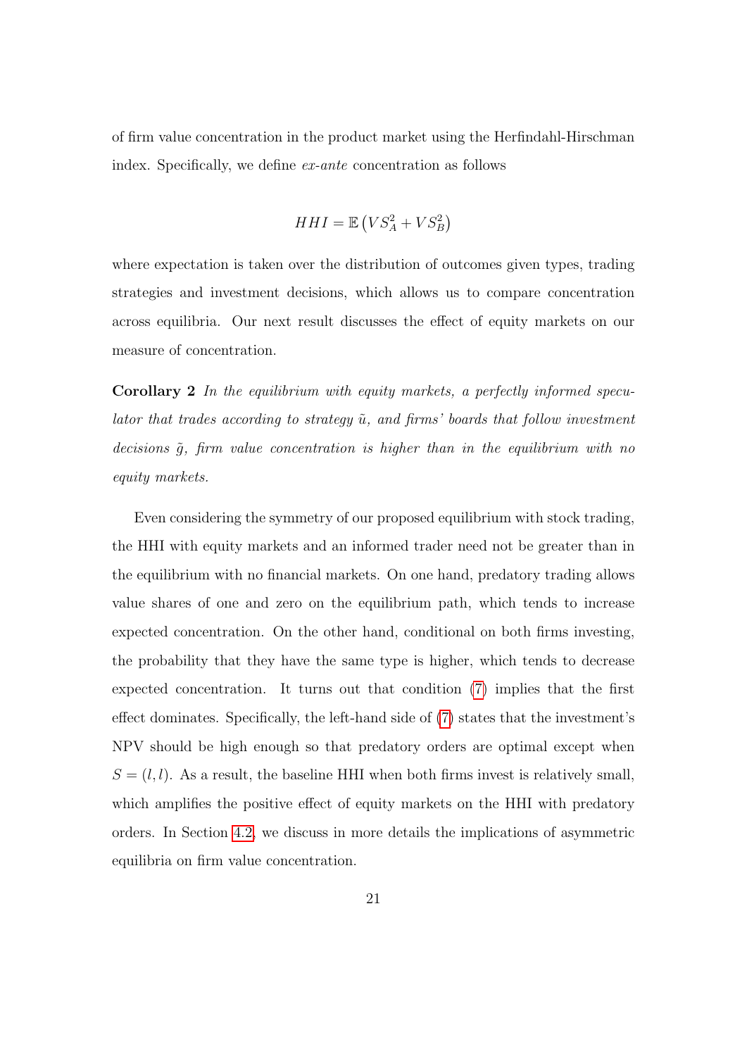of firm value concentration in the product market using the Herfindahl-Hirschman index. Specifically, we define *ex-ante* concentration as follows

$$HHI = \mathbb{E}\left(VS_A^2 + VS_B^2\right)$$

where expectation is taken over the distribution of outcomes given types, trading strategies and investment decisions, which allows us to compare concentration across equilibria. Our next result discusses the effect of equity markets on our measure of concentration.

**Corollary 2** *In the equilibrium with equity markets, a perfectly informed speculator that trades according to strategy $\tilde{u}$, and firms' boards that follow investment decisions $\tilde{g}$, firm value concentration is higher than in the equilibrium with no equity markets.*

Even considering the symmetry of our proposed equilibrium with stock trading, the HHI with equity markets and an informed trader need not be greater than in the equilibrium with no financial markets. On one hand, predatory trading allows value shares of one and zero on the equilibrium path, which tends to increase expected concentration. On the other hand, conditional on both firms investing, the probability that they have the same type is higher, which tends to decrease expected concentration. It turns out that condition (7) implies that the first effect dominates. Specifically, the left-hand side of (7) states that the investment's NPV should be high enough so that predatory orders are optimal except when $S = (l, l)$. As a result, the baseline HHI when both firms invest is relatively small, which amplifies the positive effect of equity markets on the HHI with predatory orders. In Section 4.2, we discuss in more details the implications of asymmetric equilibria on firm value concentration.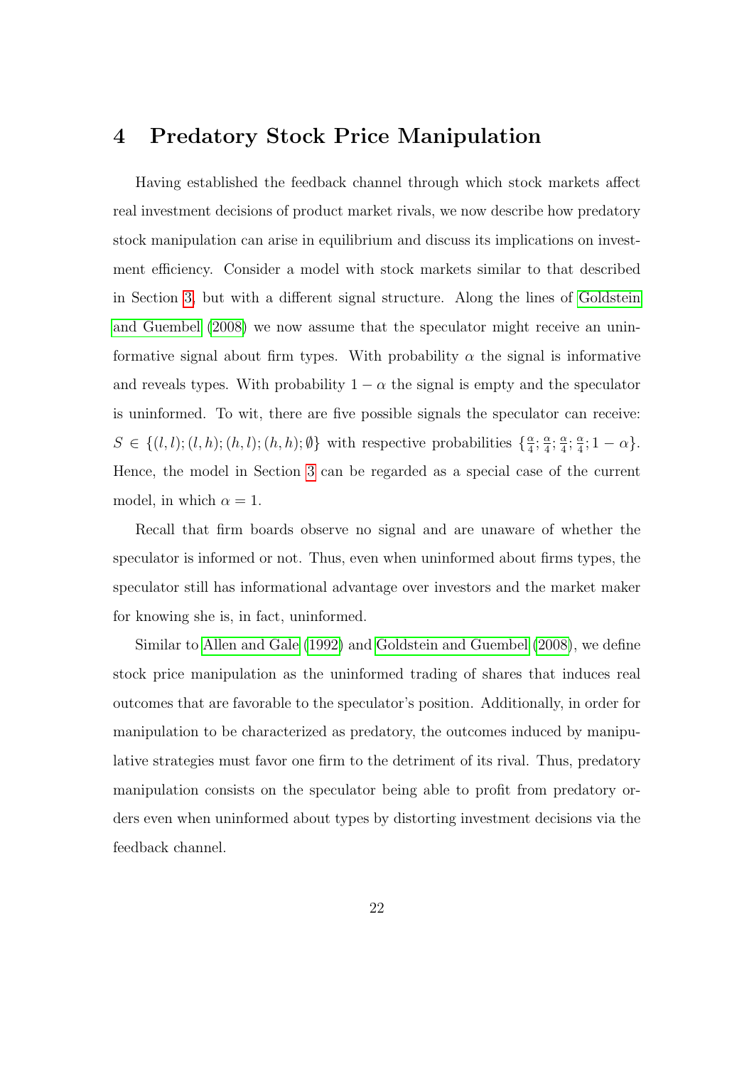# 4 Predatory Stock Price Manipulation

Having established the feedback channel through which stock markets affect real investment decisions of product market rivals, we now describe how predatory stock manipulation can arise in equilibrium and discuss its implications on investment efficiency. Consider a model with stock markets similar to that described in Section 3, but with a different signal structure. Along the lines of Goldstein and Guembel (2008) we now assume that the speculator might receive an uninformative signal about firm types. With probability $\alpha$ the signal is informative and reveals types. With probability $1 - \alpha$ the signal is empty and the speculator is uninformed. To wit, there are five possible signals the speculator can receive: $S \in \{(l,l); (l,h); (h,l); (h,h); \emptyset\}$ with respective probabilities $\{\frac{\alpha}{4}; \frac{\alpha}{4}; \frac{\alpha}{4}; \frac{\alpha}{4}; 1-\alpha\}$. Hence, the model in Section 3 can be regarded as a special case of the current model, in which $\alpha = 1$.

Recall that firm boards observe no signal and are unaware of whether the speculator is informed or not. Thus, even when uninformed about firms types, the speculator still has informational advantage over investors and the market maker for knowing she is, in fact, uninformed.

Similar to Allen and Gale (1992) and Goldstein and Guembel (2008), we define stock price manipulation as the uninformed trading of shares that induces real outcomes that are favorable to the speculator's position. Additionally, in order for manipulation to be characterized as predatory, the outcomes induced by manipulative strategies must favor one firm to the detriment of its rival. Thus, predatory manipulation consists on the speculator being able to profit from predatory orders even when uninformed about types by distorting investment decisions via the feedback channel.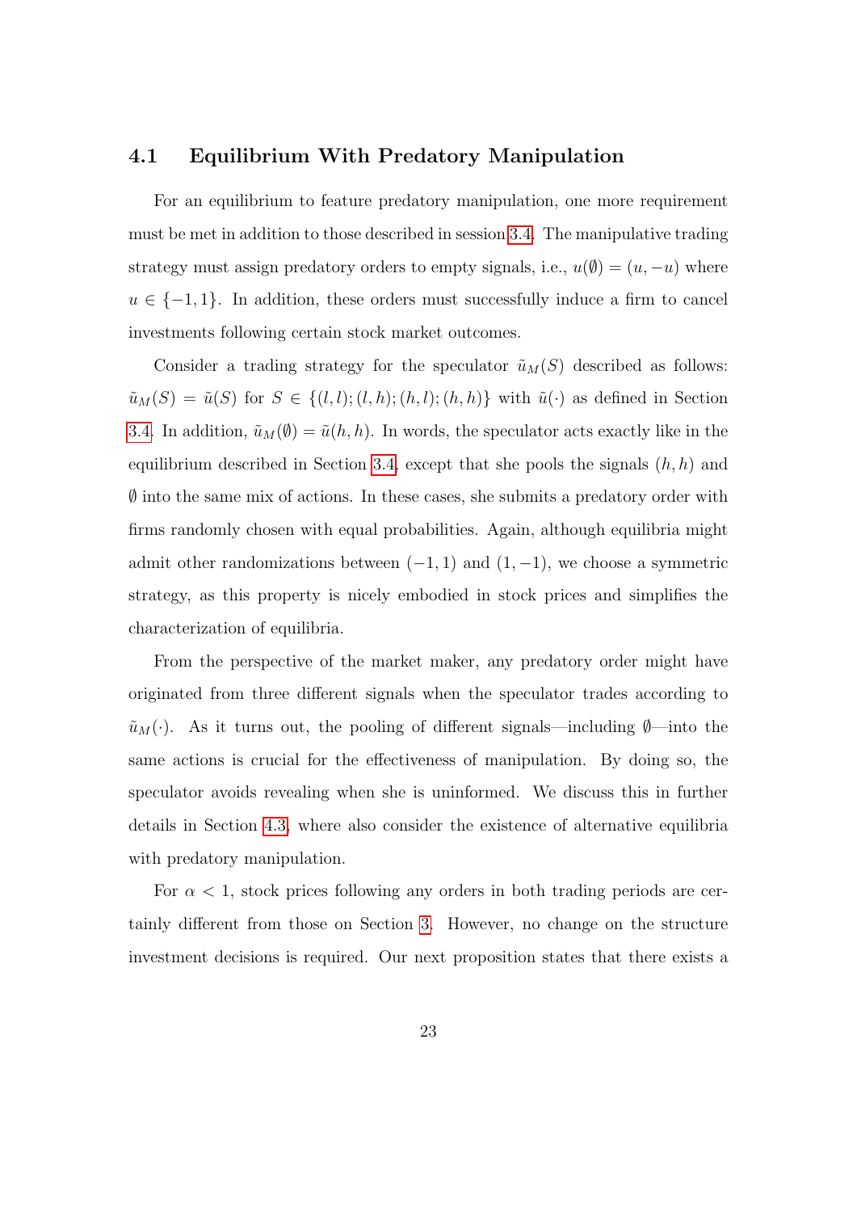### 4.1 Equilibrium With Predatory Manipulation

For an equilibrium to feature predatory manipulation, one more requirement must be met in addition to those described in session 3.4. The manipulative trading strategy must assign predatory orders to empty signals, i.e., $u(\emptyset) = (u, -u)$ where $u \in \{-1, 1\}$. In addition, these orders must successfully induce a firm to cancel investments following certain stock market outcomes.

Consider a trading strategy for the speculator $\tilde{u}_M(S)$ described as follows: $\tilde{u}_M(S) = \tilde{u}(S)$ for $S \in \{(l,l); (l,h); (h,l); (h,h)\}$ with $\tilde{u}(\cdot)$ as defined in Section 3.4. In addition, $\tilde{u}_M(\emptyset) = \tilde{u}(h,h)$. In words, the speculator acts exactly like in the equilibrium described in Section 3.4, except that she pools the signals $(h,h)$ and $\emptyset$ into the same mix of actions. In these cases, she submits a predatory order with firms randomly chosen with equal probabilities. Again, although equilibria might admit other randomizations between $(-1,1)$ and $(1,-1)$, we choose a symmetric strategy, as this property is nicely embodied in stock prices and simplifies the characterization of equilibria.

From the perspective of the market maker, any predatory order might have originated from three different signals when the speculator trades according to $\tilde{u}_M(\cdot)$. As it turns out, the pooling of different signals—including $\emptyset$—into the same actions is crucial for the effectiveness of manipulation. By doing so, the speculator avoids revealing when she is uninformed. We discuss this in further details in Section 4.3, where also consider the existence of alternative equilibria with predatory manipulation.

For $\alpha < 1$, stock prices following any orders in both trading periods are certainly different from those on Section 3. However, no change on the structure investment decisions is required. Our next proposition states that there exists a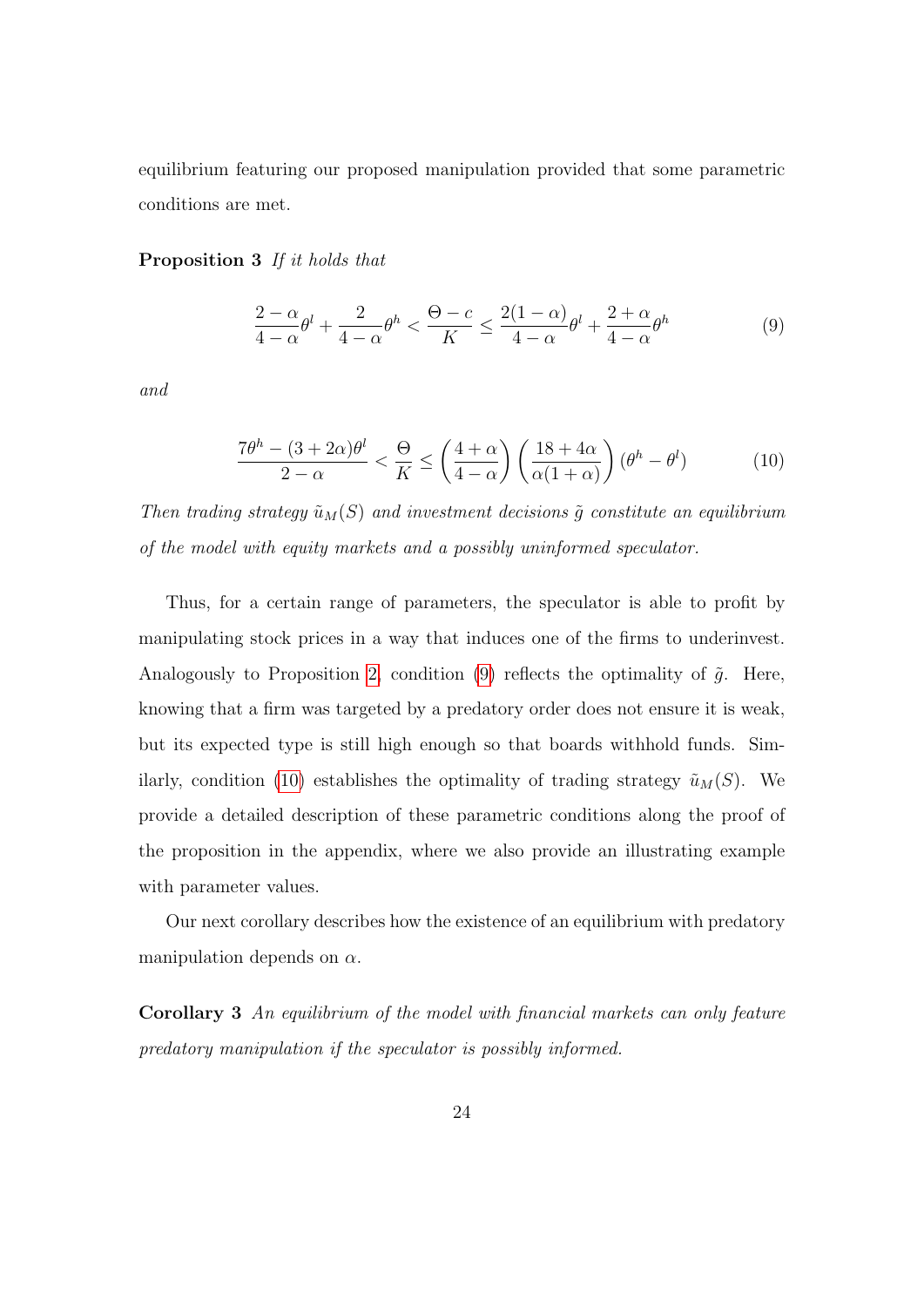equilibrium featuring our proposed manipulation provided that some parametric conditions are met.

**Proposition 3** *If it holds that*

$$\frac{2-\alpha}{4-\alpha}\theta^l + \frac{2}{4-\alpha}\theta^h < \frac{\Theta - c}{K} \leq \frac{2(1-\alpha)}{4-\alpha}\theta^l + \frac{2+\alpha}{4-\alpha}\theta^h \tag{9}$$

*and*

$$\frac{7\theta^h - (3+2\alpha)\theta^l}{2-\alpha} < \frac{\Theta}{K} \leq \left(\frac{4+\alpha}{4-\alpha}\right)\left(\frac{18+4\alpha}{\alpha(1+\alpha)}\right)(\theta^h - \theta^l) \tag{10}$$

*Then trading strategy $\tilde{u}_M(S)$ and investment decisions $\tilde{g}$ constitute an equilibrium of the model with equity markets and a possibly uninformed speculator.*

Thus, for a certain range of parameters, the speculator is able to profit by manipulating stock prices in a way that induces one of the firms to underinvest. Analogously to Proposition 2, condition (9) reflects the optimality of $\tilde{g}$. Here, knowing that a firm was targeted by a predatory order does not ensure it is weak, but its expected type is still high enough so that boards withhold funds. Similarly, condition (10) establishes the optimality of trading strategy $\tilde{u}_M(S)$. We provide a detailed description of these parametric conditions along the proof of the proposition in the appendix, where we also provide an illustrating example with parameter values.

Our next corollary describes how the existence of an equilibrium with predatory manipulation depends on $\alpha$.

**Corollary 3** *An equilibrium of the model with financial markets can only feature predatory manipulation if the speculator is possibly informed.*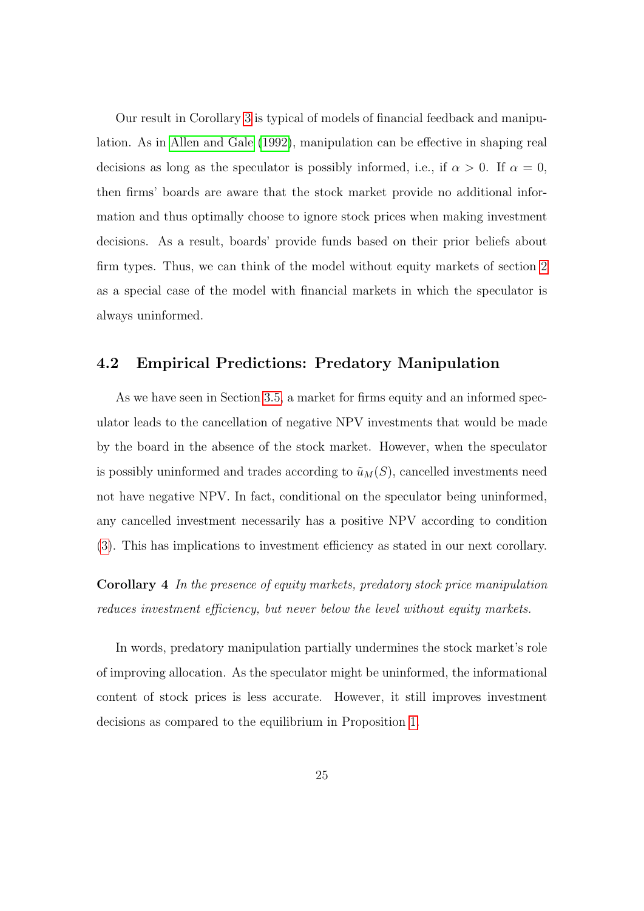Our result in Corollary 3 is typical of models of financial feedback and manipulation. As in Allen and Gale (1992), manipulation can be effective in shaping real decisions as long as the speculator is possibly informed, i.e., if $\alpha > 0$. If $\alpha = 0$, then firms' boards are aware that the stock market provide no additional information and thus optimally choose to ignore stock prices when making investment decisions. As a result, boards' provide funds based on their prior beliefs about firm types. Thus, we can think of the model without equity markets of section 2 as a special case of the model with financial markets in which the speculator is always uninformed.

## 4.2 Empirical Predictions: Predatory Manipulation

As we have seen in Section 3.5, a market for firms equity and an informed speculator leads to the cancellation of negative NPV investments that would be made by the board in the absence of the stock market. However, when the speculator is possibly uninformed and trades according to $\tilde{u}_M(S)$, cancelled investments need not have negative NPV. In fact, conditional on the speculator being uninformed, any cancelled investment necessarily has a positive NPV according to condition (3). This has implications to investment efficiency as stated in our next corollary.

**Corollary 4** *In the presence of equity markets, predatory stock price manipulation reduces investment efficiency, but never below the level without equity markets.*

In words, predatory manipulation partially undermines the stock market's role of improving allocation. As the speculator might be uninformed, the informational content of stock prices is less accurate. However, it still improves investment decisions as compared to the equilibrium in Proposition 1.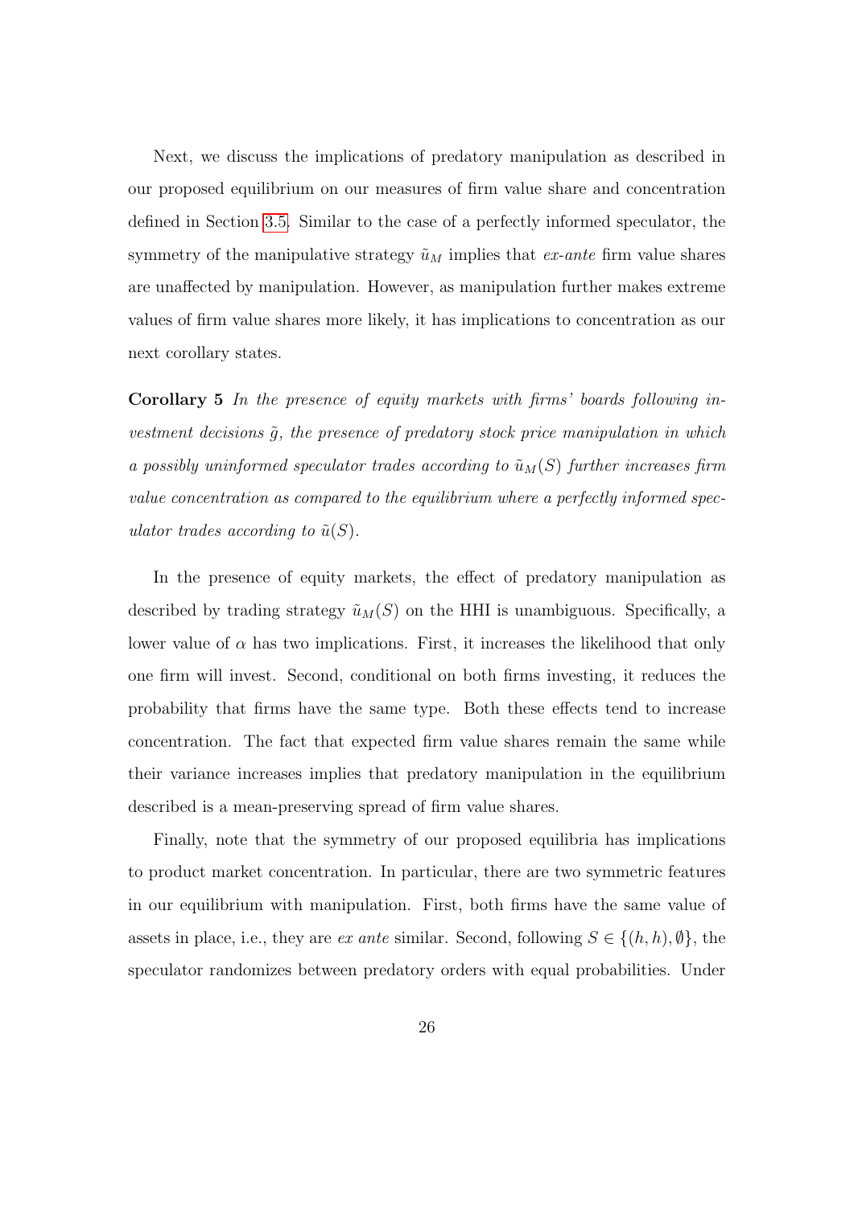Next, we discuss the implications of predatory manipulation as described in our proposed equilibrium on our measures of firm value share and concentration defined in Section 3.5. Similar to the case of a perfectly informed speculator, the symmetry of the manipulative strategy $\tilde{u}_M$ implies that *ex-ante* firm value shares are unaffected by manipulation. However, as manipulation further makes extreme values of firm value shares more likely, it has implications to concentration as our next corollary states.

**Corollary 5** *In the presence of equity markets with firms' boards following investment decisions $\tilde{g}$, the presence of predatory stock price manipulation in which a possibly uninformed speculator trades according to $\tilde{u}_M(S)$ further increases firm value concentration as compared to the equilibrium where a perfectly informed speculator trades according to $\tilde{u}(S)$.*

In the presence of equity markets, the effect of predatory manipulation as described by trading strategy $\tilde{u}_M(S)$ on the HHI is unambiguous. Specifically, a lower value of $\alpha$ has two implications. First, it increases the likelihood that only one firm will invest. Second, conditional on both firms investing, it reduces the probability that firms have the same type. Both these effects tend to increase concentration. The fact that expected firm value shares remain the same while their variance increases implies that predatory manipulation in the equilibrium described is a mean-preserving spread of firm value shares.

Finally, note that the symmetry of our proposed equilibria has implications to product market concentration. In particular, there are two symmetric features in our equilibrium with manipulation. First, both firms have the same value of assets in place, i.e., they are *ex ante* similar. Second, following $S \in \{(h, h), \emptyset\}$, the speculator randomizes between predatory orders with equal probabilities. Under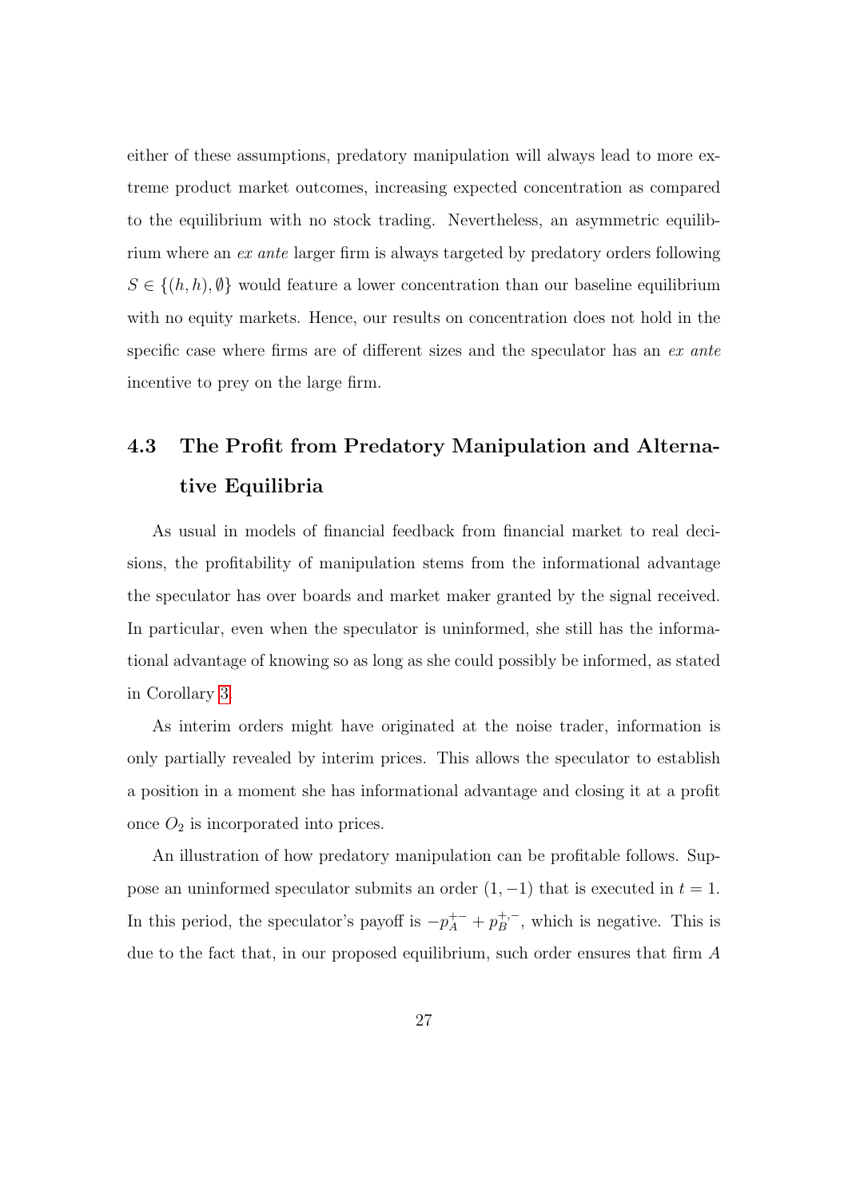either of these assumptions, predatory manipulation will always lead to more extreme product market outcomes, increasing expected concentration as compared to the equilibrium with no stock trading. Nevertheless, an asymmetric equilibrium where an *ex ante* larger firm is always targeted by predatory orders following $S \in \{(h,h), \emptyset\}$ would feature a lower concentration than our baseline equilibrium with no equity markets. Hence, our results on concentration does not hold in the specific case where firms are of different sizes and the speculator has an *ex ante* incentive to prey on the large firm.

## 4.3 The Profit from Predatory Manipulation and Alternative Equilibria

As usual in models of financial feedback from financial market to real decisions, the profitability of manipulation stems from the informational advantage the speculator has over boards and market maker granted by the signal received. In particular, even when the speculator is uninformed, she still has the informational advantage of knowing so as long as she could possibly be informed, as stated in Corollary 3.

As interim orders might have originated at the noise trader, information is only partially revealed by interim prices. This allows the speculator to establish a position in a moment she has informational advantage and closing it at a profit once $O_2$ is incorporated into prices.

An illustration of how predatory manipulation can be profitable follows. Suppose an uninformed speculator submits an order $(1, -1)$ that is executed in $t = 1$. In this period, the speculator's payoff is $-p_A^{+-} + p_B^{+,-}$, which is negative. This is due to the fact that, in our proposed equilibrium, such order ensures that firm $A$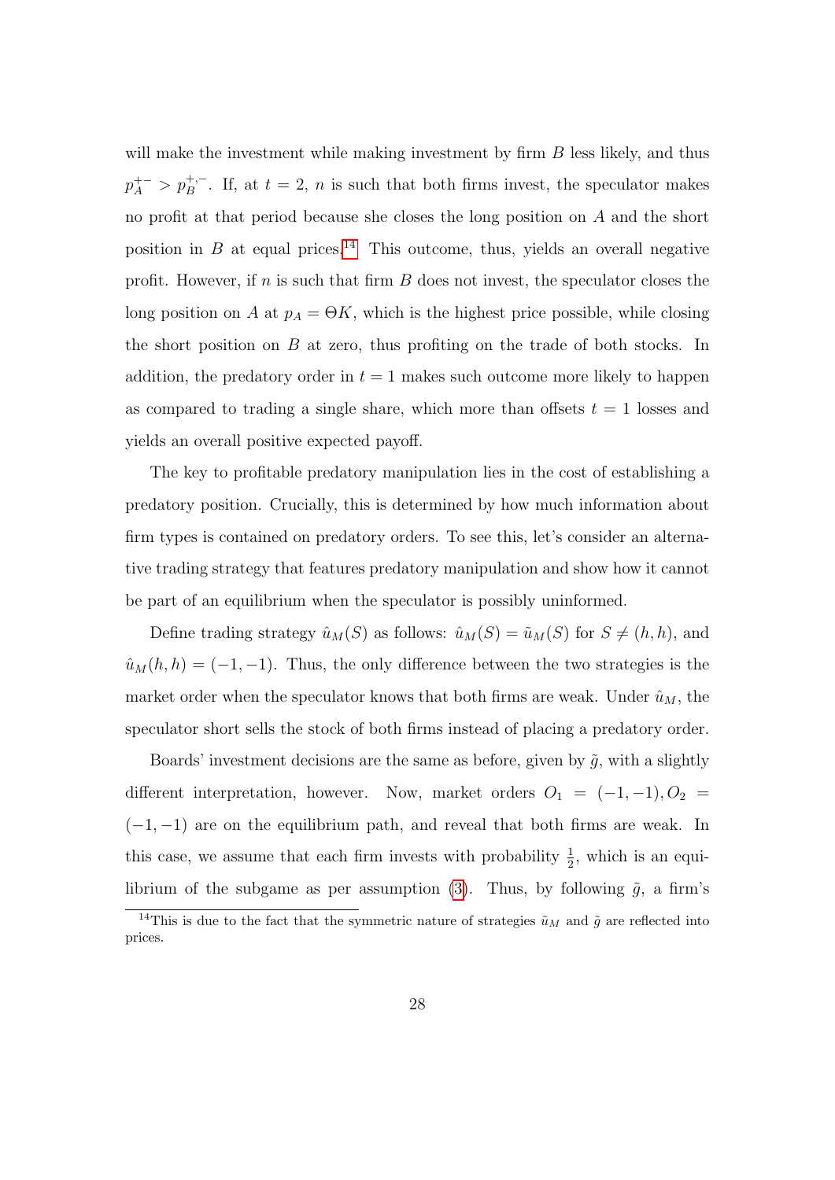will make the investment while making investment by firm $B$ less likely, and thus $p_A^{+-} > p_B^{+,-}$. If, at $t = 2$, $n$ is such that both firms invest, the speculator makes no profit at that period because she closes the long position on $A$ and the short position in $B$ at equal prices.[14] This outcome, thus, yields an overall negative profit. However, if $n$ is such that firm $B$ does not invest, the speculator closes the long position on $A$ at $p_A = \Theta K$, which is the highest price possible, while closing the short position on $B$ at zero, thus profiting on the trade of both stocks. In addition, the predatory order in $t = 1$ makes such outcome more likely to happen as compared to trading a single share, which more than offsets $t = 1$ losses and yields an overall positive expected payoff.

The key to profitable predatory manipulation lies in the cost of establishing a predatory position. Crucially, this is determined by how much information about firm types is contained on predatory orders. To see this, let's consider an alternative trading strategy that features predatory manipulation and show how it cannot be part of an equilibrium when the speculator is possibly uninformed.

Define trading strategy $\hat{u}_M(S)$ as follows: $\hat{u}_M(S) = \tilde{u}_M(S)$ for $S \neq (h, h)$, and $\hat{u}_M(h, h) = (-1, -1)$. Thus, the only difference between the two strategies is the market order when the speculator knows that both firms are weak. Under $\hat{u}_M$, the speculator short sells the stock of both firms instead of placing a predatory order.

Boards' investment decisions are the same as before, given by $\tilde{g}$, with a slightly different interpretation, however. Now, market orders $O_1 = (-1, -1), O_2 = (-1, -1)$ are on the equilibrium path, and reveal that both firms are weak. In this case, we assume that each firm invests with probability $\frac{1}{2}$, which is an equilibrium of the subgame as per assumption (3). Thus, by following $\tilde{g}$, a firm's

[14] This is due to the fact that the symmetric nature of strategies $\tilde{u}_M$ and $\tilde{g}$ are reflected into prices.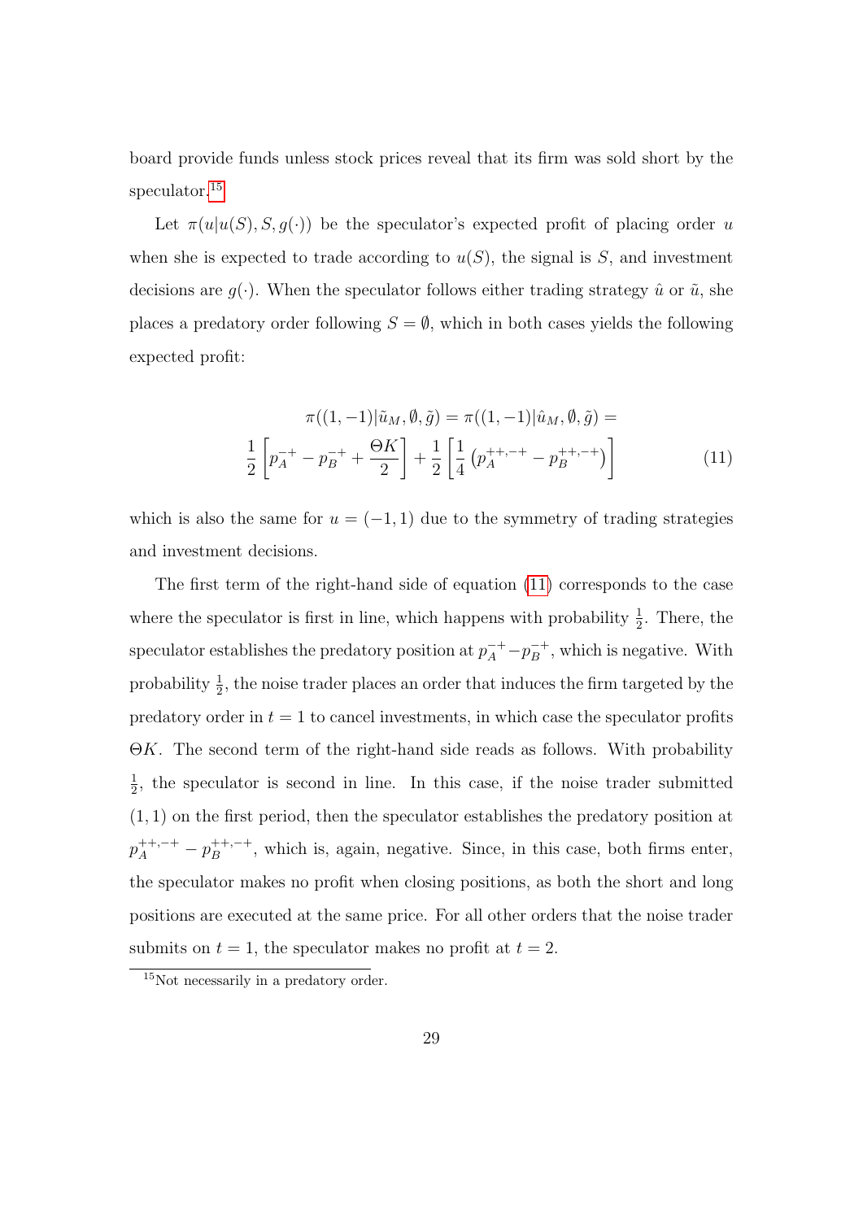board provide funds unless stock prices reveal that its firm was sold short by the speculator.[15]

Let $\pi(u|u(S), S, g(\cdot))$ be the speculator's expected profit of placing order $u$ when she is expected to trade according to $u(S)$, the signal is $S$, and investment decisions are $g(\cdot)$. When the speculator follows either trading strategy $\hat{u}$ or $\tilde{u}$, she places a predatory order following $S = \emptyset$, which in both cases yields the following expected profit:

$$\pi((1,-1)|\tilde{u}_M, \emptyset, \tilde{g}) = \pi((1,-1)|\hat{u}_M, \emptyset, \tilde{g}) = \\ \frac{1}{2}\left[p_A^{-+} - p_B^{-+} + \frac{\Theta K}{2}\right] + \frac{1}{2}\left[\frac{1}{4}\left(p_A^{++,-+} - p_B^{++,-+}\right)\right] \tag{11}$$

which is also the same for $u = (-1, 1)$ due to the symmetry of trading strategies and investment decisions.

The first term of the right-hand side of equation (11) corresponds to the case where the speculator is first in line, which happens with probability $\frac{1}{2}$. There, the speculator establishes the predatory position at $p_A^{-+} - p_B^{-+}$, which is negative. With probability $\frac{1}{2}$, the noise trader places an order that induces the firm targeted by the predatory order in $t = 1$ to cancel investments, in which case the speculator profits $\Theta K$. The second term of the right-hand side reads as follows. With probability $\frac{1}{2}$, the speculator is second in line. In this case, if the noise trader submitted $(1, 1)$ on the first period, then the speculator establishes the predatory position at $p_A^{++,-+} - p_B^{++,-+}$, which is, again, negative. Since, in this case, both firms enter, the speculator makes no profit when closing positions, as both the short and long positions are executed at the same price. For all other orders that the noise trader submits on $t = 1$, the speculator makes no profit at $t = 2$.

[15] Not necessarily in a predatory order.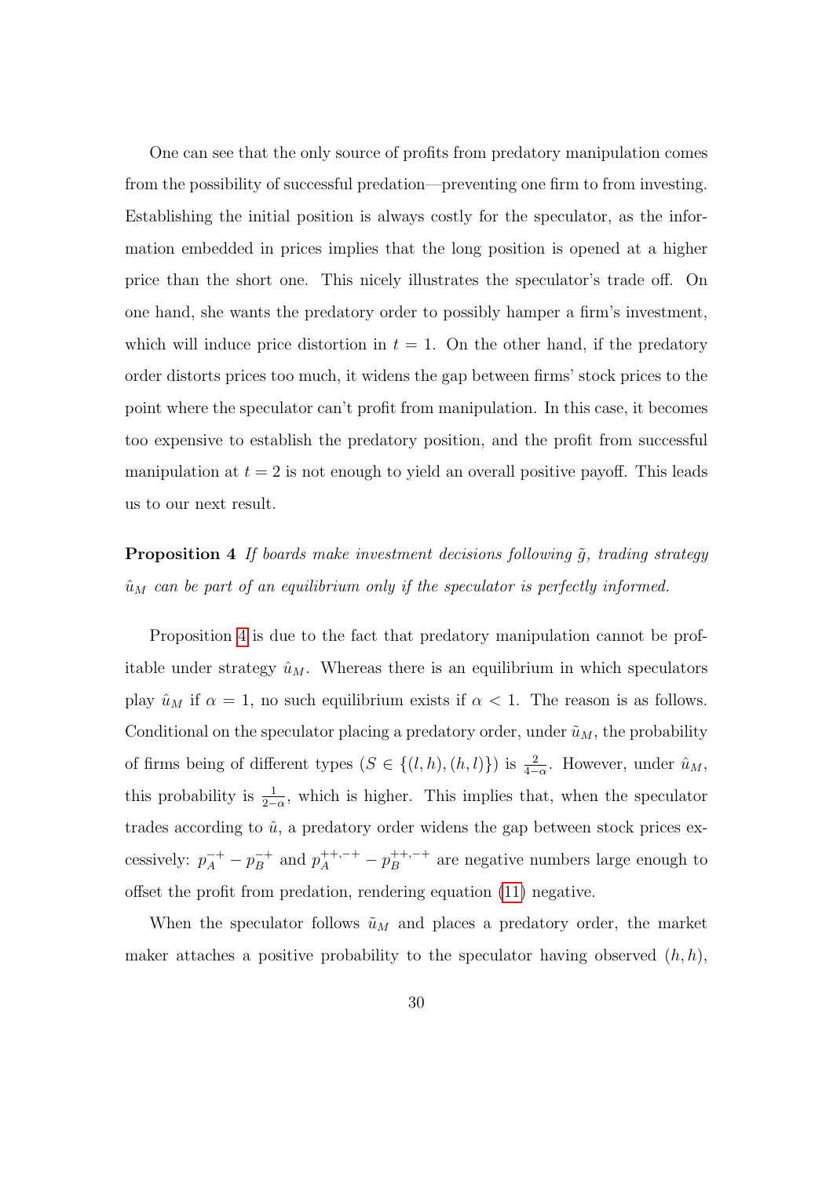One can see that the only source of profits from predatory manipulation comes from the possibility of successful predation—preventing one firm to from investing. Establishing the initial position is always costly for the speculator, as the information embedded in prices implies that the long position is opened at a higher price than the short one. This nicely illustrates the speculator's trade off. On one hand, she wants the predatory order to possibly hamper a firm's investment, which will induce price distortion in $t = 1$. On the other hand, if the predatory order distorts prices too much, it widens the gap between firms' stock prices to the point where the speculator can't profit from manipulation. In this case, it becomes too expensive to establish the predatory position, and the profit from successful manipulation at $t = 2$ is not enough to yield an overall positive payoff. This leads us to our next result.

**Proposition 4** *If boards make investment decisions following $\tilde{g}$, trading strategy $\hat{u}_M$ can be part of an equilibrium only if the speculator is perfectly informed.*

Proposition 4 is due to the fact that predatory manipulation cannot be profitable under strategy $\hat{u}_M$. Whereas there is an equilibrium in which speculators play $\hat{u}_M$ if $\alpha = 1$, no such equilibrium exists if $\alpha < 1$. The reason is as follows. Conditional on the speculator placing a predatory order, under $\tilde{u}_M$, the probability of firms being of different types ($S \in \{(l,h),(h,l)\}$) is $\frac{2}{4-\alpha}$. However, under $\hat{u}_M$, this probability is $\frac{1}{2-\alpha}$, which is higher. This implies that, when the speculator trades according to $\hat{u}$, a predatory order widens the gap between stock prices excessively: $p_A^{-+} - p_B^{-+}$ and $p_A^{++,-+} - p_B^{++,-+}$ are negative numbers large enough to offset the profit from predation, rendering equation (11) negative.

When the speculator follows $\tilde{u}_M$ and places a predatory order, the market maker attaches a positive probability to the speculator having observed $(h,h)$,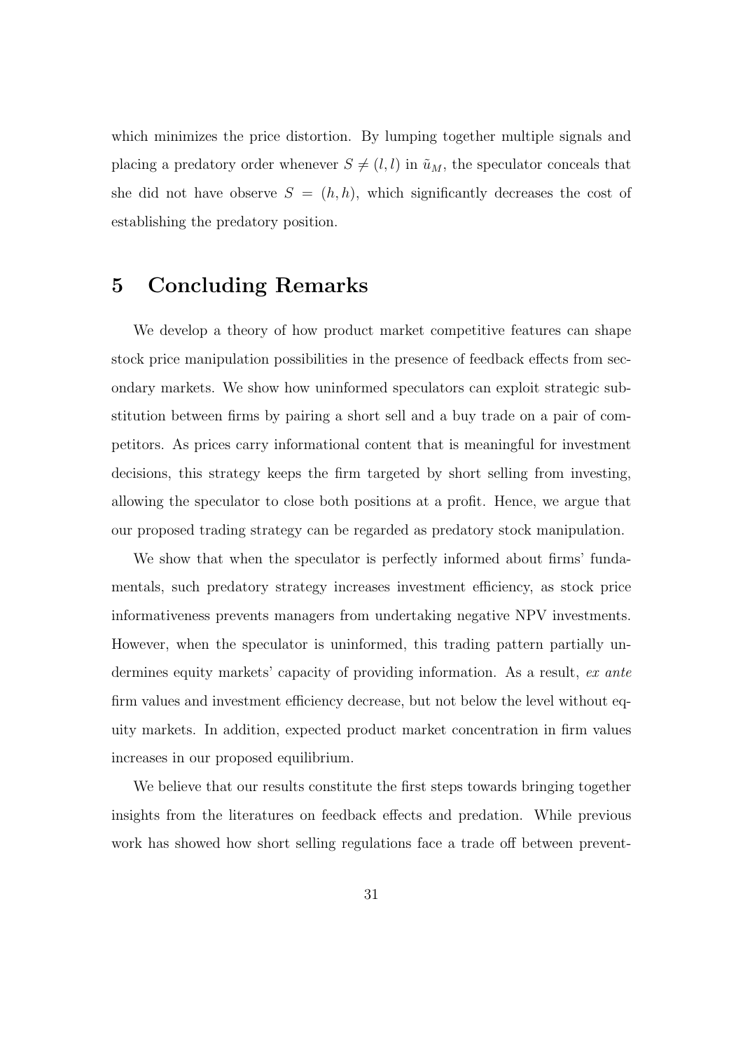which minimizes the price distortion. By lumping together multiple signals and placing a predatory order whenever $S \neq (l, l)$ in $\tilde{u}_M$, the speculator conceals that she did not have observe $S = (h, h)$, which significantly decreases the cost of establishing the predatory position.

# 5 Concluding Remarks

We develop a theory of how product market competitive features can shape stock price manipulation possibilities in the presence of feedback effects from secondary markets. We show how uninformed speculators can exploit strategic substitution between firms by pairing a short sell and a buy trade on a pair of competitors. As prices carry informational content that is meaningful for investment decisions, this strategy keeps the firm targeted by short selling from investing, allowing the speculator to close both positions at a profit. Hence, we argue that our proposed trading strategy can be regarded as predatory stock manipulation.

We show that when the speculator is perfectly informed about firms' fundamentals, such predatory strategy increases investment efficiency, as stock price informativeness prevents managers from undertaking negative NPV investments. However, when the speculator is uninformed, this trading pattern partially undermines equity markets' capacity of providing information. As a result, *ex ante* firm values and investment efficiency decrease, but not below the level without equity markets. In addition, expected product market concentration in firm values increases in our proposed equilibrium.

We believe that our results constitute the first steps towards bringing together insights from the literatures on feedback effects and predation. While previous work has showed how short selling regulations face a trade off between prevent-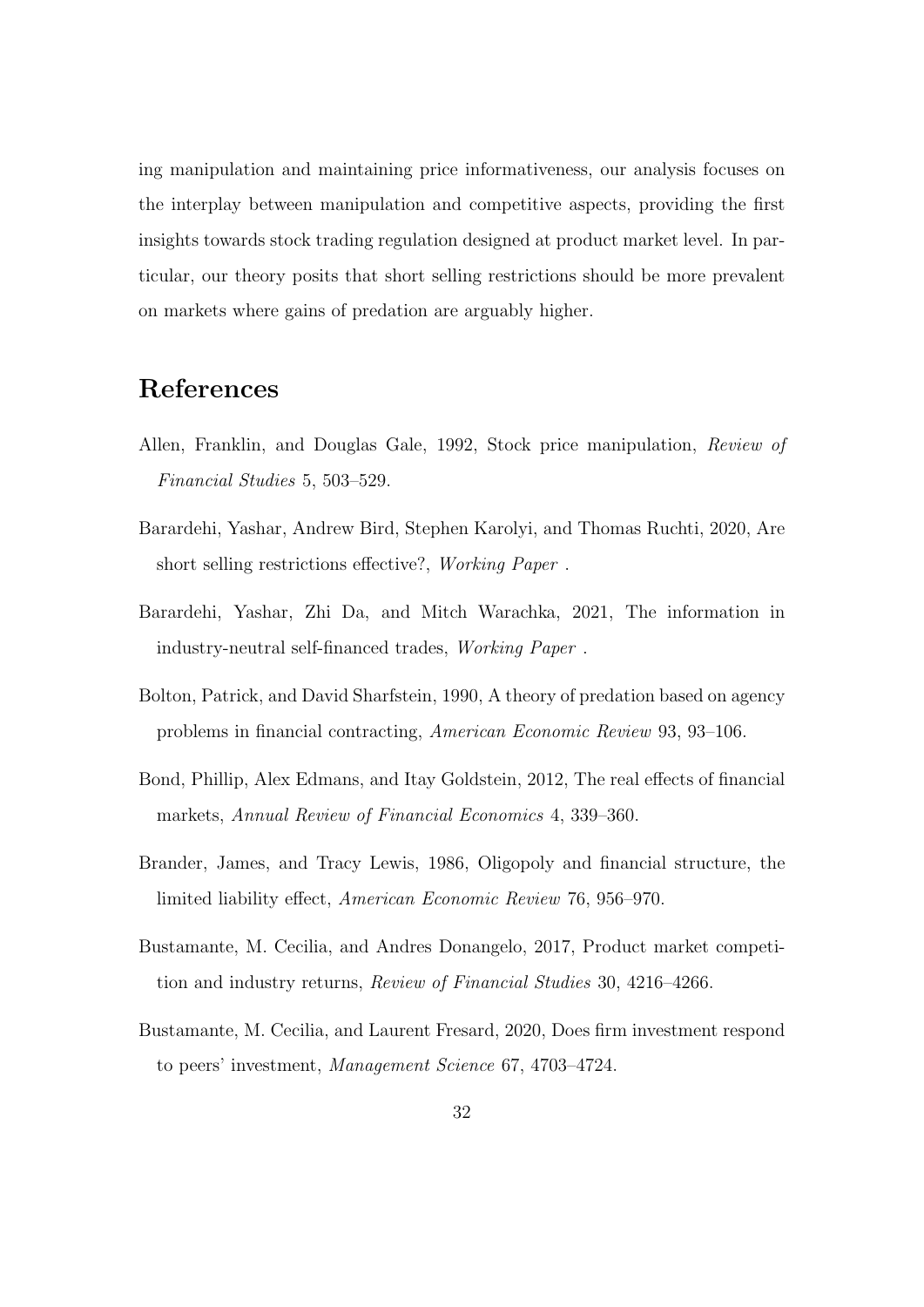ing manipulation and maintaining price informativeness, our analysis focuses on the interplay between manipulation and competitive aspects, providing the first insights towards stock trading regulation designed at product market level. In particular, our theory posits that short selling restrictions should be more prevalent on markets where gains of predation are arguably higher.

# References

Allen, Franklin, and Douglas Gale, 1992, Stock price manipulation, *Review of Financial Studies* 5, 503–529.

Barardehi, Yashar, Andrew Bird, Stephen Karolyi, and Thomas Ruchti, 2020, Are short selling restrictions effective?, *Working Paper* .

Barardehi, Yashar, Zhi Da, and Mitch Warachka, 2021, The information in industry-neutral self-financed trades, *Working Paper* .

Bolton, Patrick, and David Sharfstein, 1990, A theory of predation based on agency problems in financial contracting, *American Economic Review* 93, 93–106.

Bond, Phillip, Alex Edmans, and Itay Goldstein, 2012, The real effects of financial markets, *Annual Review of Financial Economics* 4, 339–360.

Brander, James, and Tracy Lewis, 1986, Oligopoly and financial structure, the limited liability effect, *American Economic Review* 76, 956–970.

Bustamante, M. Cecilia, and Andres Donangelo, 2017, Product market competition and industry returns, *Review of Financial Studies* 30, 4216–4266.

Bustamante, M. Cecilia, and Laurent Fresard, 2020, Does firm investment respond to peers' investment, *Management Science* 67, 4703–4724.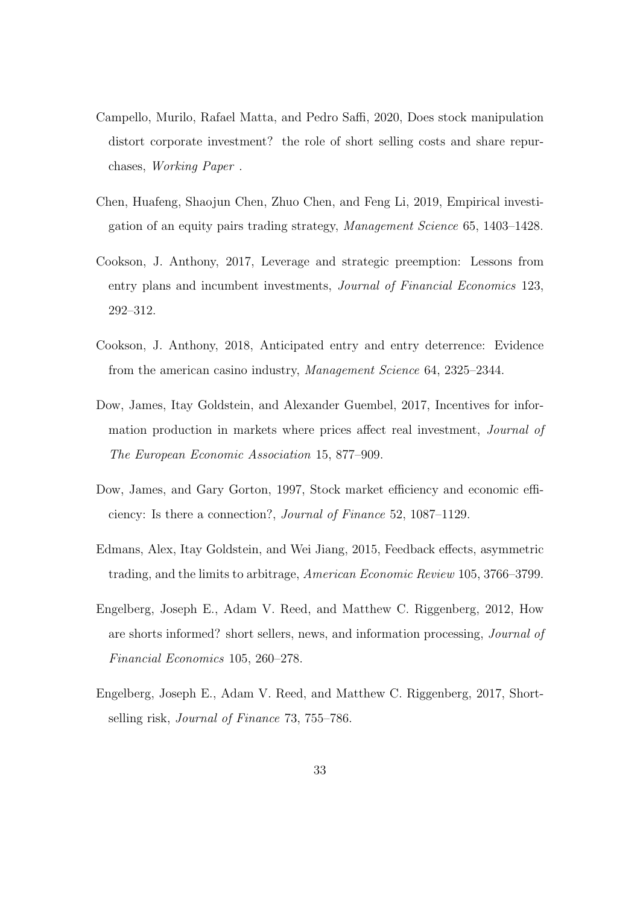Campello, Murilo, Rafael Matta, and Pedro Saffi, 2020, Does stock manipulation distort corporate investment? the role of short selling costs and share repurchases, *Working Paper* .

Chen, Huafeng, Shaojun Chen, Zhuo Chen, and Feng Li, 2019, Empirical investigation of an equity pairs trading strategy, *Management Science* 65, 1403–1428.

Cookson, J. Anthony, 2017, Leverage and strategic preemption: Lessons from entry plans and incumbent investments, *Journal of Financial Economics* 123, 292–312.

Cookson, J. Anthony, 2018, Anticipated entry and entry deterrence: Evidence from the american casino industry, *Management Science* 64, 2325–2344.

Dow, James, Itay Goldstein, and Alexander Guembel, 2017, Incentives for information production in markets where prices affect real investment, *Journal of The European Economic Association* 15, 877–909.

Dow, James, and Gary Gorton, 1997, Stock market efficiency and economic efficiency: Is there a connection?, *Journal of Finance* 52, 1087–1129.

Edmans, Alex, Itay Goldstein, and Wei Jiang, 2015, Feedback effects, asymmetric trading, and the limits to arbitrage, *American Economic Review* 105, 3766–3799.

Engelberg, Joseph E., Adam V. Reed, and Matthew C. Riggenberg, 2012, How are shorts informed? short sellers, news, and information processing, *Journal of Financial Economics* 105, 260–278.

Engelberg, Joseph E., Adam V. Reed, and Matthew C. Riggenberg, 2017, Short-selling risk, *Journal of Finance* 73, 755–786.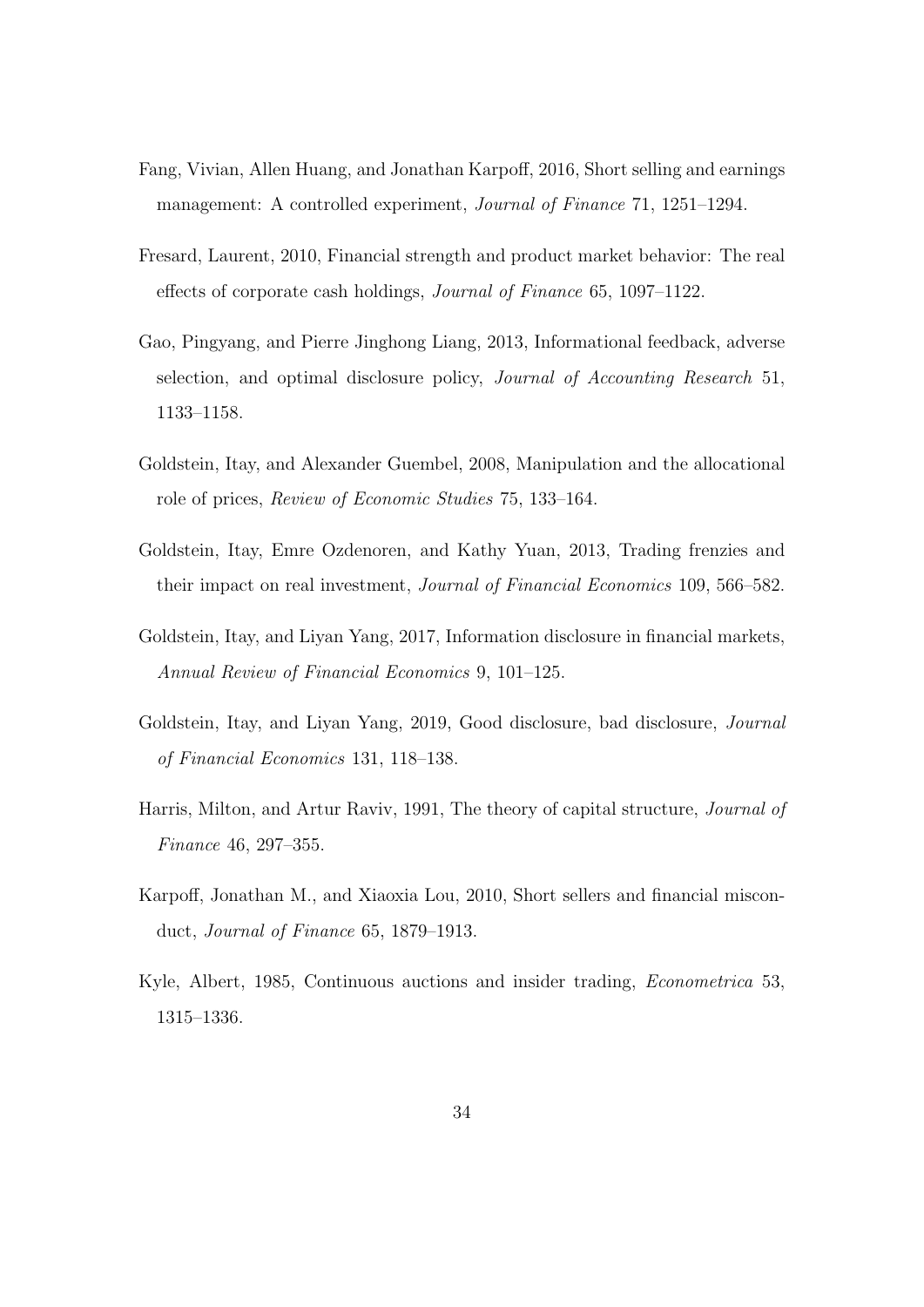Fang, Vivian, Allen Huang, and Jonathan Karpoff, 2016, Short selling and earnings management: A controlled experiment, *Journal of Finance* 71, 1251–1294.

Fresard, Laurent, 2010, Financial strength and product market behavior: The real effects of corporate cash holdings, *Journal of Finance* 65, 1097–1122.

Gao, Pingyang, and Pierre Jinghong Liang, 2013, Informational feedback, adverse selection, and optimal disclosure policy, *Journal of Accounting Research* 51, 1133–1158.

Goldstein, Itay, and Alexander Guembel, 2008, Manipulation and the allocational role of prices, *Review of Economic Studies* 75, 133–164.

Goldstein, Itay, Emre Ozdenoren, and Kathy Yuan, 2013, Trading frenzies and their impact on real investment, *Journal of Financial Economics* 109, 566–582.

Goldstein, Itay, and Liyan Yang, 2017, Information disclosure in financial markets, *Annual Review of Financial Economics* 9, 101–125.

Goldstein, Itay, and Liyan Yang, 2019, Good disclosure, bad disclosure, *Journal of Financial Economics* 131, 118–138.

Harris, Milton, and Artur Raviv, 1991, The theory of capital structure, *Journal of Finance* 46, 297–355.

Karpoff, Jonathan M., and Xiaoxia Lou, 2010, Short sellers and financial misconduct, *Journal of Finance* 65, 1879–1913.

Kyle, Albert, 1985, Continuous auctions and insider trading, *Econometrica* 53, 1315–1336.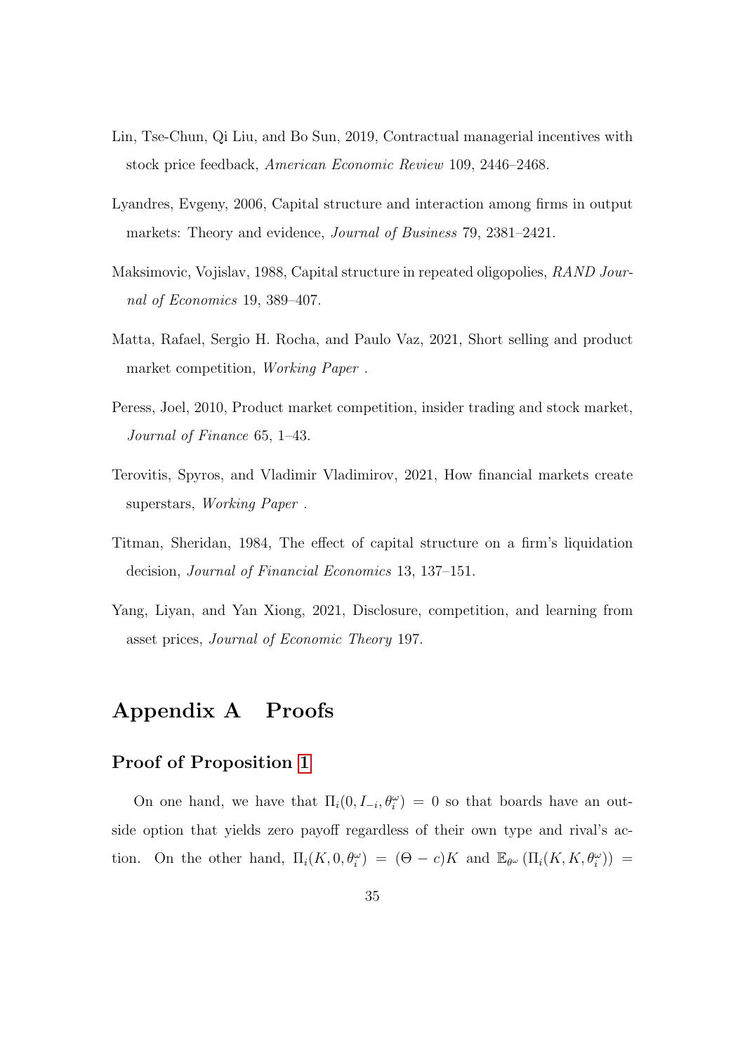Lin, Tse-Chun, Qi Liu, and Bo Sun, 2019, Contractual managerial incentives with stock price feedback, *American Economic Review* 109, 2446–2468.

Lyandres, Evgeny, 2006, Capital structure and interaction among firms in output markets: Theory and evidence, *Journal of Business* 79, 2381–2421.

Maksimovic, Vojislav, 1988, Capital structure in repeated oligopolies, *RAND Journal of Economics* 19, 389–407.

Matta, Rafael, Sergio H. Rocha, and Paulo Vaz, 2021, Short selling and product market competition, *Working Paper* .

Peress, Joel, 2010, Product market competition, insider trading and stock market, *Journal of Finance* 65, 1–43.

Terovitis, Spyros, and Vladimir Vladimirov, 2021, How financial markets create superstars, *Working Paper* .

Titman, Sheridan, 1984, The effect of capital structure on a firm's liquidation decision, *Journal of Financial Economics* 13, 137–151.

Yang, Liyan, and Yan Xiong, 2021, Disclosure, competition, and learning from asset prices, *Journal of Economic Theory* 197.

# Appendix A Proofs

## Proof of Proposition 1

On one hand, we have that $\Pi_i(0, I_{-i}, \theta_i^{\omega}) = 0$ so that boards have an outside option that yields zero payoff regardless of their own type and rival's action. On the other hand, $\Pi_i(K, 0, \theta_i^{\omega}) = (\Theta - c)K$ and $\mathbb{E}_{\theta^{\omega}}\left(\Pi_i(K, K, \theta_i^{\omega})\right) =$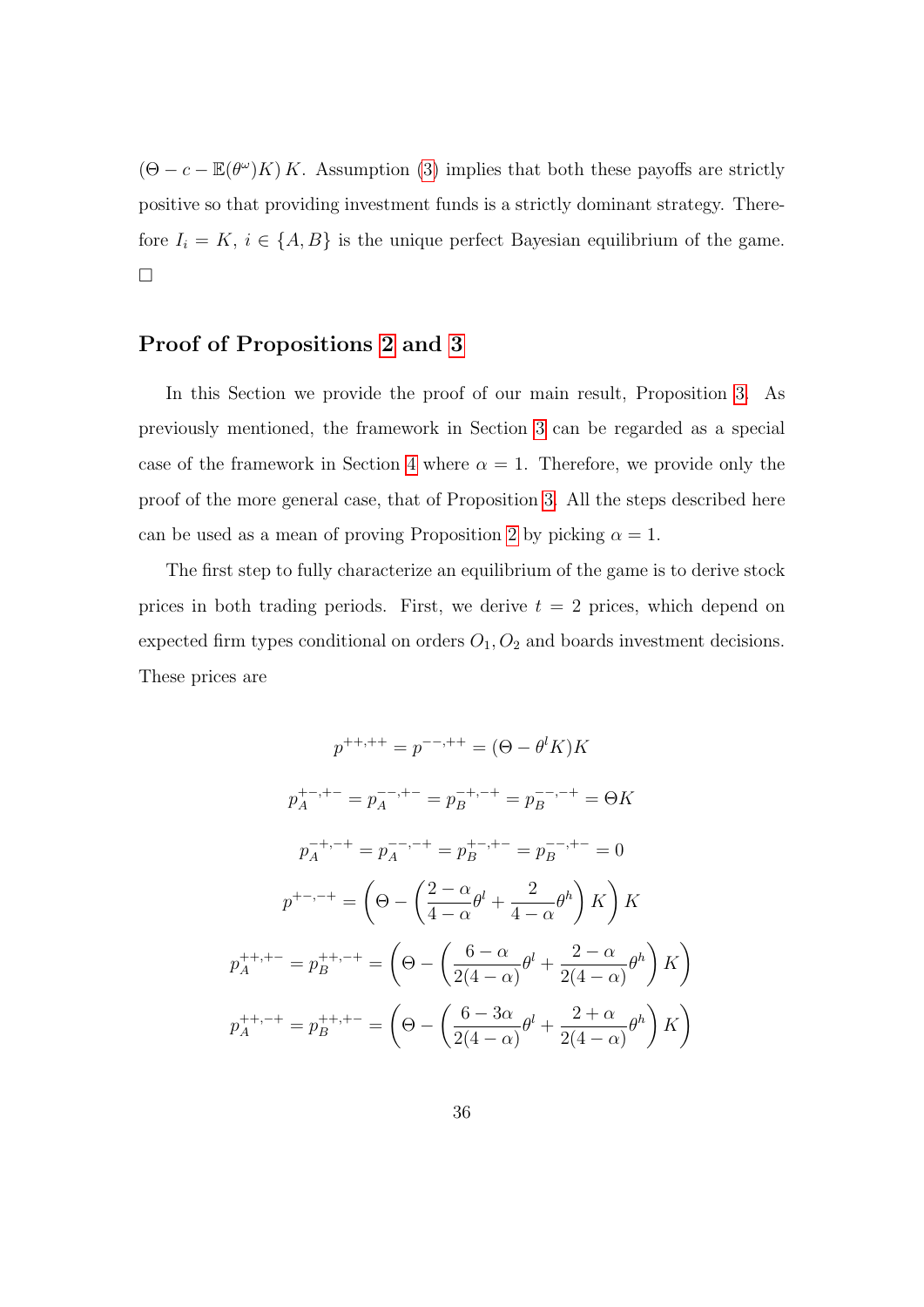$(\Theta - c - \mathbb{E}(\theta^\omega)K)\,K$. Assumption (3) implies that both these payoffs are strictly positive so that providing investment funds is a strictly dominant strategy. Therefore $I_i = K$, $i \in \{A, B\}$ is the unique perfect Bayesian equilibrium of the game. $\square$

## Proof of Propositions 2 and 3

In this Section we provide the proof of our main result, Proposition 3. As previously mentioned, the framework in Section 3 can be regarded as a special case of the framework in Section 4 where $\alpha = 1$. Therefore, we provide only the proof of the more general case, that of Proposition 3. All the steps described here can be used as a mean of proving Proposition 2 by picking $\alpha = 1$.

The first step to fully characterize an equilibrium of the game is to derive stock prices in both trading periods. First, we derive $t = 2$ prices, which depend on expected firm types conditional on orders $O_1, O_2$ and boards investment decisions. These prices are

$$p^{++,++} = p^{--,++} = (\Theta - \theta^l K)K$$

$$p_A^{+-,+-} = p_A^{--,+-} = p_B^{-+,-+} = p_B^{--,-+} = \Theta K$$

$$p_A^{-+,-+} = p_A^{--,-+} = p_B^{+-,+-} = p_B^{--,+-} = 0$$

$$p^{+-,-+} = \left(\Theta - \left(\frac{2-\alpha}{4-\alpha}\theta^l + \frac{2}{4-\alpha}\theta^h\right)K\right)K$$

$$p_A^{++,+-} = p_B^{++,-+} = \left(\Theta - \left(\frac{6-\alpha}{2(4-\alpha)}\theta^l + \frac{2-\alpha}{2(4-\alpha)}\theta^h\right)K\right)$$

$$p_A^{++,-+} = p_B^{++,+-} = \left(\Theta - \left(\frac{6-3\alpha}{2(4-\alpha)}\theta^l + \frac{2+\alpha}{2(4-\alpha)}\theta^h\right)K\right)$$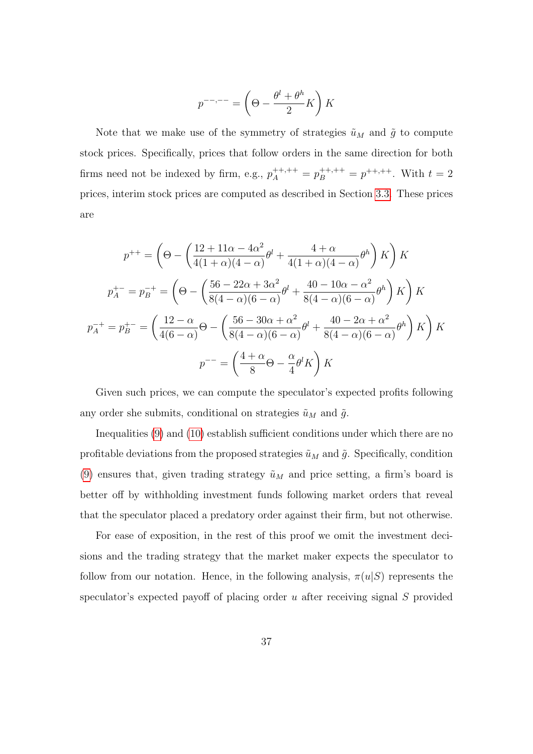$$p^{--,--} = \left(\Theta - \frac{\theta^l + \theta^h}{2} K\right) K$$

Note that we make use of the symmetry of strategies $\tilde{u}_M$ and $\tilde{g}$ to compute stock prices. Specifically, prices that follow orders in the same direction for both firms need not be indexed by firm, e.g., $p_A^{++,++} = p_B^{++,++} = p^{++,++}$. With $t = 2$ prices, interim stock prices are computed as described in Section 3.3. These prices are

$$p^{++} = \left(\Theta - \left(\frac{12 + 11\alpha - 4\alpha^2}{4(1+\alpha)(4-\alpha)}\theta^l + \frac{4+\alpha}{4(1+\alpha)(4-\alpha)}\theta^h\right) K\right) K$$

$$p_A^{+-} = p_B^{-+} = \left(\Theta - \left(\frac{56 - 22\alpha + 3\alpha^2}{8(4-\alpha)(6-\alpha)}\theta^l + \frac{40 - 10\alpha - \alpha^2}{8(4-\alpha)(6-\alpha)}\theta^h\right) K\right) K$$

$$p_A^{-+} = p_B^{+-} = \left(\frac{12-\alpha}{4(6-\alpha)}\Theta - \left(\frac{56 - 30\alpha + \alpha^2}{8(4-\alpha)(6-\alpha)}\theta^l + \frac{40 - 2\alpha + \alpha^2}{8(4-\alpha)(6-\alpha)}\theta^h\right) K\right) K$$

$$p^{--} = \left(\frac{4+\alpha}{8}\Theta - \frac{\alpha}{4}\theta^l K\right) K$$

Given such prices, we can compute the speculator's expected profits following any order she submits, conditional on strategies $\tilde{u}_M$ and $\tilde{g}$.

Inequalities (9) and (10) establish sufficient conditions under which there are no profitable deviations from the proposed strategies $\tilde{u}_M$ and $\tilde{g}$. Specifically, condition (9) ensures that, given trading strategy $\tilde{u}_M$ and price setting, a firm's board is better off by withholding investment funds following market orders that reveal that the speculator placed a predatory order against their firm, but not otherwise.

For ease of exposition, in the rest of this proof we omit the investment decisions and the trading strategy that the market maker expects the speculator to follow from our notation. Hence, in the following analysis, $\pi(u|S)$ represents the speculator's expected payoff of placing order $u$ after receiving signal $S$ provided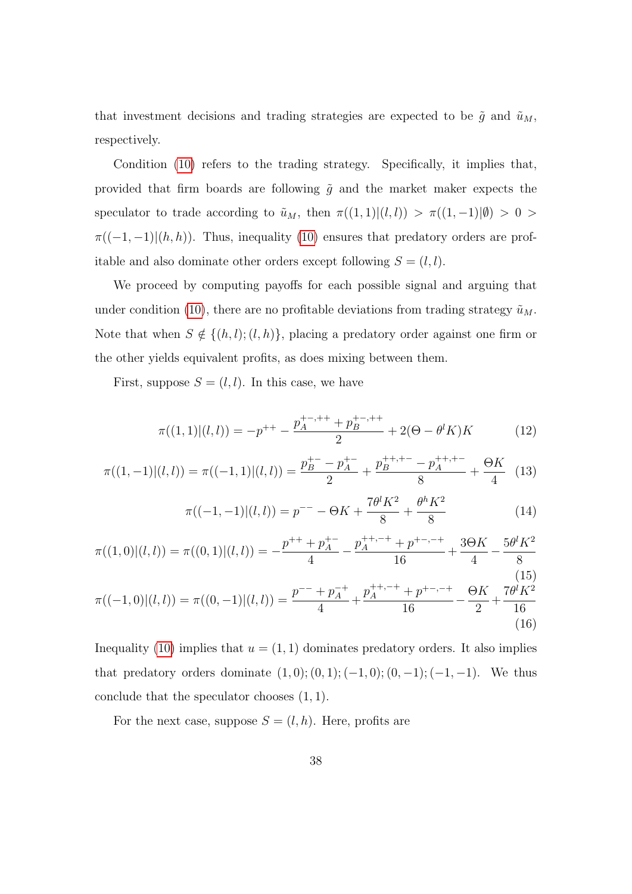that investment decisions and trading strategies are expected to be $\tilde{g}$ and $\tilde{u}_M$, respectively.

Condition (10) refers to the trading strategy. Specifically, it implies that, provided that firm boards are following $\tilde{g}$ and the market maker expects the speculator to trade according to $\tilde{u}_M$, then $\pi((1,1)|(l,l)) > \pi((1,-1)|\emptyset) > 0 > \pi((-1,-1)|(h,h))$. Thus, inequality (10) ensures that predatory orders are profitable and also dominate other orders except following $S = (l,l)$.

We proceed by computing payoffs for each possible signal and arguing that under condition (10), there are no profitable deviations from trading strategy $\tilde{u}_M$. Note that when $S \notin \{(h,l);(l,h)\}$, placing a predatory order against one firm or the other yields equivalent profits, as does mixing between them.

First, suppose $S = (l,l)$. In this case, we have

$$\pi((1,1)|(l,l)) = -p^{++} - \frac{p_A^{+-,++} + p_B^{+-,++}}{2} + 2(\Theta - \theta^l K)K \tag{12}$$

$$\pi((1,-1)|(l,l)) = \pi((-1,1)|(l,l)) = \frac{p_B^{+-} - p_A^{+-}}{2} + \frac{p_B^{++,+-} - p_A^{++,+-}}{8} + \frac{\Theta K}{4} \tag{13}$$

$$\pi((-1,-1)|(l,l)) = p^{--} - \Theta K + \frac{7\theta^l K^2}{8} + \frac{\theta^h K^2}{8} \tag{14}$$

$$\pi((1,0)|(l,l)) = \pi((0,1)|(l,l)) = -\frac{p^{++} + p_A^{+-}}{4} - \frac{p_A^{++,-+} + p^{+-,-+}}{16} + \frac{3\Theta K}{4} - \frac{5\theta^l K^2}{8} \tag{15}$$

$$\pi((-1,0)|(l,l)) = \pi((0,-1)|(l,l)) = \frac{p^{--} + p_A^{-+}}{4} + \frac{p_A^{++,-+} + p^{+-,-+}}{16} - \frac{\Theta K}{2} + \frac{7\theta^l K^2}{16} \tag{16}$$

Inequality (10) implies that $u = (1,1)$ dominates predatory orders. It also implies that predatory orders dominate $(1,0);(0,1);(-1,0);(0,-1);(-1,-1)$. We thus conclude that the speculator chooses $(1,1)$.

For the next case, suppose $S = (l,h)$. Here, profits are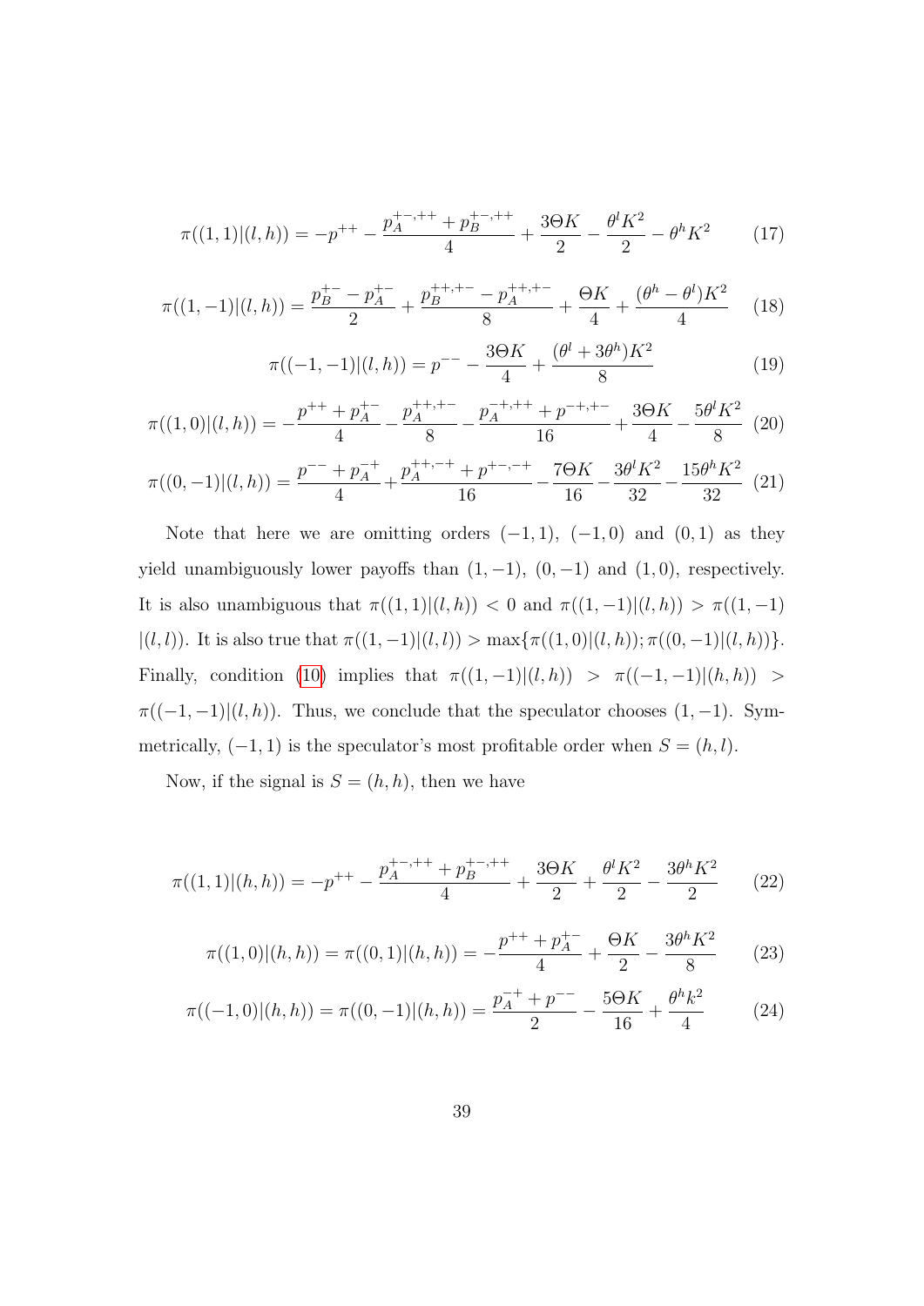$$\pi((1,1)|(l,h)) = -p^{++} - \frac{p_A^{+-,++} + p_B^{+-,++}}{4} + \frac{3\Theta K}{2} - \frac{\theta^l K^2}{2} - \theta^h K^2 \tag{17}$$

$$\pi((1,-1)|(l,h)) = \frac{p_B^{+-} - p_A^{+-}}{2} + \frac{p_B^{++,+-} - p_A^{++,+-}}{8} + \frac{\Theta K}{4} + \frac{(\theta^h - \theta^l)K^2}{4} \tag{18}$$

$$\pi((-1,-1)|(l,h)) = p^{--} - \frac{3\Theta K}{4} + \frac{(\theta^l + 3\theta^h)K^2}{8} \tag{19}$$

$$\pi((1,0)|(l,h)) = -\frac{p^{++} + p_A^{+-}}{4} - \frac{p_A^{++,+-}}{8} - \frac{p_A^{-+,++} + p^{-+,+-}}{16} + \frac{3\Theta K}{4} - \frac{5\theta^l K^2}{8} \tag{20}$$

$$\pi((0,-1)|(l,h)) = \frac{p^{--} + p_A^{-+}}{4} + \frac{p_A^{++,-+} + p^{+-,-+}}{16} - \frac{7\Theta K}{16} - \frac{3\theta^l K^2}{32} - \frac{15\theta^h K^2}{32} \tag{21}$$

Note that here we are omitting orders $(-1, 1)$, $(-1, 0)$ and $(0, 1)$ as they yield unambiguously lower payoffs than $(1, -1)$, $(0, -1)$ and $(1, 0)$, respectively. It is also unambiguous that $\pi((1, 1)|(l, h)) < 0$ and $\pi((1, -1)|(l, h)) > \pi((1, -1) |(l, l))$. It is also true that $\pi((1, -1)|(l, l)) > \max\{\pi((1, 0)|(l, h)); \pi((0, -1)|(l, h))\}$. Finally, condition (10) implies that $\pi((1, -1)|(l, h)) > \pi((-1, -1)|(h, h)) > \pi((-1, -1)|(l, h))$. Thus, we conclude that the speculator chooses $(1, -1)$. Symmetrically, $(-1, 1)$ is the speculator's most profitable order when $S = (h, l)$.

Now, if the signal is $S = (h, h)$, then we have

$$\pi((1,1)|(h,h)) = -p^{++} - \frac{p_A^{+-,++} + p_B^{+-,++}}{4} + \frac{3\Theta K}{2} + \frac{\theta^l K^2}{2} - \frac{3\theta^h K^2}{2} \tag{22}$$

$$\pi((1,0)|(h,h)) = \pi((0,1)|(h,h)) = -\frac{p^{++} + p_A^{+-}}{4} + \frac{\Theta K}{2} - \frac{3\theta^h K^2}{8} \tag{23}$$

$$\pi((-1,0)|(h,h)) = \pi((0,-1)|(h,h)) = \frac{p_A^{-+} + p^{--}}{2} - \frac{5\Theta K}{16} + \frac{\theta^h k^2}{4} \tag{24}$$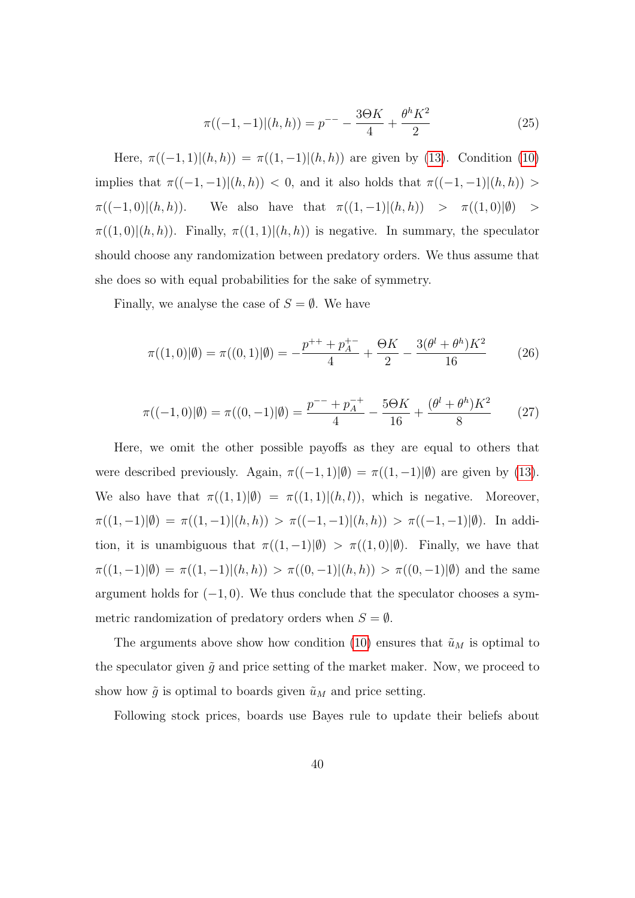$$\pi((-1,-1)|(h,h)) = p^{--} - \frac{3\Theta K}{4} + \frac{\theta^h K^2}{2} \tag{25}$$

Here, $\pi((-1,1)|(h,h)) = \pi((1,-1)|(h,h))$ are given by (13). Condition (10) implies that $\pi((-1,-1)|(h,h)) < 0$, and it also holds that $\pi((-1,-1)|(h,h)) > \pi((-1,0)|(h,h))$. We also have that $\pi((1,-1)|(h,h)) > \pi((1,0)|\emptyset) > \pi((1,0)|(h,h))$. Finally, $\pi((1,1)|(h,h))$ is negative. In summary, the speculator should choose any randomization between predatory orders. We thus assume that she does so with equal probabilities for the sake of symmetry.

Finally, we analyse the case of $S = \emptyset$. We have

$$\pi((1,0)|\emptyset) = \pi((0,1)|\emptyset) = -\frac{p^{++} + p_A^{+-}}{4} + \frac{\Theta K}{2} - \frac{3(\theta^l + \theta^h)K^2}{16} \tag{26}$$

$$\pi((-1,0)|\emptyset) = \pi((0,-1)|\emptyset) = \frac{p^{--} + p_A^{-+}}{4} - \frac{5\Theta K}{16} + \frac{(\theta^l + \theta^h)K^2}{8} \tag{27}$$

Here, we omit the other possible payoffs as they are equal to others that were described previously. Again, $\pi((-1,1)|\emptyset) = \pi((1,-1)|\emptyset)$ are given by (13). We also have that $\pi((1,1)|\emptyset) = \pi((1,1)|(h,l))$, which is negative. Moreover, $\pi((1,-1)|\emptyset) = \pi((1,-1)|(h,h)) > \pi((-1,-1)|(h,h)) > \pi((-1,-1)|\emptyset)$. In addition, it is unambiguous that $\pi((1,-1)|\emptyset) > \pi((1,0)|\emptyset)$. Finally, we have that $\pi((1,-1)|\emptyset) = \pi((1,-1)|(h,h)) > \pi((0,-1)|(h,h)) > \pi((0,-1)|\emptyset)$ and the same argument holds for $(-1,0)$. We thus conclude that the speculator chooses a symmetric randomization of predatory orders when $S = \emptyset$.

The arguments above show how condition (10) ensures that $\tilde{u}_M$ is optimal to the speculator given $\tilde{g}$ and price setting of the market maker. Now, we proceed to show how $\tilde{g}$ is optimal to boards given $\tilde{u}_M$ and price setting.

Following stock prices, boards use Bayes rule to update their beliefs about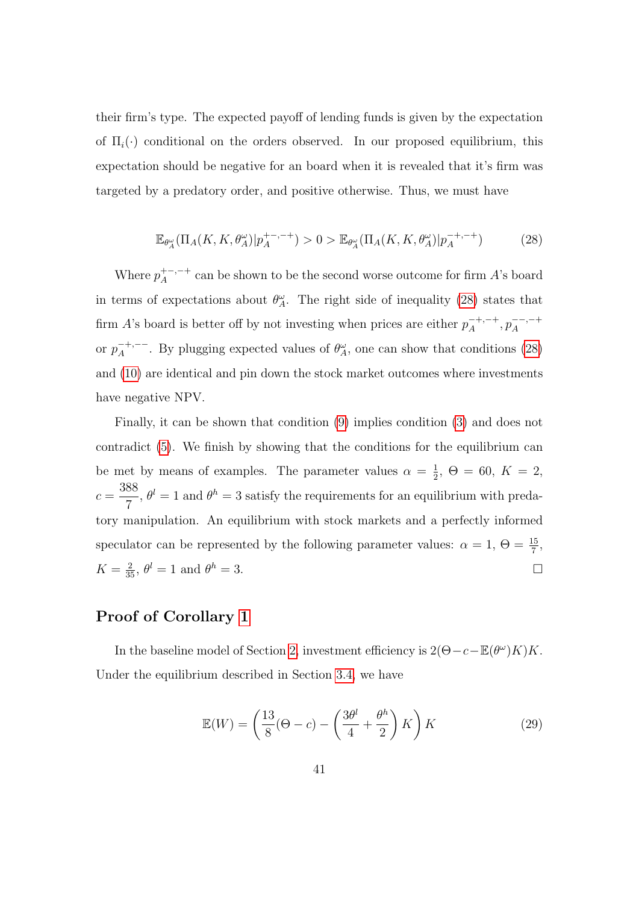their firm's type. The expected payoff of lending funds is given by the expectation of $\Pi_i(\cdot)$ conditional on the orders observed. In our proposed equilibrium, this expectation should be negative for an board when it is revealed that it's firm was targeted by a predatory order, and positive otherwise. Thus, we must have

$$\mathbb{E}_{\theta_A^\omega}(\Pi_A(K, K, \theta_A^\omega)|p_A^{+-,-+}) > 0 > \mathbb{E}_{\theta_A^\omega}(\Pi_A(K, K, \theta_A^\omega)|p_A^{-+,-+}) \tag{28}$$

Where $p_A^{+-,-+}$ can be shown to be the second worse outcome for firm $A$'s board in terms of expectations about $\theta_A^\omega$. The right side of inequality (28) states that firm $A$'s board is better off by not investing when prices are either $p_A^{-+,-+}, p_A^{--,-+}$ or $p_A^{-+,--}$. By plugging expected values of $\theta_A^\omega$, one can show that conditions (28) and (10) are identical and pin down the stock market outcomes where investments have negative NPV.

Finally, it can be shown that condition (9) implies condition (3) and does not contradict (5). We finish by showing that the conditions for the equilibrium can be met by means of examples. The parameter values $\alpha = \frac{1}{2}$, $\Theta = 60$, $K = 2$, $c = \dfrac{388}{7}$, $\theta^l = 1$ and $\theta^h = 3$ satisfy the requirements for an equilibrium with predatory manipulation. An equilibrium with stock markets and a perfectly informed speculator can be represented by the following parameter values: $\alpha = 1$, $\Theta = \frac{15}{7}$, $K = \frac{2}{35}$, $\theta^l = 1$ and $\theta^h = 3$. $\square$

## Proof of Corollary 1

In the baseline model of Section 2, investment efficiency is $2(\Theta - c - \mathbb{E}(\theta^\omega)K)K$. Under the equilibrium described in Section 3.4, we have

$$\mathbb{E}(W) = \left(\frac{13}{8}(\Theta - c) - \left(\frac{3\theta^l}{4} + \frac{\theta^h}{2}\right)K\right)K \tag{29}$$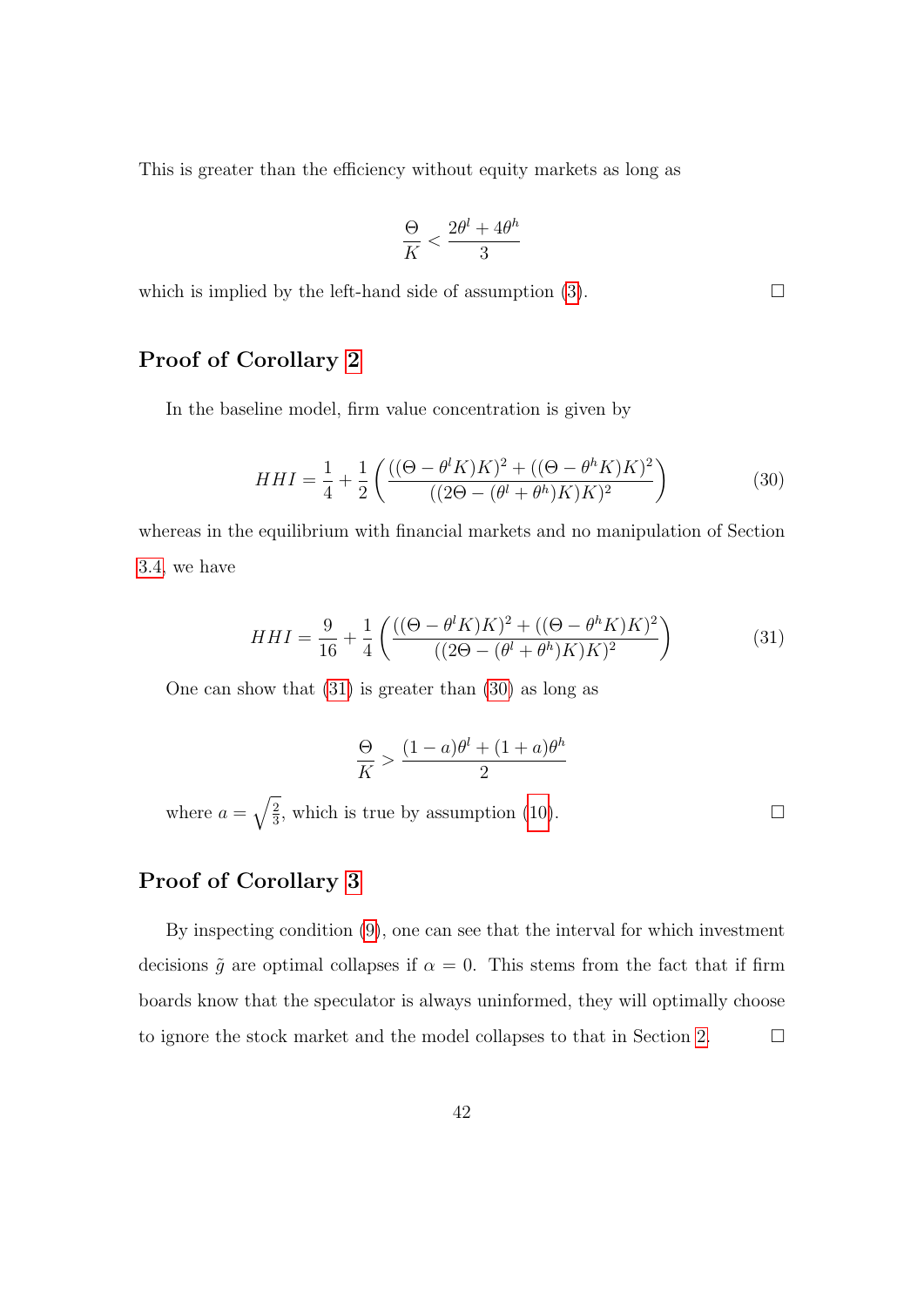This is greater than the efficiency without equity markets as long as

$$\frac{\Theta}{K} < \frac{2\theta^l + 4\theta^h}{3}$$

which is implied by the left-hand side of assumption (3). $\square$

## Proof of Corollary 2

In the baseline model, firm value concentration is given by

$$HHI = \frac{1}{4} + \frac{1}{2}\left(\frac{((\Theta - \theta^l K)K)^2 + ((\Theta - \theta^h K)K)^2}{((2\Theta - (\theta^l + \theta^h)K)K)^2}\right) \tag{30}$$

whereas in the equilibrium with financial markets and no manipulation of Section 3.4, we have

$$HHI = \frac{9}{16} + \frac{1}{4}\left(\frac{((\Theta - \theta^l K)K)^2 + ((\Theta - \theta^h K)K)^2}{((2\Theta - (\theta^l + \theta^h)K)K)^2}\right) \tag{31}$$

One can show that (31) is greater than (30) as long as

$$\frac{\Theta}{K} > \frac{(1-a)\theta^l + (1+a)\theta^h}{2}$$

where $a = \sqrt{\frac{2}{3}}$, which is true by assumption (10). $\square$

## Proof of Corollary 3

By inspecting condition (9), one can see that the interval for which investment decisions $\tilde{g}$ are optimal collapses if $\alpha = 0$. This stems from the fact that if firm boards know that the speculator is always uninformed, they will optimally choose to ignore the stock market and the model collapses to that in Section 2. $\square$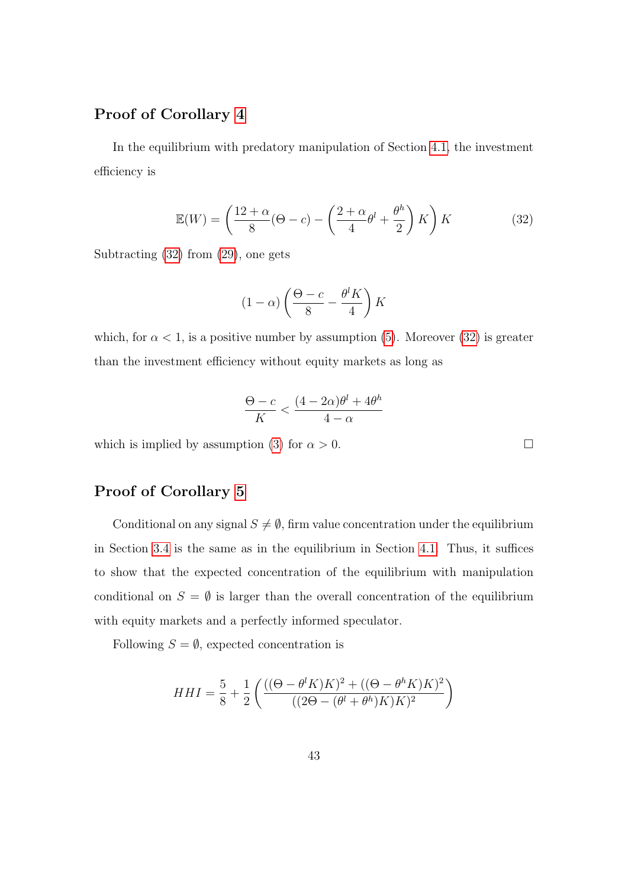## Proof of Corollary 4

In the equilibrium with predatory manipulation of Section 4.1, the investment efficiency is

$$\mathbb{E}(W) = \left(\frac{12+\alpha}{8}(\Theta - c) - \left(\frac{2+\alpha}{4}\theta^l + \frac{\theta^h}{2}\right)K\right)K \tag{32}$$

Subtracting (32) from (29), one gets

$$(1-\alpha)\left(\frac{\Theta - c}{8} - \frac{\theta^l K}{4}\right)K$$

which, for $\alpha < 1$, is a positive number by assumption (5). Moreover (32) is greater than the investment efficiency without equity markets as long as

$$\frac{\Theta - c}{K} < \frac{(4-2\alpha)\theta^l + 4\theta^h}{4-\alpha}$$

which is implied by assumption (3) for $\alpha > 0$. $\square$

## Proof of Corollary 5

Conditional on any signal $S \neq \emptyset$, firm value concentration under the equilibrium in Section 3.4 is the same as in the equilibrium in Section 4.1. Thus, it suffices to show that the expected concentration of the equilibrium with manipulation conditional on $S = \emptyset$ is larger than the overall concentration of the equilibrium with equity markets and a perfectly informed speculator.

Following $S = \emptyset$, expected concentration is

$$HHI = \frac{5}{8} + \frac{1}{2}\left(\frac{((\Theta - \theta^l K)K)^2 + ((\Theta - \theta^h K)K)^2}{((2\Theta - (\theta^l + \theta^h)K)K)^2}\right)$$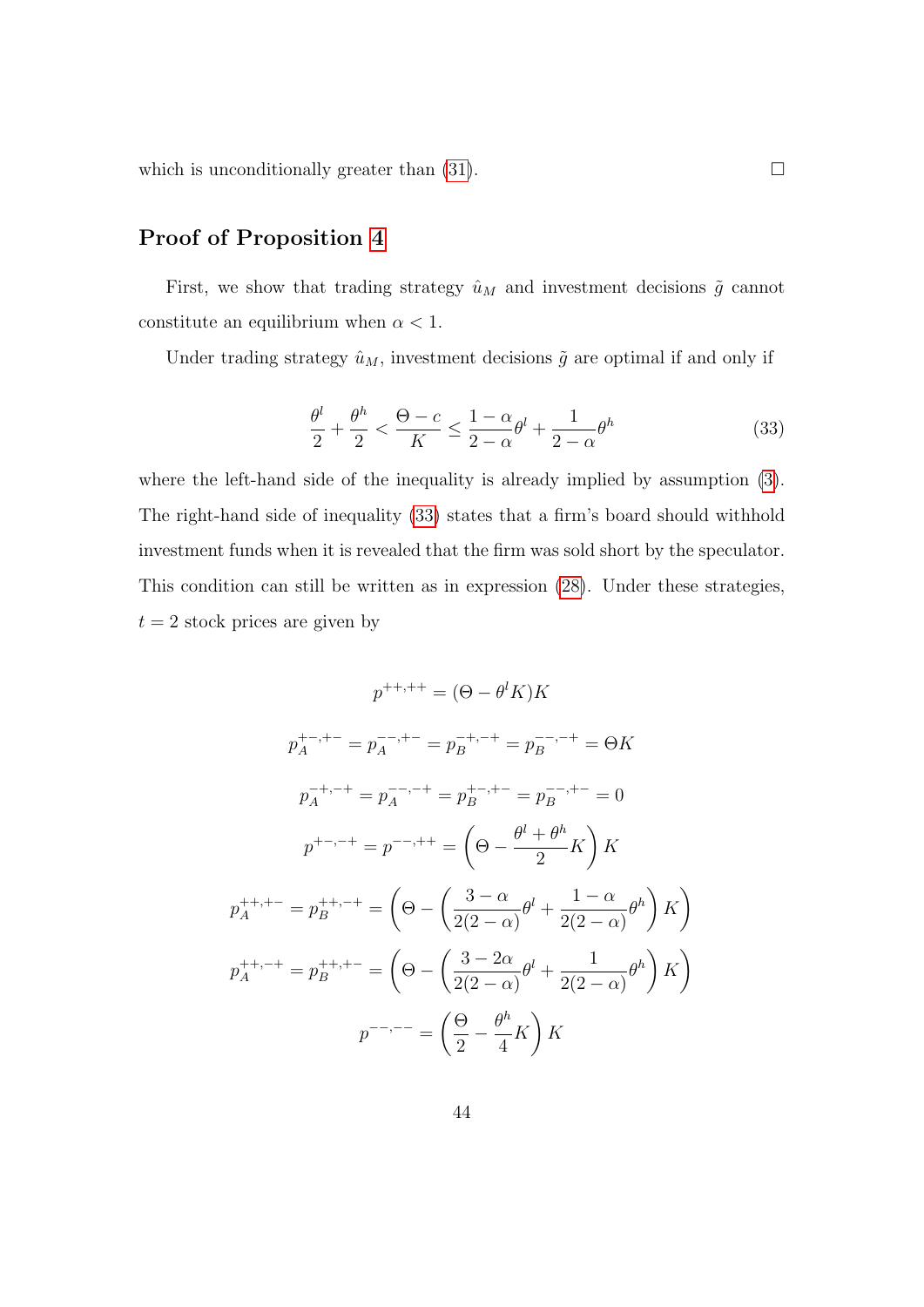which is unconditionally greater than (31). $\square$

## Proof of Proposition 4

First, we show that trading strategy $\hat{u}_M$ and investment decisions $\tilde{g}$ cannot constitute an equilibrium when $\alpha < 1$.

Under trading strategy $\hat{u}_M$, investment decisions $\tilde{g}$ are optimal if and only if

$$\frac{\theta^l}{2} + \frac{\theta^h}{2} < \frac{\Theta - c}{K} \leq \frac{1-\alpha}{2-\alpha}\theta^l + \frac{1}{2-\alpha}\theta^h \tag{33}$$

where the left-hand side of the inequality is already implied by assumption (3). The right-hand side of inequality (33) states that a firm's board should withhold investment funds when it is revealed that the firm was sold short by the speculator. This condition can still be written as in expression (28). Under these strategies, $t = 2$ stock prices are given by

$$p^{++,++} = (\Theta - \theta^l K)K$$

$$p_A^{+-,+-} = p_A^{--,+-} = p_B^{-+,-+} = p_B^{--,-+} = \Theta K$$

$$p_A^{-+,-+} = p_A^{--,-+} = p_B^{+-,+-} = p_B^{--,+-} = 0$$

$$p^{+-,-+} = p^{--,++} = \left(\Theta - \frac{\theta^l + \theta^h}{2}K\right)K$$

$$p_A^{++,+-} = p_B^{++,-+} = \left(\Theta - \left(\frac{3-\alpha}{2(2-\alpha)}\theta^l + \frac{1-\alpha}{2(2-\alpha)}\theta^h\right)K\right)$$

$$p_A^{++,-+} = p_B^{++,+-} = \left(\Theta - \left(\frac{3-2\alpha}{2(2-\alpha)}\theta^l + \frac{1}{2(2-\alpha)}\theta^h\right)K\right)$$

$$p^{--,--} = \left(\frac{\Theta}{2} - \frac{\theta^h}{4}K\right)K$$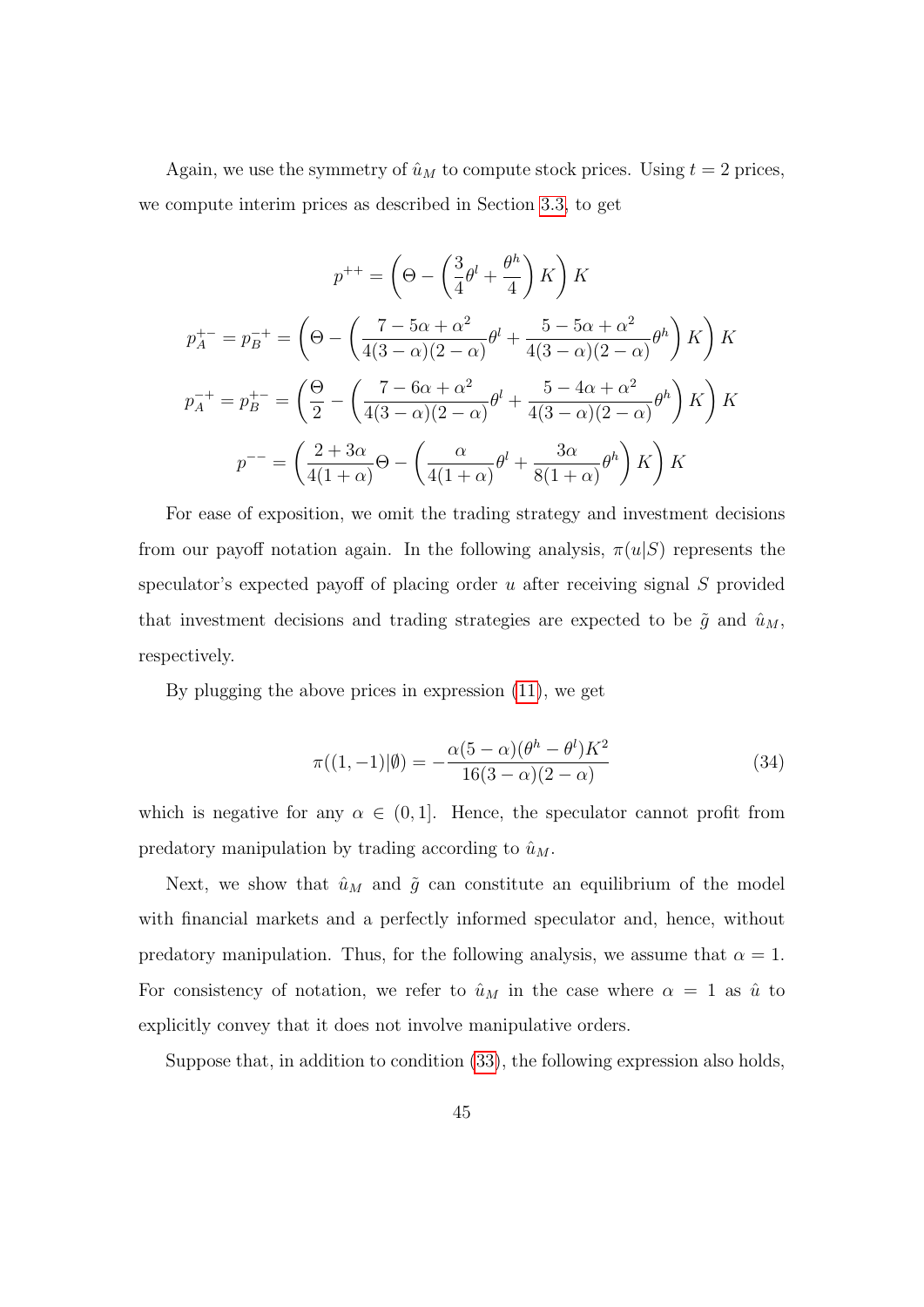Again, we use the symmetry of $\hat{u}_M$ to compute stock prices. Using $t = 2$ prices, we compute interim prices as described in Section 3.3, to get

$$p^{++} = \left(\Theta - \left(\frac{3}{4}\theta^l + \frac{\theta^h}{4}\right) K\right) K$$

$$p_A^{+-} = p_B^{-+} = \left(\Theta - \left(\frac{7 - 5\alpha + \alpha^2}{4(3-\alpha)(2-\alpha)}\theta^l + \frac{5 - 5\alpha + \alpha^2}{4(3-\alpha)(2-\alpha)}\theta^h\right) K\right) K$$

$$p_A^{-+} = p_B^{+-} = \left(\frac{\Theta}{2} - \left(\frac{7 - 6\alpha + \alpha^2}{4(3-\alpha)(2-\alpha)}\theta^l + \frac{5 - 4\alpha + \alpha^2}{4(3-\alpha)(2-\alpha)}\theta^h\right) K\right) K$$

$$p^{--} = \left(\frac{2 + 3\alpha}{4(1+\alpha)}\Theta - \left(\frac{\alpha}{4(1+\alpha)}\theta^l + \frac{3\alpha}{8(1+\alpha)}\theta^h\right) K\right) K$$

For ease of exposition, we omit the trading strategy and investment decisions from our payoff notation again. In the following analysis, $\pi(u|S)$ represents the speculator's expected payoff of placing order $u$ after receiving signal $S$ provided that investment decisions and trading strategies are expected to be $\tilde{g}$ and $\hat{u}_M$, respectively.

By plugging the above prices in expression (11), we get

$$\pi((1,-1)|\emptyset) = -\frac{\alpha(5-\alpha)(\theta^h - \theta^l)K^2}{16(3-\alpha)(2-\alpha)} \tag{34}$$

which is negative for any $\alpha \in (0, 1]$. Hence, the speculator cannot profit from predatory manipulation by trading according to $\hat{u}_M$.

Next, we show that $\hat{u}_M$ and $\tilde{g}$ can constitute an equilibrium of the model with financial markets and a perfectly informed speculator and, hence, without predatory manipulation. Thus, for the following analysis, we assume that $\alpha = 1$. For consistency of notation, we refer to $\hat{u}_M$ in the case where $\alpha = 1$ as $\hat{u}$ to explicitly convey that it does not involve manipulative orders.

Suppose that, in addition to condition (33), the following expression also holds,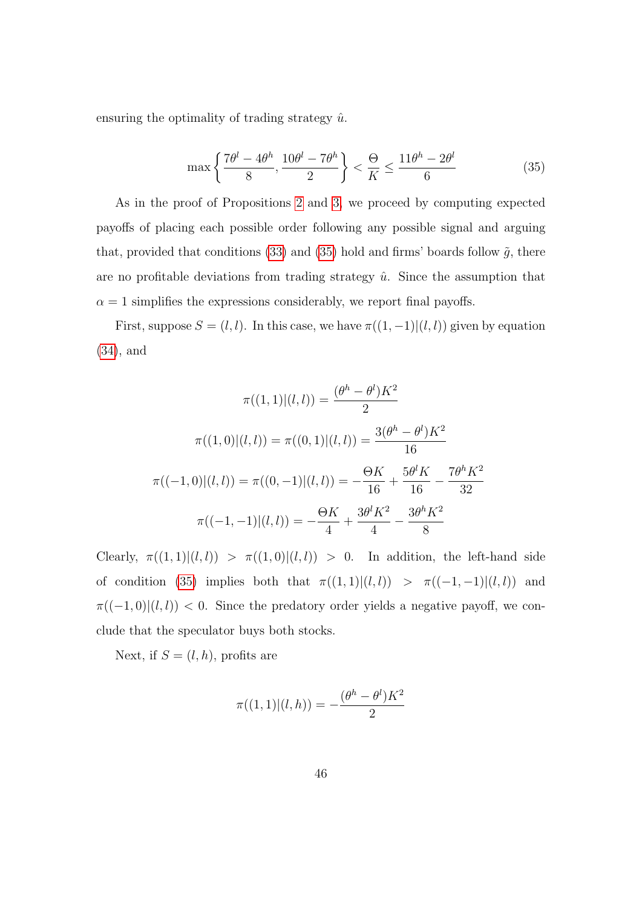ensuring the optimality of trading strategy $\hat{u}$.

$$\max\left\{\frac{7\theta^l - 4\theta^h}{8}, \frac{10\theta^l - 7\theta^h}{2}\right\} < \frac{\Theta}{K} \leq \frac{11\theta^h - 2\theta^l}{6} \tag{35}$$

As in the proof of Propositions 2 and 3, we proceed by computing expected payoffs of placing each possible order following any possible signal and arguing that, provided that conditions (33) and (35) hold and firms' boards follow $\tilde{g}$, there are no profitable deviations from trading strategy $\hat{u}$. Since the assumption that $\alpha = 1$ simplifies the expressions considerably, we report final payoffs.

First, suppose $S = (l, l)$. In this case, we have $\pi((1, -1)|(l, l))$ given by equation (34), and

$$\pi((1, 1)|(l, l)) = \frac{(\theta^h - \theta^l)K^2}{2}$$

$$\pi((1, 0)|(l, l)) = \pi((0, 1)|(l, l)) = \frac{3(\theta^h - \theta^l)K^2}{16}$$

$$\pi((-1, 0)|(l, l)) = \pi((0, -1)|(l, l)) = -\frac{\Theta K}{16} + \frac{5\theta^l K}{16} - \frac{7\theta^h K^2}{32}$$

$$\pi((-1, -1)|(l, l)) = -\frac{\Theta K}{4} + \frac{3\theta^l K^2}{4} - \frac{3\theta^h K^2}{8}$$

Clearly, $\pi((1, 1)|(l, l)) > \pi((1, 0)|(l, l)) > 0$. In addition, the left-hand side of condition (35) implies both that $\pi((1, 1)|(l, l)) > \pi((-1, -1)|(l, l))$ and $\pi((-1, 0)|(l, l)) < 0$. Since the predatory order yields a negative payoff, we conclude that the speculator buys both stocks.

Next, if $S = (l, h)$, profits are

$$\pi((1, 1)|(l, h)) = -\frac{(\theta^h - \theta^l)K^2}{2}$$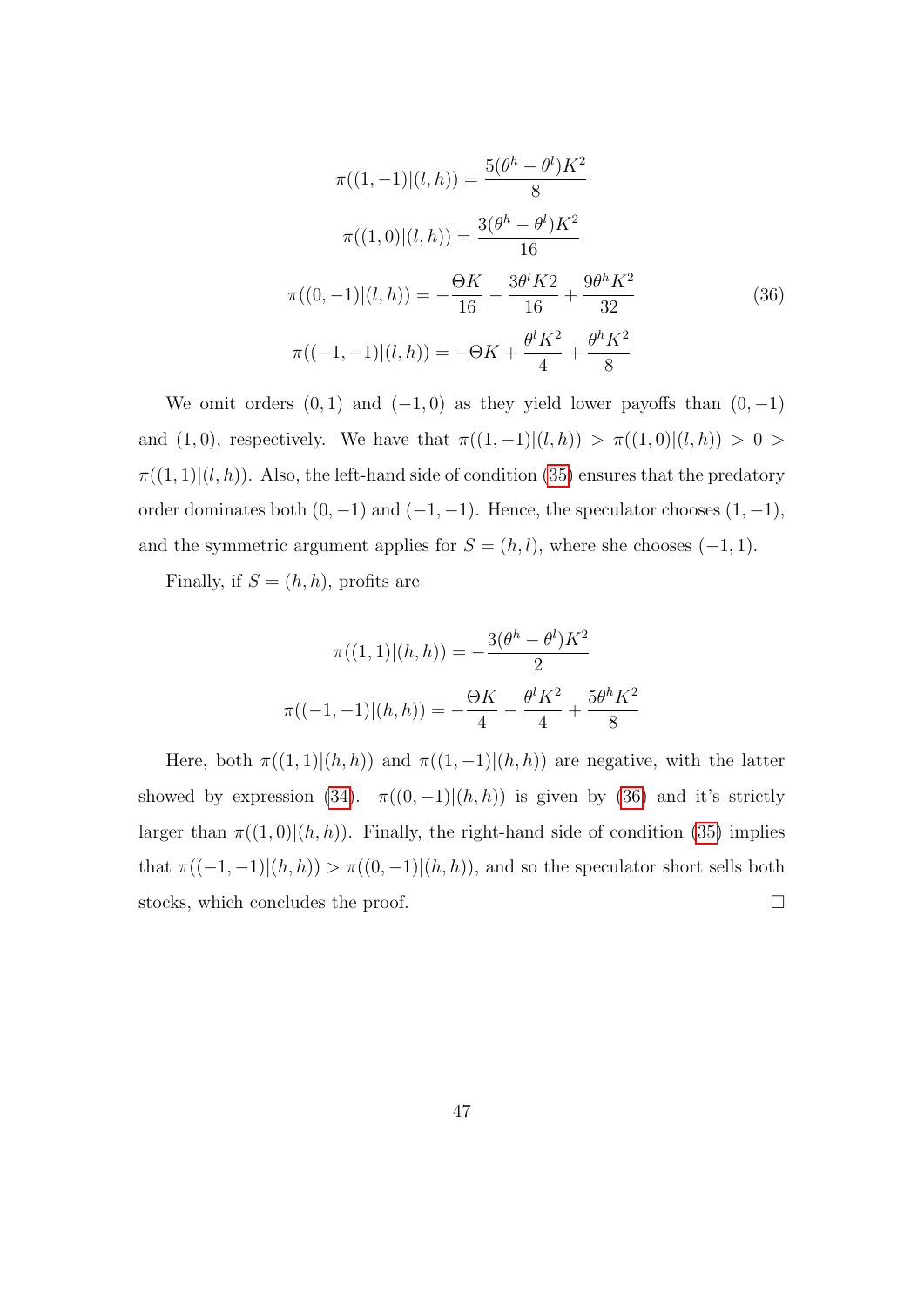$$
\begin{aligned}
\pi((1,-1)|(l,h)) &= \frac{5(\theta^h - \theta^l)K^2}{8} \\
\pi((1,0)|(l,h)) &= \frac{3(\theta^h - \theta^l)K^2}{16} \\
\pi((0,-1)|(l,h)) &= -\frac{\Theta K}{16} - \frac{3\theta^l K2}{16} + \frac{9\theta^h K^2}{32} \\
\pi((-1,-1)|(l,h)) &= -\Theta K + \frac{\theta^l K^2}{4} + \frac{\theta^h K^2}{8}
\end{aligned}
\tag{36}
$$

We omit orders $(0,1)$ and $(-1,0)$ as they yield lower payoffs than $(0,-1)$ and $(1,0)$, respectively. We have that $\pi((1,-1)|(l,h)) > \pi((1,0)|(l,h)) > 0 > \pi((1,1)|(l,h))$. Also, the left-hand side of condition (35) ensures that the predatory order dominates both $(0,-1)$ and $(-1,-1)$. Hence, the speculator chooses $(1,-1)$, and the symmetric argument applies for $S = (h,l)$, where she chooses $(-1,1)$.

Finally, if $S = (h,h)$, profits are

$$
\begin{aligned}
\pi((1,1)|(h,h)) &= -\frac{3(\theta^h - \theta^l)K^2}{2} \\
\pi((-1,-1)|(h,h)) &= -\frac{\Theta K}{4} - \frac{\theta^l K^2}{4} + \frac{5\theta^h K^2}{8}
\end{aligned}
$$

Here, both $\pi((1,1)|(h,h))$ and $\pi((1,-1)|(h,h))$ are negative, with the latter showed by expression (34). $\pi((0,-1)|(h,h))$ is given by (36) and it's strictly larger than $\pi((1,0)|(h,h))$. Finally, the right-hand side of condition (35) implies that $\pi((-1,-1)|(h,h)) > \pi((0,-1)|(h,h))$, and so the speculator short sells both stocks, which concludes the proof. □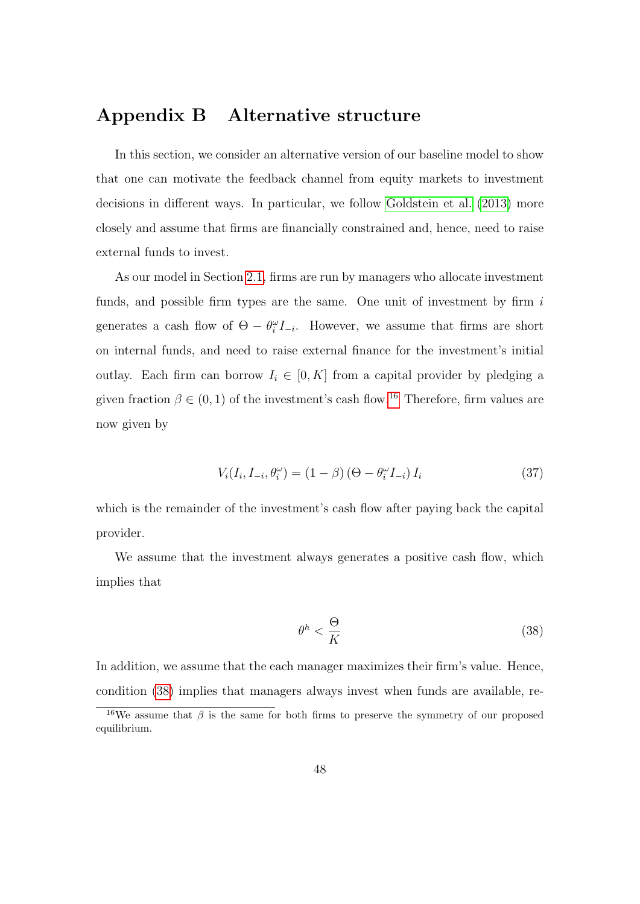# Appendix B Alternative structure

In this section, we consider an alternative version of our baseline model to show that one can motivate the feedback channel from equity markets to investment decisions in different ways. In particular, we follow Goldstein et al. (2013) more closely and assume that firms are financially constrained and, hence, need to raise external funds to invest.

As our model in Section 2.1, firms are run by managers who allocate investment funds, and possible firm types are the same. One unit of investment by firm $i$ generates a cash flow of $\Theta - \theta_i^\omega I_{-i}$. However, we assume that firms are short on internal funds, and need to raise external finance for the investment's initial outlay. Each firm can borrow $I_i \in [0, K]$ from a capital provider by pledging a given fraction $\beta \in (0, 1)$ of the investment's cash flow.[16] Therefore, firm values are now given by

$$V_i(I_i, I_{-i}, \theta_i^\omega) = (1 - \beta)\left(\Theta - \theta_i^\omega I_{-i}\right) I_i \tag{37}$$

which is the remainder of the investment's cash flow after paying back the capital provider.

We assume that the investment always generates a positive cash flow, which implies that

$$\theta^h < \frac{\Theta}{K} \tag{38}$$

In addition, we assume that the each manager maximizes their firm's value. Hence, condition (38) implies that managers always invest when funds are available, re-

[16] We assume that $\beta$ is the same for both firms to preserve the symmetry of our proposed equilibrium.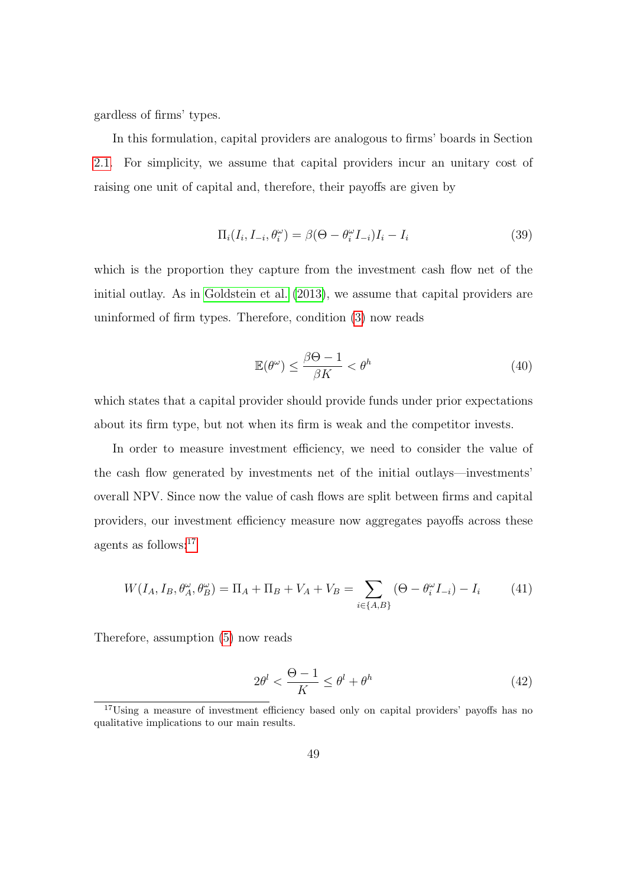gardless of firms' types.

In this formulation, capital providers are analogous to firms' boards in Section 2.1. For simplicity, we assume that capital providers incur an unitary cost of raising one unit of capital and, therefore, their payoffs are given by

$$\Pi_i(I_i, I_{-i}, \theta_i^\omega) = \beta(\Theta - \theta_i^\omega I_{-i})I_i - I_i \tag{39}$$

which is the proportion they capture from the investment cash flow net of the initial outlay. As in Goldstein et al. (2013), we assume that capital providers are uninformed of firm types. Therefore, condition (3) now reads

$$\mathbb{E}(\theta^\omega) \leq \frac{\beta\Theta - 1}{\beta K} < \theta^h \tag{40}$$

which states that a capital provider should provide funds under prior expectations about its firm type, but not when its firm is weak and the competitor invests.

In order to measure investment efficiency, we need to consider the value of the cash flow generated by investments net of the initial outlays—investments' overall NPV. Since now the value of cash flows are split between firms and capital providers, our investment efficiency measure now aggregates payoffs across these agents as follows:[17]

$$W(I_A, I_B, \theta_A^\omega, \theta_B^\omega) = \Pi_A + \Pi_B + V_A + V_B = \sum_{i \in \{A,B\}} (\Theta - \theta_i^\omega I_{-i}) - I_i \tag{41}$$

Therefore, assumption (5) now reads

$$2\theta^l < \frac{\Theta - 1}{K} \leq \theta^l + \theta^h \tag{42}$$

[17] Using a measure of investment efficiency based only on capital providers' payoffs has no qualitative implications to our main results.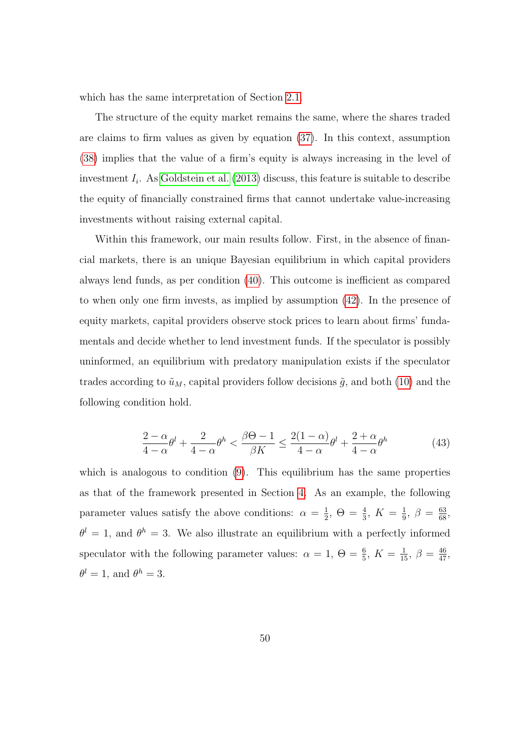which has the same interpretation of Section 2.1.

The structure of the equity market remains the same, where the shares traded are claims to firm values as given by equation (37). In this context, assumption (38) implies that the value of a firm's equity is always increasing in the level of investment $I_i$. As Goldstein et al. (2013) discuss, this feature is suitable to describe the equity of financially constrained firms that cannot undertake value-increasing investments without raising external capital.

Within this framework, our main results follow. First, in the absence of financial markets, there is an unique Bayesian equilibrium in which capital providers always lend funds, as per condition (40). This outcome is inefficient as compared to when only one firm invests, as implied by assumption (42). In the presence of equity markets, capital providers observe stock prices to learn about firms' fundamentals and decide whether to lend investment funds. If the speculator is possibly uninformed, an equilibrium with predatory manipulation exists if the speculator trades according to $\tilde{u}_M$, capital providers follow decisions $\tilde{g}$, and both (10) and the following condition hold.

$$\frac{2-\alpha}{4-\alpha}\theta^l + \frac{2}{4-\alpha}\theta^h < \frac{\beta\Theta - 1}{\beta K} \leq \frac{2(1-\alpha)}{4-\alpha}\theta^l + \frac{2+\alpha}{4-\alpha}\theta^h \tag{43}$$

which is analogous to condition (9). This equilibrium has the same properties as that of the framework presented in Section 4. As an example, the following parameter values satisfy the above conditions: $\alpha = \frac{1}{2}$, $\Theta = \frac{4}{3}$, $K = \frac{1}{9}$, $\beta = \frac{63}{68}$, $\theta^l = 1$, and $\theta^h = 3$. We also illustrate an equilibrium with a perfectly informed speculator with the following parameter values: $\alpha = 1$, $\Theta = \frac{6}{5}$, $K = \frac{1}{15}$, $\beta = \frac{46}{47}$, $\theta^l = 1$, and $\theta^h = 3$.